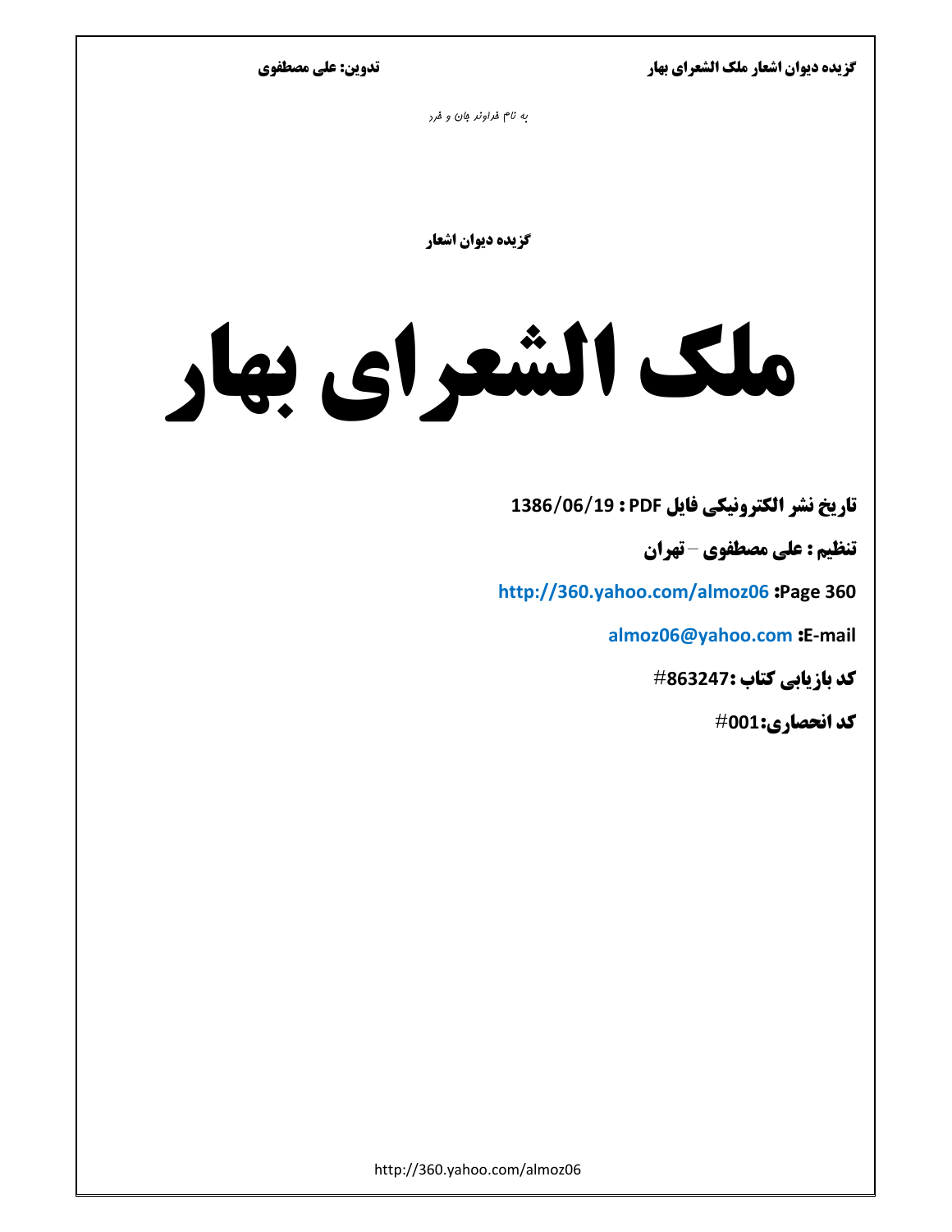به نام خداوند جان و خرد

**گزیده دیوان اشعار**

# ملک الشعرای بهار

**تاریخ نشر الکترونیکی فایل PDF : 1386/06/19**

**تنظیم : علی مصطفوی – تهران**

**Page 360:** http://360.yahoo.com/almoz06

**E-mail:** almoz06@yahoo.com

**کد بازیابی کتاب :863247#**

**کد انحصاری:001#**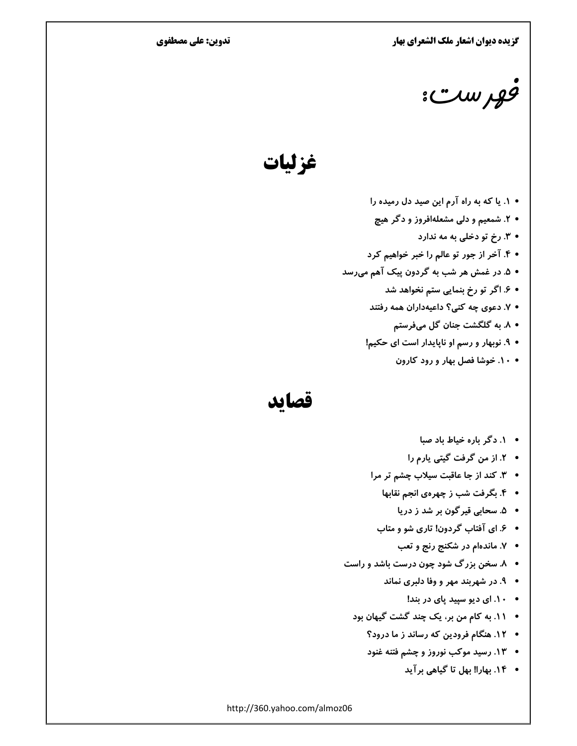# فهرست:

## غزلیات

- ۱. یا که به راه آرم این صید دل رمیده را
- ۲. شمعیم و دلی مشعله‌افروز و دگر هیچ
- ۳. رخ تو دخلی به مه ندارد
- ۴. آخر از جور تو عالم را خبر خواهیم کرد
- ۵. در غمش هر شب به گردون پیک آهم می‌رسد
- ۶. اگر تو رخ بنمایی ستم نخواهد شد
- ۷. دعوی چه کنی؟ داعیه‌داران همه رفتند
- ۸. به گلگشت جنان گل می‌فرستم
- ۹. نوبهار و رسم او ناپایدار است ای حکیم!
- ۱۰. خوشا فصل بهار و رود کارون

## قصاید

- ۱. دگر باره خیاط باد صبا
- ۲. از من گرفت گیتی یارم را
- ۳. کند از جا عاقبت سیلاب چشم تر مرا
- ۴. بگرفت شب ز چهره‌ی انجم نقابها
- ۵. سحابی قیرگون بر شد ز دریا
- ۶. ای آفتاب گردون! تاری شو و متاب
- ۷. مانده‌ام در شکنج رنج و تعب
- ۸. سخن بزرگ شود چون درست باشد و راست
- ۹. در شهربند مهر و وفا دلبری نماند
- ۱۰. ای دیو سپید پای در بند!
- ۱۱. به کام من بر، یک چند گشت گیهان بود
- ۱۲. هنگام فرودین که رساند ز ما درود؟
- ۱۳. رسید موکب نوروز و چشم فتنه غنود
- ۱۴. بهارا! بهل تا گیاهی برآید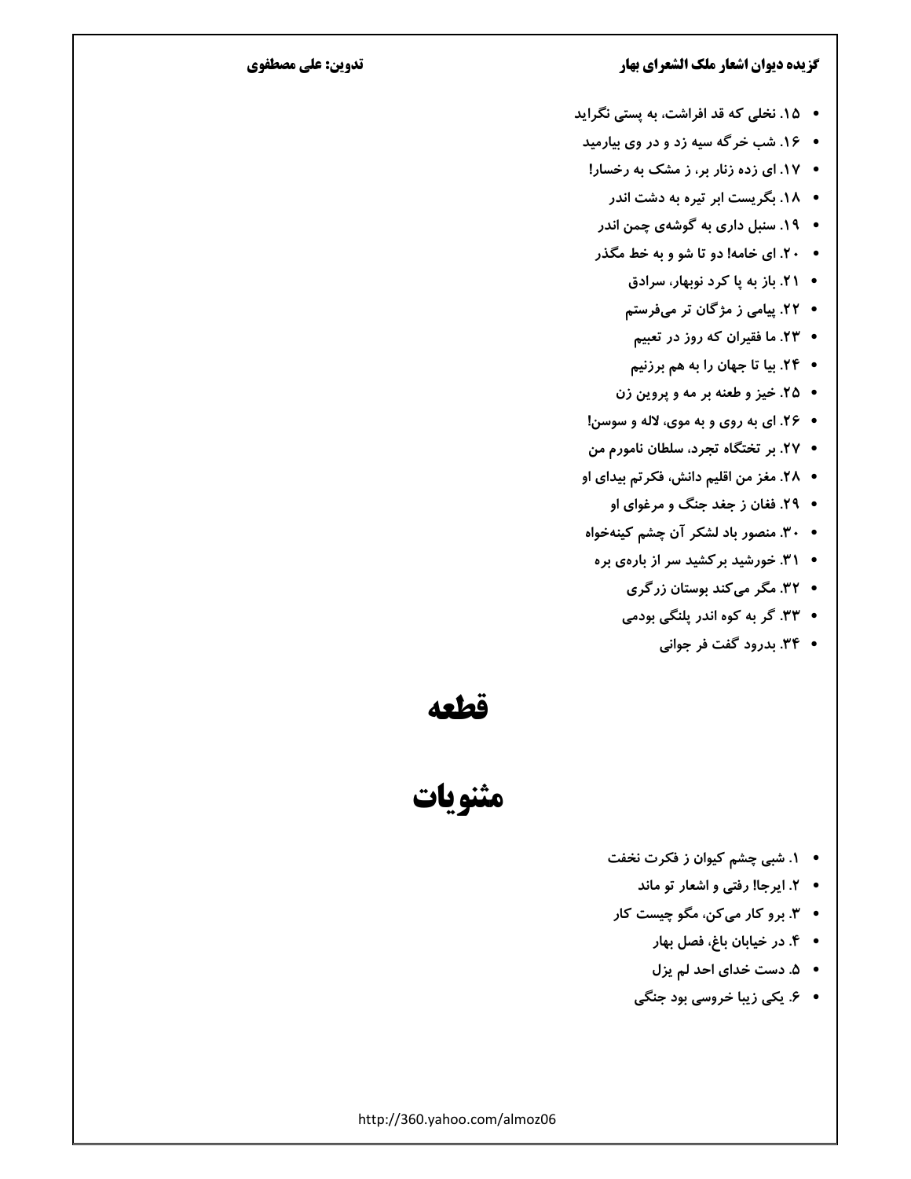- ۱۵. نخلی که قد افراشت، به پستی نگراید
- ۱۶. شب خرگه سیه زد و در وی بیارمید
- ۱۷. ای زده زنار بر، ز مشک به رخسار!
- ۱۸. بگریست ابر تیره به دشت اندر
- ۱۹. سنبل داری به گوشه‌ی چمن اندر
- ۲۰. ای خامه! دو تا شو و به خط مگذر
- ۲۱. باز به پا کرد نوبهار، سرادق
- ۲۲. پیامی ز مژگان تر می‌فرستم
- ۲۳. ما فقیران که روز در تعبیم
- ۲۴. بیا تا جهان را به هم برزنیم
- ۲۵. خیز و طعنه بر مه و پروین زن
- ۲۶. ای به روی و به موی، لاله و سوسن!
- ۲۷. بر تختگاه تجرد، سلطان نامورم من
- ۲۸. مغز من اقلیم دانش، فکرتم بیدای او
- ۲۹. فغان ز جغد جنگ و مرغوای او
- ۳۰. منصور باد لشکر آن چشم کینه‌خواه
- ۳۱. خورشید برکشید سر از باره‌ی بره
- ۳۲. مگر می‌کند بوستان زرگری
- ۳۳. گر به کوه اندر پلنگی بودمی
- ۳۴. بدرود گفت فر جوانی

# قطعه

# مثنویات

- ۱. شبی چشم کیوان ز فکرت نخفت
- ۲. ایرجا! رفتی و اشعار تو ماند
- ۳. برو کار می‌کن، مگو چیست کار
- ۴. در خیابان باغ، فصل بهار
- ۵. دست خدای احد لم یزل
- ۶. یکی زیبا خروسی بود جنگی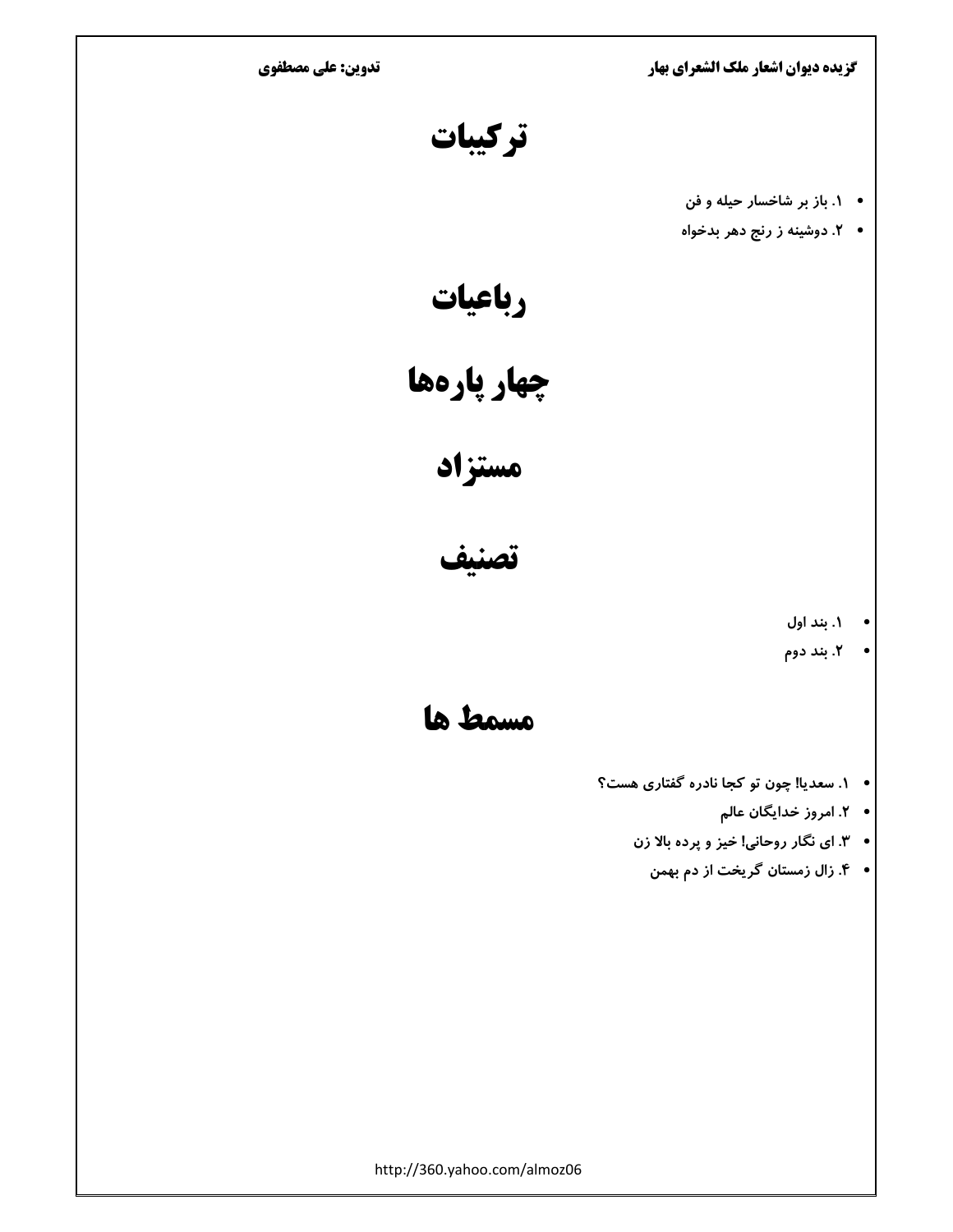# ترکیبات

- ۱. باز بر شاخسار حیله و فن
- ۲. دوشینه ز رنج دهر بدخواه

# رباعیات

# چهار پاره‌ها

# مستزاد

# تصنیف

- ۱. بند اول
- ۲. بند دوم

# مسمط ها

- ۱. سعدیا! چون تو کجا نادره گفتاری هست؟
- ۲. امروز خدایگان عالم
- ۳. ای نگار روحانی! خیز و پرده بالا زن
- ۴. زال زمستان گریخت از دم بهمن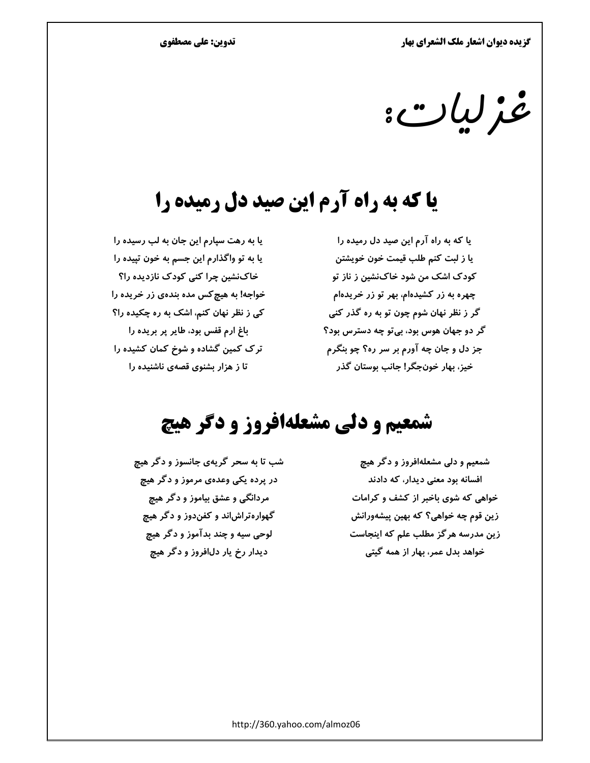# غزلیات:

## یا که به راه آرم این صید دل رمیده را

یا که به راه آرم این صید دل رمیده را
یا به رهت سپارم این جان به لب رسیده را

یا ز لبت کنم طلب قیمت خون خویشتن
یا به تو واگذارم این جسم به خون تپیده را

کودک اشک من شود خاک‌نشین ز ناز تو
خاک‌نشین چرا کنی کودک نازدیده را؟

چهره به زر کشیده‌ام، بهر تو زر خریده‌ام
خواجه! به هیچ‌کس مده بنده‌ی زر خریده را

گر ز نظر نهان شوم چون تو به ره گذر کنی
کی ز نظر نهان کنم، اشک به ره چکیده را؟

گر دو جهان هوس بود، بی‌تو چه دسترس بود؟
باغ ارم قفس بود، طایر پر بریده را

جز دل و جان چه آورم بر سر ره؟ چو بنگرم
ترک کمین گشاده و شوخ کمان کشیده را

خیز، بهار خون‌جگر! جانب بوستان گذر
تا ز هزار بشنوی قصه‌ی ناشنیده را

## شمعیم و دلی مشعله‌افروز و دگر هیچ

شمعیم و دلی مشعله‌افروز و دگر هیچ
شب تا به سحر گریه‌ی جانسوز و دگر هیچ

افسانه بود معنی دیدار، که دادند
در پرده یکی وعده‌ی مرموز و دگر هیچ

خواهی که شوی باخبر از کشف و کرامات
مردانگی و عشق بیاموز و دگر هیچ

زین قوم چه خواهی؟ که بهین پیشه‌ورانش
گهواره‌تراش‌اند و کفن‌دوز و دگر هیچ

زین مدرسه هرگز مطلب علم که اینجاست
لوحی سیه و چند بدآموز و دگر هیچ

خواهد بدل عمر، بهار از همه گیتی
دیدار رخ یار دل‌افروز و دگر هیچ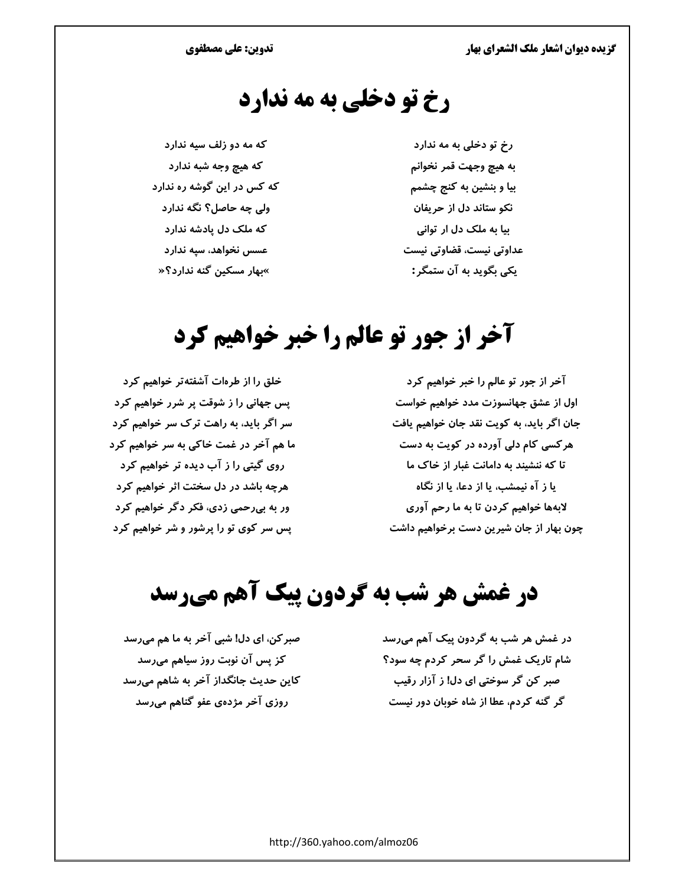# رخ تو دخلی به مه ندارد

رخ تو دخلی به مه ندارد — که مه دو زلف سیه ندارد

به هیچ وجهت قمر نخوانم — که هیچ وجه شبه ندارد

بیا و بنشین به کنج چشمم — که کس در این گوشه ره ندارد

نکو ستاند دل از حریفان — ولی چه حاصل؟ نگه ندارد

بیا به ملک دل ار توانی — که ملک دل پادشه ندارد

عداوتی نیست، قضاوتی نیست — عسس نخواهد، سپه ندارد

یکی بگوید به آن ستمگر: — »بهار مسکین گنه ندارد؟«

# آخر از جور تو عالم را خبر خواهیم کرد

آخر از جور تو عالم را خبر خواهیم کرد — خلق را از طرهات آشفته‌تر خواهیم کرد

اول از عشق جهانسوزت مدد خواهیم خواست — پس جهانی را ز شوقت پر شرر خواهیم کرد

جان اگر باید، به کویت نقد جان خواهیم یافت — سر اگر باید، به راهت ترک سر خواهیم کرد

هرکسی کام دلی آورده در کویت به دست — ما هم آخر در غمت خاکی به سر خواهیم کرد

تا که ننشیند به دامانت غبار از خاک ما — روی گیتی را ز آب دیده تر خواهیم کرد

یا ز آه نیمشب، یا از دعا، یا از نگاه — هرچه باشد در دل سختت اثر خواهیم کرد

لابه‌ها خواهیم کردن تا به ما رحم آوری — ور به بی‌رحمی زدی، فکر دگر خواهیم کرد

چون بهار از جان شیرین دست برخواهیم داشت — پس سر کوی تو را پرشور و شر خواهیم کرد

# در غمش هر شب به گردون پیک آهم می‌رسد

در غمش هر شب به گردون پیک آهم می‌رسد — صبرکن، ای دل! شبی آخر به ما هم می‌رسد

شام تاریک غمش را گر سحر کردم چه سود؟ — کز پس آن نوبت روز سیاهم می‌رسد

صبر کن گر سوختی ای دل! ز آزار رقیب — کاین حدیث جانگداز آخر به شاهم می‌رسد

گر گنه کردم، عطا از شاه خوبان دور نیست — روزی آخر مژده‌ی عفو گناهم می‌رسد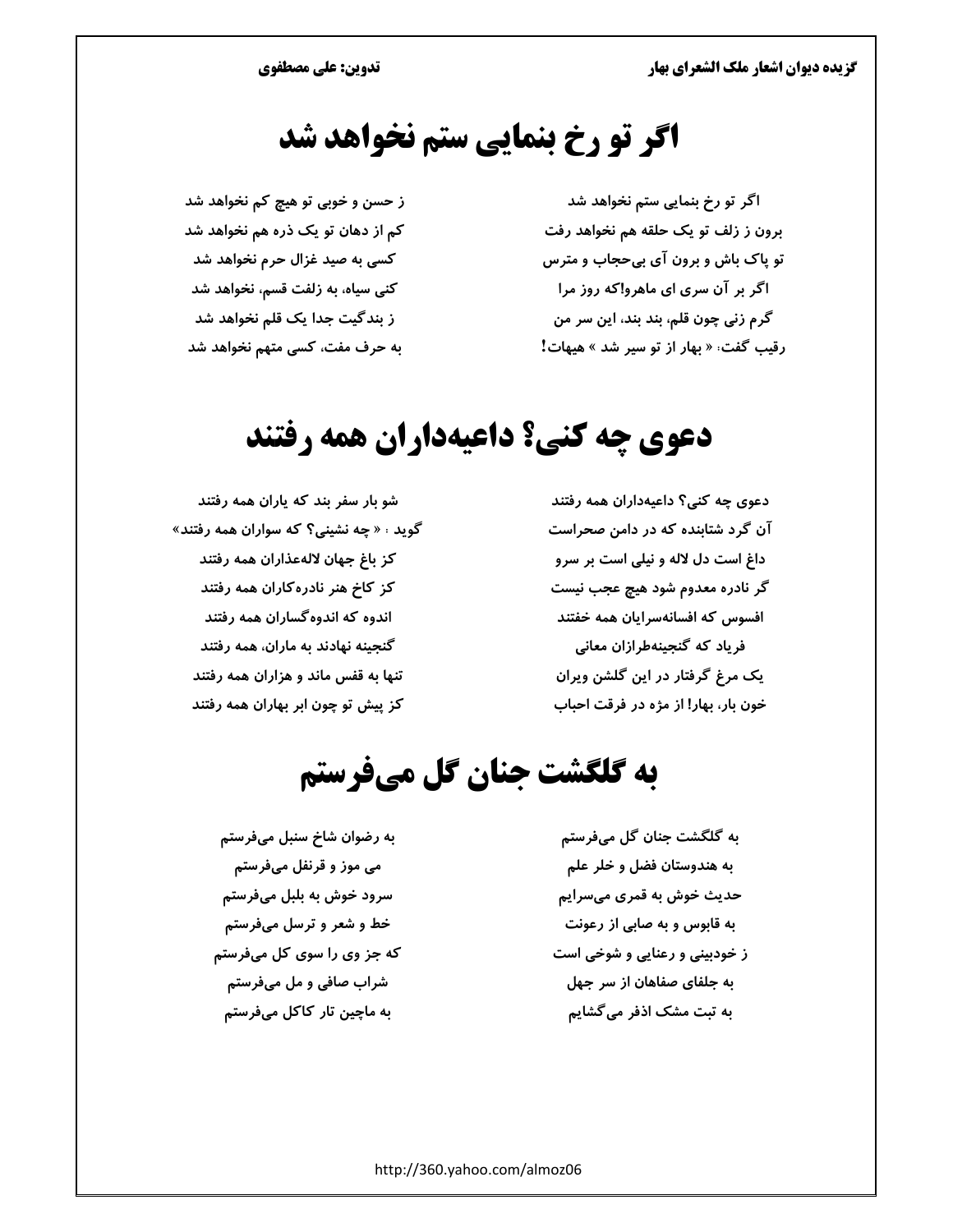# اگر تو رخ بنمایی ستم نخواهد شد

اگر تو رخ بنمایی ستم نخواهد شد  
ز حسن و خوبی تو هیچ کم نخواهد شد

برون ز زلف تو یک حلقه هم نخواهد رفت  
کم از دهان تو یک ذره هم نخواهد شد

تو پاک باش و برون آی بی‌حجاب و مترس  
کسی به صید غزال حرم نخواهد شد

اگر بر آن سری ای ماهرو!که روز مرا  
کنی سیاه، به زلفت قسم، نخواهد شد

گرم زنی چون قلم، بند بند، این سر من  
ز بندگیت جدا یک قلم نخواهد شد

رقیب گفت: « بهار از تو سیر شد » هیهات!  
به حرف مفت، کسی متهم نخواهد شد

# دعوی چه کنی؟ داعیه‌داران همه رفتند

دعوی چه کنی؟ داعیه‌داران همه رفتند  
شو بار سفر بند که یاران همه رفتند

آن گرد شتابنده که در دامن صحراست  
گوید : « چه نشینی؟ که سواران همه رفتند»

داغ است دل لاله و نیلی است بر سرو  
کز باغ جهان لاله‌عذاران همه رفتند

گر نادره معدوم شود هیچ عجب نیست  
کز کاخ هنر نادره‌کاران همه رفتند

افسوس که افسانه‌سرایان همه خفتند  
اندوه که اندوه‌گساران همه رفتند

فریاد که گنجینه‌طرازان معانی  
گنجینه نهادند به ماران، همه رفتند

یک مرغ گرفتار در این گلشن ویران  
تنها به قفس ماند و هزاران همه رفتند

خون بار، بهارا! از مژه در فرقت احباب  
کز پیش تو چون ابر بهاران همه رفتند

# به گلگشت جنان گل می‌فرستم

به گلگشت جنان گل می‌فرستم  
به رضوان شاخ سنبل می‌فرستم

به هندوستان فضل و خلر علم  
می موز و قرنفل می‌فرستم

حدیث خوش به قمری می‌سرایم  
سرود خوش به بلبل می‌فرستم

به قابوس و به صابی از رعونت  
خط و شعر و ترسل می‌فرستم

ز خودبینی و رعنایی و شوخی است  
که جز وی را سوی کل می‌فرستم

به جلفای صفاهان از سر جهل  
شراب صافی و مل می‌فرستم

به تبت مشک اذفر می‌گشایم  
به ماچین تار کاکل می‌فرستم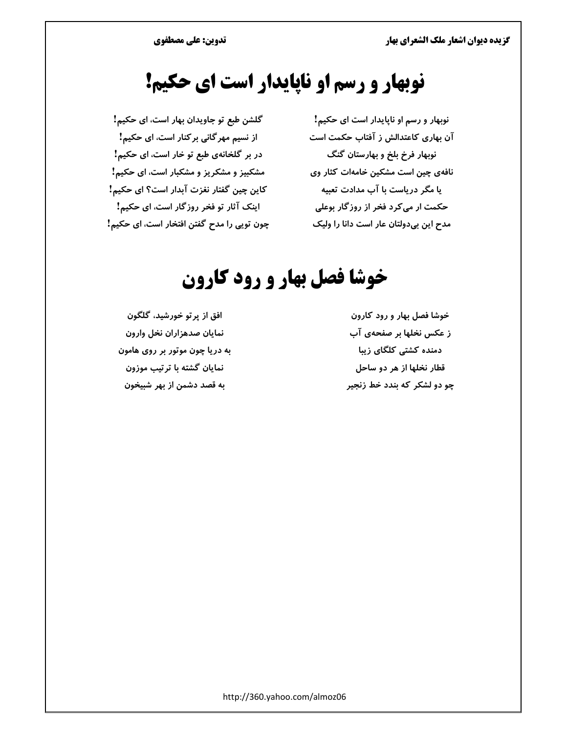# نوبهار و رسم او ناپایدار است ای حکیم!

نوبهار و رسم او ناپایدار است ای حکیم!
گلشن طبع تو جاویدان بهار است، ای حکیم!

آن بهاری کاعتدالش ز آفتاب حکمت است
از نسیم مهرگانی برکنار است، ای حکیم!

نوبهار فرخ بلخ و بهارستان گنگ
در بر گلخانه‌ی طبع تو خار است، ای حکیم!

نافه‌ی چین است مشکین خامه‌ات کثار وی
مشکبیز و مشکریز و مشکبار است، ای حکیم!

یا مگر دریاست با آب مدادت تعبیه
کاین چین گفتار نغزت آبدار است؟ ای حکیم!

حکمت ار می‌کرد فخر از روزگار بوعلی
اینک آثار تو فخر روزگار است، ای حکیم!

مدح این بی‌دولتان عار است دانا را ولیک
چون تویی را مدح گفتن افتخار است، ای حکیم!

# خوشا فصل بهار و رود کارون

خوشا فصل بهار و رود کارون
افق از پرتو خورشید، گلگون

ز عکس نخلها بر صفحه‌ی آب
نمایان صدهزاران نخل وارون

دمنده کشتی کلگای زیبا
به دریا چون موتور بر روی هامون

قطار نخلها از هر دو ساحل
نمایان گشته با ترتیب موزون

چو دو لشکر که بندد خط زنجیر
به قصد دشمن از بهر شبیخون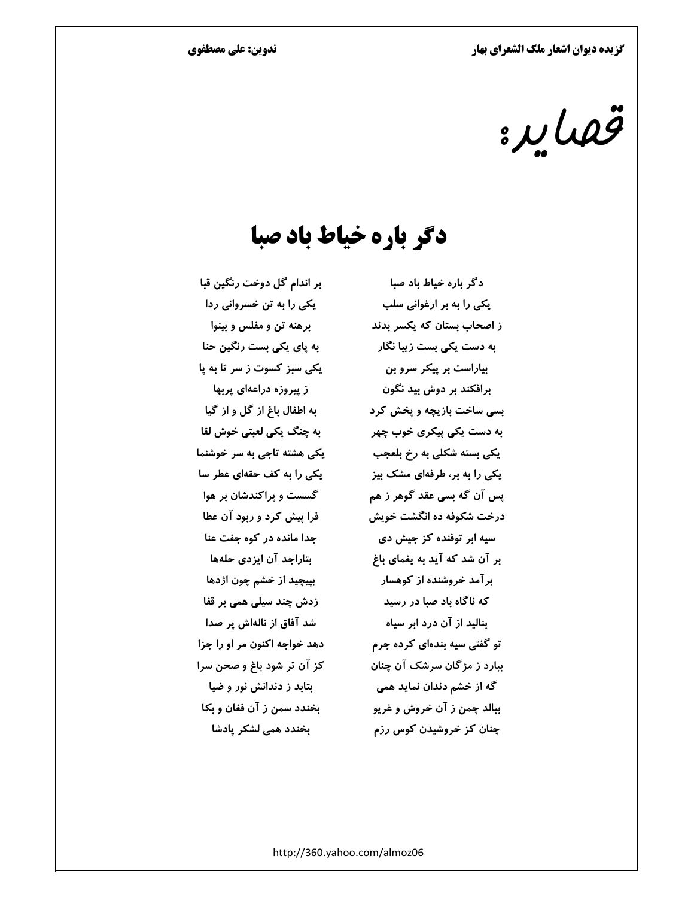# قصاید:

## دگر باره خیاط باد صبا

دگر باره خیاط باد صبا — بر اندام گل دوخت رنگین قبا

یکی را به بر ارغوانی سلب — یکی را به تن خسروانی ردا

ز اصحاب بستان که یکسر بدند — برهنه تن و مفلس و بینوا

به دست یکی بست زیبا نگار — به پای یکی بست رنگین حنا

بیاراست بر پیکر سرو بن — یکی سبز کسوت ز سر تا به پا

برافکند بر دوش بید نگون — ز پیروزه دراعه‌ای پربها

بسی ساخت بازیچه و پخش کرد — به اطفال باغ از گل و از گیا

به دست یکی پیکری خوب چهر — به چنگ یکی لعبتی خوش لقا

یکی بسته شکلی به رخ بلعجب — یکی هشته تاجی به سر خوشنما

یکی را به بر، طرفه‌ای مشک بیز — یکی را به کف حقه‌ای عطر سا

پس آن گه بسی عقد گوهر ز هم — گسست و پراکندشان بر هوا

درخت شکوفه ده انگشت خویش — فرا پیش کرد و ربود آن عطا

سیه ابر توفنده کز جیش دی — جدا مانده در کوه جفت عنا

بر آن شد که آید به یغمای باغ — بتاراجد آن ایزدی حله‌ها

برآمد خروشنده از کوهسار — بپیچید از خشم چون اژدها

که ناگاه باد صبا در رسید — زدش چند سیلی همی بر قفا

بنالید از آن درد ابر سیاه — شد آفاق از ناله‌اش پر صدا

تو گفتی سیه بنده‌ای کرده جرم — دهد خواجه اکنون مر او را جزا

ببارد ز مژگان سرشک آن چنان — کز آن تر شود باغ و صحن سرا

گه از خشم دندان نماید همی — بتابد ز دندانش نور و ضیا

ببالد چمن ز آن خروش و غریو — بخندد سمن ز آن فغان و بکا

چنان کز خروشیدن کوس رزم — بخندد همی لشکر پادشا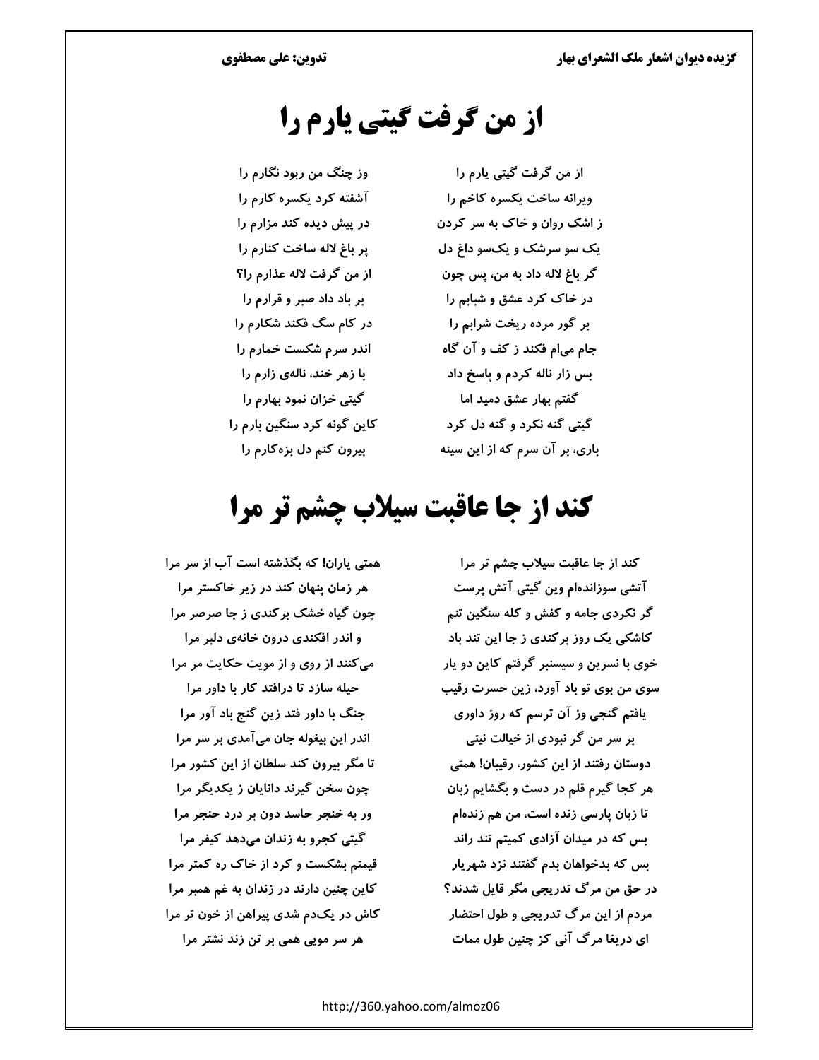# از من گرفت گیتی یارم را

از من گرفت گیتی یارم را — وز چنگ من ربود نگارم را

ویرانه ساخت یکسره کاخم را — آشفته کرد یکسره کارم را

ز اشک روان و خاک به سر کردن — در پیش دیده کند مزارم را

یک سو سرشک و یک‌سو داغ دل — پر باغ لاله ساخت کنارم را

گر باغ لاله داد به من، پس چون — از من گرفت لاله عذارم را؟

در خاک کرد عشق و شبابم را — بر باد داد صبر و قرارم را

بر گور مرده ریخت شرابم را — در کام سگ فکند شکارم را

جام می‌ام فکند ز کف و آن گاه — اندر سرم شکست خمارم را

بس زار ناله کردم و پاسخ داد — با زهر خند، ناله‌ی زارم را

گفتم بهار عشق دمید اما — گیتی خزان نمود بهارم را

گیتی گنه نکرد و گنه دل کرد — کاین گونه کرد سنگین بارم را

باری، بر آن سرم که از این سینه — بیرون کنم دل بزه‌کارم را

# کند از جا عاقبت سیلاب چشم تر مرا

کند از جا عاقبت سیلاب چشم تر مرا — همتی یاران! که بگذشته است آب از سر مرا

آتشی سوزانده‌ام وین گیتی آتش پرست — هر زمان پنهان کند در زیر خاکستر مرا

گر نکردی جامه و کفش و کله سنگین تنم — چون گیاه خشک برکندی ز جا صرصر مرا

کاشکی یک روز برکندی ز جا این تند باد — و اندر افکندی درون خانه‌ی دلبر مرا

خوی با نسرین و سیسنبر گرفتم کاین دو یار — می‌کنند از روی و از مویت حکایت مر مرا

سوی من بوی تو باد آورد، زین حسرت رقیب — حیله سازد تا درافتد کار با داور مرا

یافتم گنجی وز آن ترسم که روز داوری — جنگ با داور فتد زین گنج باد آور مرا

بر سر من گر نبودی از خیالت نیتی — اندر این بیغوله جان می‌آمدی بر سر مرا

دوستان رفتند از این کشور، رقیبان! همتی — تا مگر بیرون کند سلطان از این کشور مرا

هر کجا گیرم قلم در دست و بگشایم زبان — چون سخن گیرند دانایان ز یکدیگر مرا

تا زبان پارسی زنده است، من هم زنده‌ام — ور به خنجر حاسد دون بر درد حنجر مرا

بس که در میدان آزادی کمیتم تند راند — گیتی کجرو به زندان می‌دهد کیفر مرا

بس که بدخواهان بدم گفتند نزد شهریار — قیمتم بشکست و کرد از خاک ره کمتر مرا

در حق من مرگ تدریجی مگر قایل شدند؟ — کاین چنین دارند در زندان به غم همبر مرا

مردم از این مرگ تدریجی و طول احتضار — کاش در یک‌دم شدی پیراهن از خون تر مرا

ای دریغا مرگ آنی کز چنین طول ممات — هر سر مویی همی بر تن زند نشتر مرا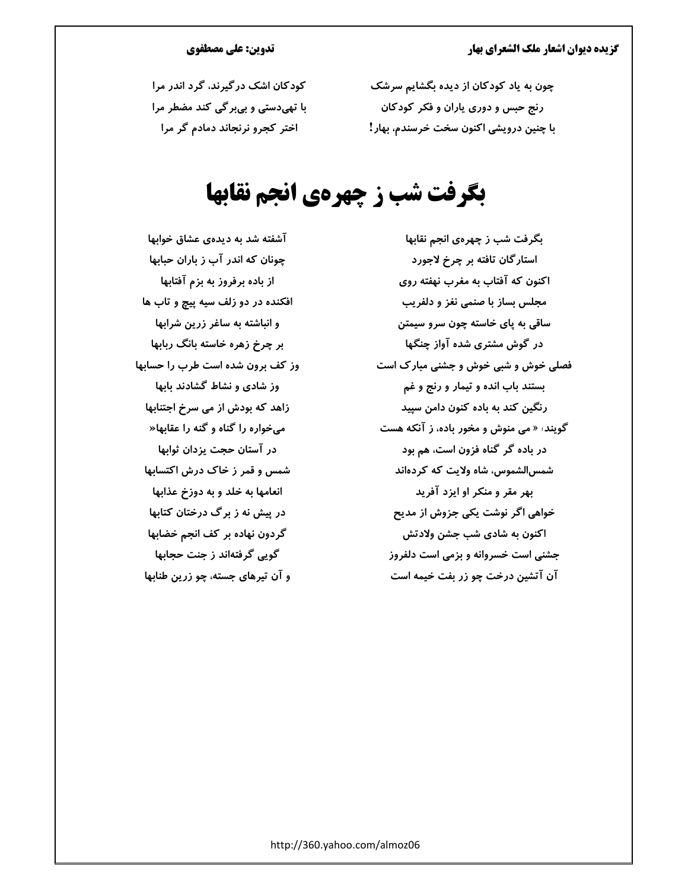چون به یاد کودکان از دیده بگشایم سرشک — کودکان اشک درگیرند، گرد اندر مرا
رنج حبس و دوری یاران و فکر کودکان — با تهی‌دستی و بی‌برگی کند مضطر مرا
با چنین درویشی اکنون سخت خرسندم، بهار! — اختر کجرو نرنجاند دمادم گر مرا

# بگرفت شب ز چهره‌ی انجم نقابها

بگرفت شب ز چهره‌ی انجم نقابها — آشفته شد به دیده‌ی عشاق خوابها
استارگان تافته بر چرخ لاجورد — چونان که اندر آب ز باران حبابها
اکنون که آفتاب به مغرب نهفته روی — از باده برفروز به بزم آفتابها
مجلس بساز با صنمی نغز و دلفریب — افکنده در دو زلف سیه پیچ و تاب ها
ساقی به پای خاسته چون سرو سیمتن — و انباشته به ساغر زرین شرابها
در گوش مشتری شده آواز چنگها — بر چرخ زهره خاسته بانگ ربابها
فصلی خوش و شبی خوش و جشنی مبارک است — وز کف برون شده است طرب را حسابها
بستند باب انده و تیمار و رنج و غم — وز شادی و نشاط گشادند بابها
رنگین کند به باده کنون دامن سپید — زاهد که بودش از می سرخ اجتنابها
گویند: « می منوش و مخور باده، ز آنکه هست — می‌خواره را گناه و گنه را عقابها«
در باده گر گناه فزون است، هم بود — در آستان حجت یزدان ثوابها
شمس‌الشموس، شاه ولایت که کرده‌اند — شمس و قمر ز خاک درش اکتسابها
بهر مقر و منکر او ایزد آفرید — انعامها به خلد و به دوزخ عذابها
خواهی اگر نوشت یکی جزوش از مدیح — در پیش نه ز برگ درختان کتابها
اکنون به شادی شب جشن ولادتش — گردون نهاده بر کف انجم خضابها
جشنی است خسروانه و بزمی است دلفروز — گویی گرفته‌اند ز جنت حجابها
آن آتشین درخت چو زر بفت خیمه است — و آن تیرهای جسته، چو زرین طنابها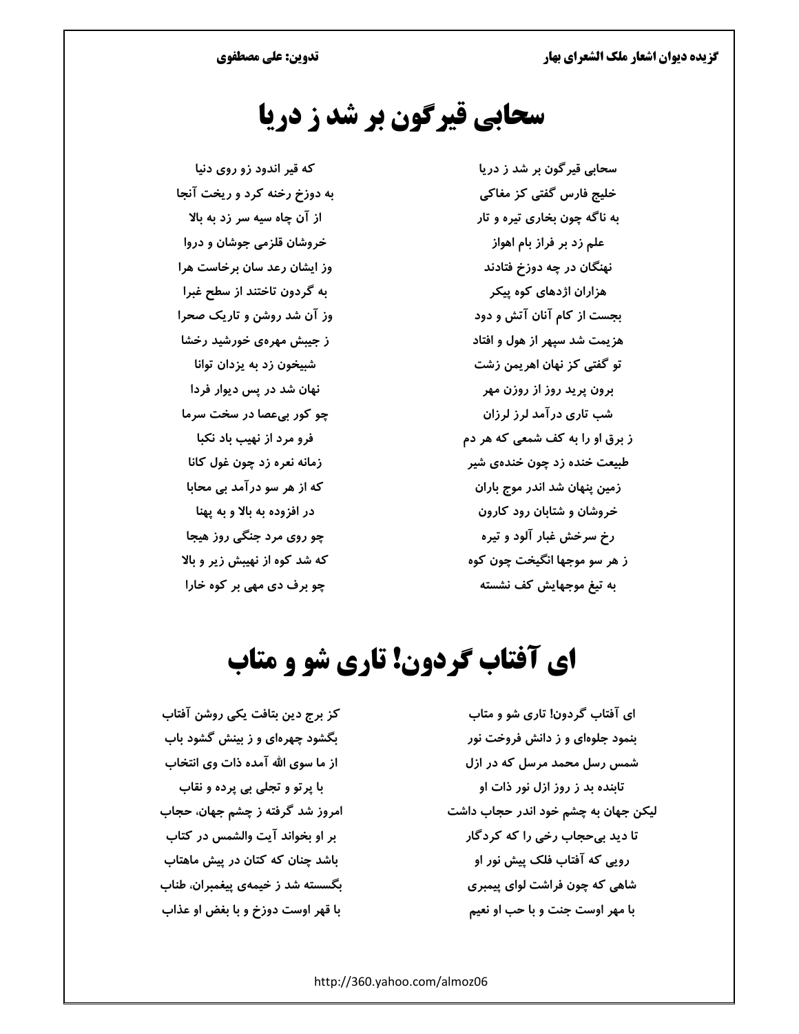# سحابی قیرگون بر شد ز دریا

سحابی قیرگون بر شد ز دریا — که قیر اندود زو روی دنیا
خلیج فارس گفتی کز مغاکی — به دوزخ رخنه کرد و ریخت آنجا
به ناگه چون بخاری تیره و تار — از آن چاه سیه سر زد به بالا
علم زد بر فراز بام اهواز — خروشان قلزمی جوشان و دروا
نهنگان در چه دوزخ فتادند — وز ایشان رعد سان برخاست هرا
هزاران اژدهای کوه پیکر — به گردون تاختند از سطح غبرا
بجست از کام آنان آتش و دود — وز آن شد روشن و تاریک صحرا
هزیمت شد سپهر از هول و افتاد — ز جیبش مهره‌ی خورشید رخشا
تو گفتی کز نهان اهریمن زشت — شبیخون زد به یزدان توانا
برون پرید روز از روزن مهر — نهان شد در پس دیوار فردا
شب تاری درآمد لرز لرزان — چو کور بی‌عصا در سخت سرما
ز برق او را به کف شمعی که هر دم — فرو مرد از نهیب باد نکبا
طبیعت خنده زد چون خنده‌ی شیر — زمانه نعره زد چون غول کانا
زمین پنهان شد اندر موج باران — که از هر سو درآمد بی محابا
خروشان و شتابان رود کارون — در افزوده به بالا و به پهنا
رخ سرخش غبار آلود و تیره — چو روی مرد جنگی روز هیجا
ز هر سو موجها انگیخت چون کوه — که شد کوه از نهیبش زیر و بالا
به تیغ موجهایش کف نشسته — چو برف دی مهی بر کوه خارا

# ای آفتاب گردون! تاری شو و متاب

ای آفتاب گردون! تاری شو و متاب — کز برج دین بتافت یکی روشن آفتاب
بنمود جلوه‌ای و ز دانش فروخت نور — بگشود چهره‌ای و ز بینش گشود باب
شمس رسل محمد مرسل که در ازل — از ما سوی الله آمده ذات وی انتخاب
تابنده بد ز روز ازل نور ذات او — با پرتو و تجلی بی پرده و نقاب
لیکن جهان به چشم خود اندر حجاب داشت — امروز شد گرفته ز چشم جهان، حجاب
تا دید بی‌حجاب رخی را که کردگار — بر او بخواند آیت والشمس در کتاب
رویی که آفتاب فلک پیش نور او — باشد چنان که کتان در پیش ماهتاب
شاهی که چون فراشت لوای پیمبری — بگسسته شد ز خیمه‌ی پیغمبران، طناب
با مهر اوست جنت و با حب او نعیم — با قهر اوست دوزخ و با بغض او عذاب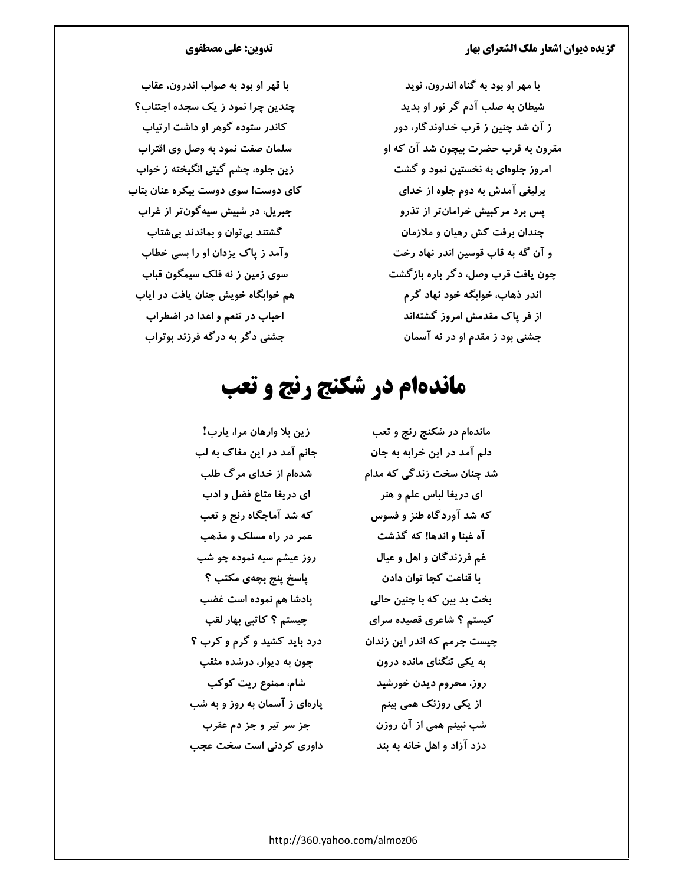با مهر او بود به گناه اندرون، نوید — با قهر او بود به صواب اندرون، عقاب

شیطان به صلب آدم گر نور او بدید — چندین چرا نمود ز یک سجده اجتناب؟

ز آن شد چنین ز قرب خداوندگار، دور — کاندر ستوده گوهر او داشت ارتیاب

مقرون به قرب حضرت بیچون شد آن که او — سلمان صفت نمود به وصل وی اقتراب

امروز جلوه‌ای به نخستین نمود و گشت — زین جلوه، چشم گیتی انگیخته ز خواب

یرلیغی آمدش به دوم جلوه از خدای — کای دوست! سوی دوست بیکره عنان بتاب

پس برد مرکبیش خرامان‌تر از تذرو — جبریل، در شبیش سیه‌گون‌تر از غراب

چندان برفت کش رهیان و ملازمان — گشتند بی‌توان و بماندند بی‌شتاب

و آن گه به قاب قوسین اندر نهاد رخت — وآمد ز پاک یزدان او را بسی خطاب

چون یافت قرب وصل، دگر باره بازگشت — سوی زمین ز نه فلک سیمگون قباب

اندر ذهاب، خوابگه خود نهاد گرم — هم خوابگاه خویش چنان یافت در ایاب

از فر پاک مقدمش امروز گشته‌اند — احباب در تنعم و اعدا در اضطراب

جشنی بود ز مقدم او در نه آسمان — جشنی دگر به درگه فرزند بوتراب

# مانده‌ام در شکنج رنج و تعب

مانده‌ام در شکنج رنج و تعب — زین بلا وارهان مرا، یارب!

دلم آمد در این خرابه به جان — جانم آمد در این مغاک به لب

شد چنان سخت زندگی که مدام — شده‌ام از خدای مرگ طلب

ای دریغا لباس علم و هنر — ای دریغا متاع فضل و ادب

که شد آوردگاه طنز و فسوس — که شد آماجگاه رنج و تعب

آه غبنا و اندها! که گذشت — عمر در راه مسلک و مذهب

غم فرزندگان و اهل و عیال — روز عیشم سیه نموده چو شب

با قناعت کجا توان دادن — پاسخ پنج بچه‌ی مکتب ؟

بخت بد بین که با چنین حالی — پادشا هم نموده است غضب

کیستم ؟ شاعری قصیده سرای — چیستم ؟ کاتبی بهار لقب

چیست جرمم که اندر این زندان — درد باید کشید و گرم و کرب ؟

به یکی تنگنای مانده درون — چون به دیوار، درشده مثقب

روز، محروم دیدن خورشید — شام، ممنوع ریت کوکب

از یکی روزنک همی بینم — پاره‌ای ز آسمان به روز و به شب

شب نبینم همی از آن روزن — جز سر تیر و جز دم عقرب

دزد آزاد و اهل خانه به بند — داوری کردنی است سخت عجب

http://360.yahoo.com/almoz06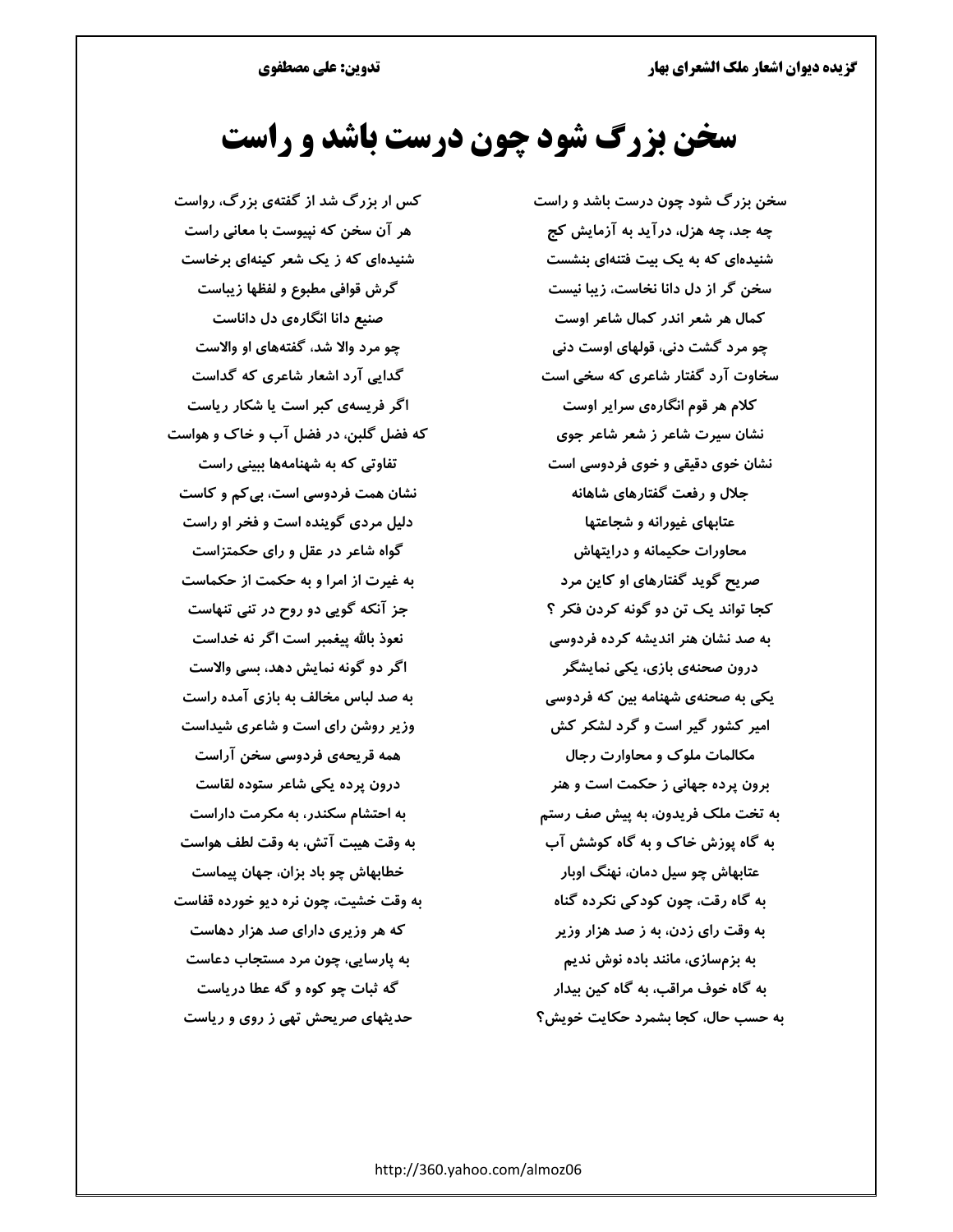# سخن بزرگ شود چون درست باشد و راست

سخن بزرگ شود چون درست باشد و راست — کس ار بزرگ شد از گفته‌ی بزرگ، رواست

چه جد، چه هزل، درآید به آزمایش کج — هر آن سخن که نپیوست با معانی راست

شنیده‌ای که به یک بیت فتنه‌ای بنشست — شنیده‌ای که ز یک شعر کینه‌ای برخاست

سخن گر از دل دانا نخاست، زیبا نیست — گرش قوافی مطبوع و لفظها زیباست

کمال هر شعر اندر کمال شاعر اوست — صنیع دانا انگاره‌ی دل داناست

چو مرد گشت دنی، قولهای اوست دنی — چو مرد والا شد، گفته‌های او والاست

سخاوت آرد گفتار شاعری که سخی است — گدایی آرد اشعار شاعری که گداست

کلام هر قوم انگاره‌ی سرایر اوست — اگر فریسه‌ی کبر است یا شکار ریاست

نشان سیرت شاعر ز شعر شاعر جوی — که فضل گلبن، در فضل آب و خاک و هواست

نشان خوی دقیقی و خوی فردوسی است — تفاوتی که به شهنامه‌ها ببینی راست

جلال و رفعت گفتارهای شاهانه — نشان همت فردوسی است، بی‌کم و کاست

عتابهای غیورانه و شجاعتها — دلیل مردی گوینده است و فخر او راست

محاورات حکیمانه و درایتهاش — گواه شاعر در عقل و رای حکمتزاست

صریح گوید گفتارهای او کاین مرد — به غیرت از امرا و به حکمت از حکماست

کجا تواند یک تن دو گونه کردن فکر ؟ — جز آنکه گویی دو روح در تنی تنهاست

به صد نشان هنر اندیشه کرده فردوسی — نعوذ بالله پیغمبر است اگر نه خداست

درون صحنه‌ی بازی، یکی نمایشگر — اگر دو گونه نمایش دهد، بسی والاست

یکی به صحنه‌ی شهنامه بین که فردوسی — به صد لباس مخالف به بازی آمده راست

امیر کشور گیر است و گرد لشکر کش — وزیر روشن رای است و شاعری شیداست

مکالمات ملوک و محاورات رجال — همه قریحه‌ی فردوسی سخن آراست

برون پرده جهانی ز حکمت است و هنر — درون پرده یکی شاعر ستوده لقاست

به تخت ملک فریدون، به پیش صف رستم — به احتشام سکندر، به مکرمت داراست

به گاه پوزش خاک و به گاه کوشش آب — به وقت هیبت آتش، به وقت لطف هواست

عتابهاش چو سیل دمان، نهنگ اوبار — خطابهاش چو باد بزان، جهان پیماست

به گاه رقت، چون کودکی نکرده گناه — به وقت خشیت، چون نره دیو خورده قفاست

به وقت رای زدن، به ز صد هزار وزیر — که هر وزیری دارای صد هزار دهاست

به بزم‌سازی، مانند باده نوش ندیم — به پارسایی، چون مرد مستجاب دعاست

به گاه خوف مراقب، به گاه کین بیدار — گه ثبات چو کوه و گه عطا دریاست

به حسب حال، کجا بشمرد حکایت خویش؟ — حدیثهای صریحش تهی ز روی و ریاست

http://360.yahoo.com/almoz06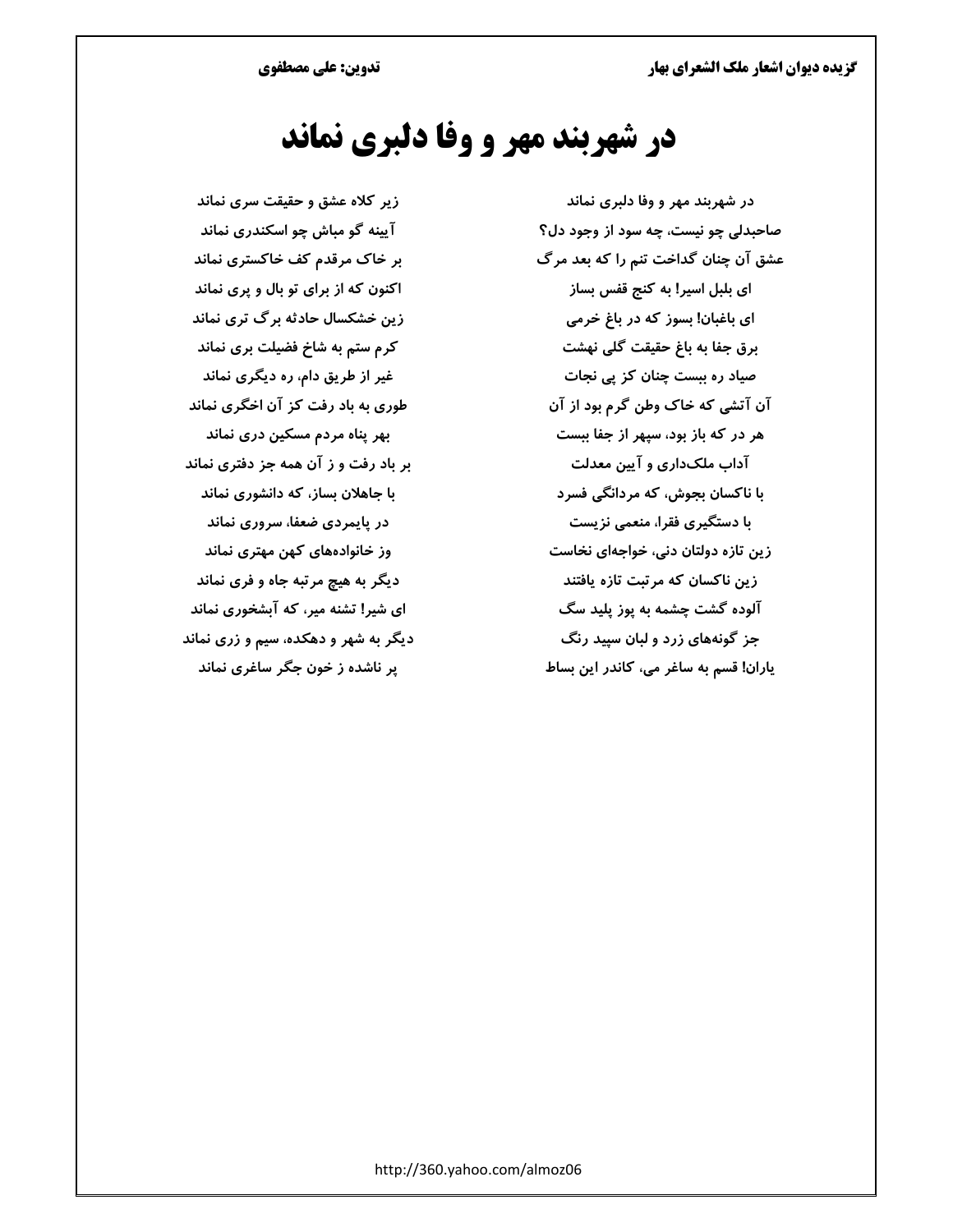# در شهربند مهر و وفا دلبری نماند

در شهربند مهر و وفا دلبری نماند
زیر کلاه عشق و حقیقت سری نماند

صاحبدلی چو نیست، چه سود از وجود دل؟
آیینه گو مباش چو اسکندری نماند

عشق آن چنان گداخت تنم را که بعد مرگ
بر خاک مرقدم کف خاکستری نماند

ای بلبل اسیر! به کنج قفس بساز
اکنون که از برای تو بال و پری نماند

ای باغبان! بسوز که در باغ خرمی
زین خشکسال حادثه برگ تری نماند

برق جفا به باغ حقیقت گلی نهشت
کرم ستم به شاخ فضیلت بری نماند

صیاد ره ببست چنان کز پی نجات
غیر از طریق دام، ره دیگری نماند

آن آتشی که خاک وطن گرم بود از آن
طوری به باد رفت کز آن اخگری نماند

هر در که باز بود، سپهر از جفا ببست
بهر پناه مردم مسکین دری نماند

آداب ملک‌داری و آیین معدلت
بر باد رفت و ز آن همه جز دفتری نماند

با ناکسان بجوش، که مردانگی فسرد
با جاهلان بساز، که دانشوری نماند

با دستگیری فقرا، منعمی نزیست
در پایمردی ضعفا، سروری نماند

زین تازه دولتان دنی، خواجه‌ای نخاست
وز خانواده‌های کهن مهتری نماند

زین ناکسان که مرتبت تازه یافتند
دیگر به هیچ مرتبه جاه و فری نماند

آلوده گشت چشمه به پوز پلید سگ
ای شیر! تشنه میر، که آبشخوری نماند

جز گونه‌های زرد و لبان سپید رنگ
دیگر به شهر و دهکده، سیم و زری نماند

یاران! قسم به ساغر می، کاندر این بساط
پر ناشده ز خون جگر ساغری نماند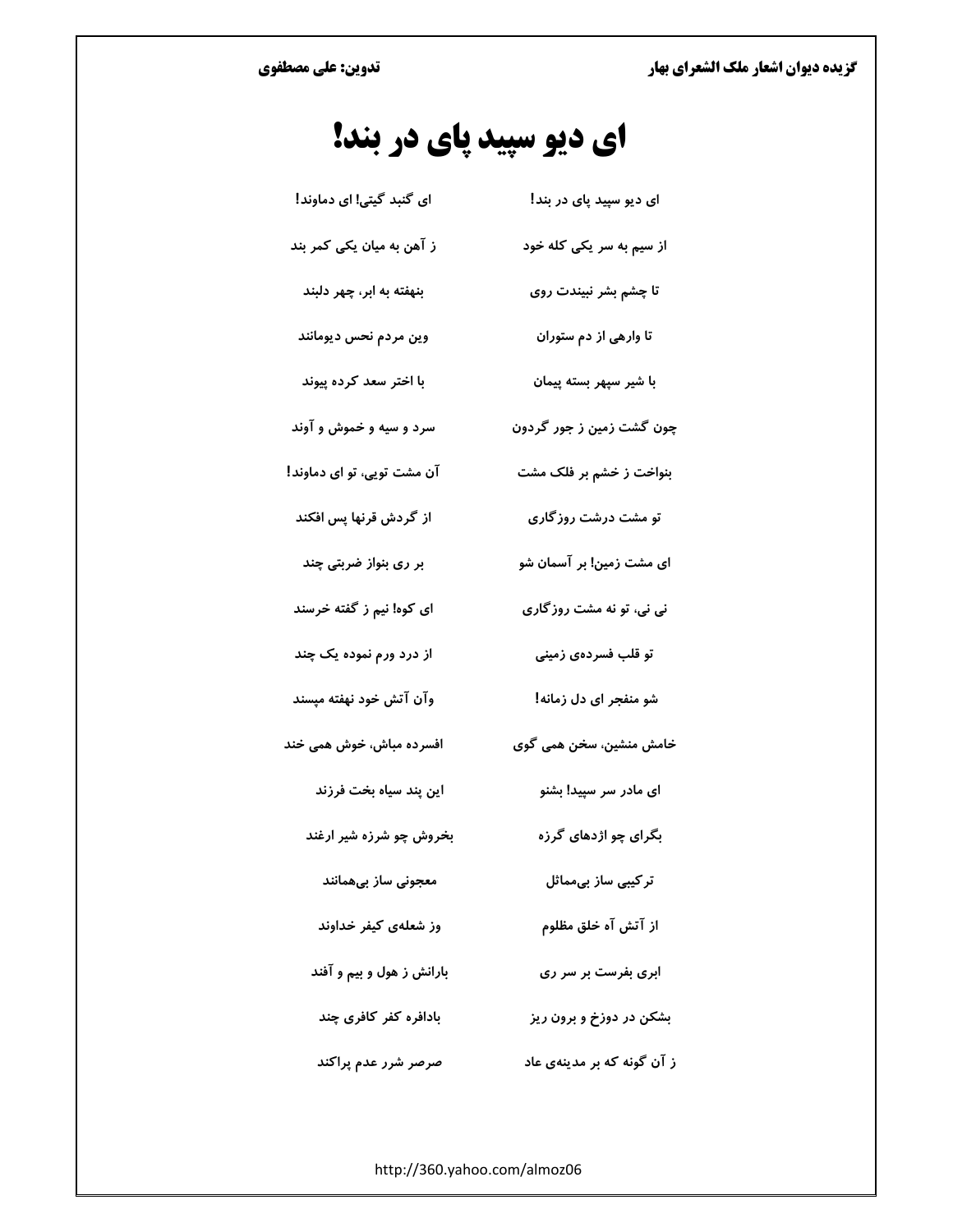# ای دیو سپید پای در بند!

ای دیو سپید پای در بند! ای گنبد گیتی! ای دماوند!

از سیم به سر یکی کله خود ز آهن به میان یکی کمر بند

تا چشم بشر نبیندت روی بنهفته به ابر، چهر دلبند

تا وارهی از دم ستوران وین مردم نحس دیومانند

با شیر سپهر بسته پیمان با اختر سعد کرده پیوند

چون گشت زمین ز جور گردون سرد و سیه و خموش و آوند

بنواخت ز خشم بر فلک مشت آن مشت تویی، تو ای دماوند!

تو مشت درشت روزگاری از گردش قرنها پس افکند

ای مشت زمین! بر آسمان شو بر ری بنواز ضربتی چند

نی نی، تو نه مشت روزگاری ای کوه! نیم ز گفته خرسند

تو قلب فسرده‌ی زمینی از درد ورم نموده یک چند

شو منفجر ای دل زمانه! وآن آتش خود نهفته مپسند

خامش منشین، سخن همی گوی افسرده مباش، خوش همی خند

ای مادر سر سپید! بشنو این پند سیاه بخت فرزند

بگرای چو اژدهای گرزه بخروش چو شرزه شیر ارغند

ترکیبی ساز بی‌مماثل معجونی ساز بی‌همانند

از آتش آه خلق مظلوم وز شعله‌ی کیفر خداوند

ابری بفرست بر سر ری بارانش ز هول و بیم و آفند

بشکن در دوزخ و برون ریز بادافره کفر کافری چند

ز آن گونه که بر مدینه‌ی عاد صرصر شرر عدم پراکند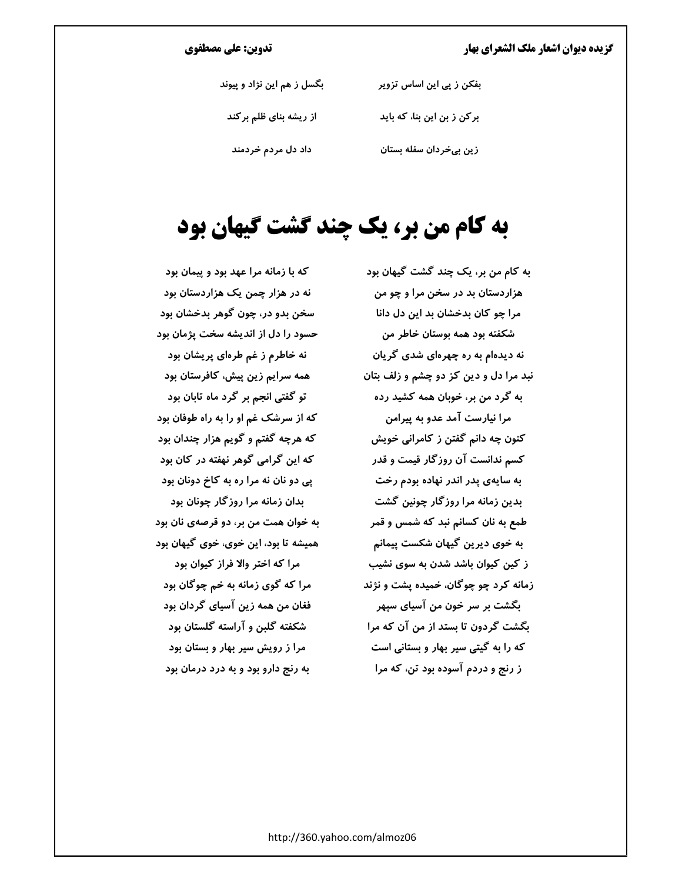بفکن ز پی این اساس تزویر　　بگسل ز هم این نژاد و پیوند

برکن ز بن این بنا، که باید　　از ریشه بنای ظلم برکند

زین بی‌خردان سفله بستان　　داد دل مردم خردمند

# به کام من بر، یک چند گشت گیهان بود

به کام من بر، یک چند گشت گیهان بود　　که با زمانه مرا عهد بود و پیمان بود

هزاردستان بد در سخن مرا و چو من　　نه در هزار چمن یک هزاردستان بود

مرا چو کان بدخشان بد این دل دانا　　سخن بدو در، چون گوهر بدخشان بود

شکفته بود همه بوستان خاطر من　　حسود را دل از اندیشه سخت پژمان بود

نه دیده‌ام به ره چهره‌ای شدی گریان　　نه خاطرم ز غم طره‌ای پریشان بود

نبد مرا دل و دین کز دو چشم و زلف بتان　　همه سرایم زین پیش، کافرستان بود

به گرد من بر، خوبان همه کشید رده　　تو گفتی انجم بر گرد ماه تابان بود

مرا نیارست آمد عدو به پیرامن　　که از سرشک غم او را به راه طوفان بود

کنون چه دانم گفتن ز کامرانی خویش　　که هرچه گفتم و گویم هزار چندان بود

کسم ندانست آن روزگار قیمت و قدر　　که این گرامی گوهر نهفته در کان بود

به سایه‌ی پدر اندر نهاده بودم رخت　　پی دو نان نه مرا ره به کاخ دونان بود

بدین زمانه مرا روزگار چونین گشت　　بدان زمانه مرا روزگار چونان بود

طمع به نان کسانم نبد که شمس و قمر　　به خوان همت من بر، دو قرصه‌ی نان بود

به خوی دیرین گیهان شکست پیمانم　　همیشه تا بود، این خوی، خوی گیهان بود

ز کین کیوان باشد شدن به سوی نشیب　　مرا که اختر والا فراز کیوان بود

زمانه کرد چو چوگان، خمیده پشت و نژند　　مرا که گوی زمانه به خم چوگان بود

بگشت بر سر خون من آسیای سپهر　　فغان من همه زین آسیای گردان بود

بگشت گردون تا بستد از من آن که مرا　　شکفته گلبن و آراسته گلستان بود

که را به گیتی سیر بهار و بستانی است　　مرا ز رویش سیر بهار و بستان بود

ز رنج و دردم آسوده بود تن، که مرا　　به رنج دارو بود و به درد درمان بود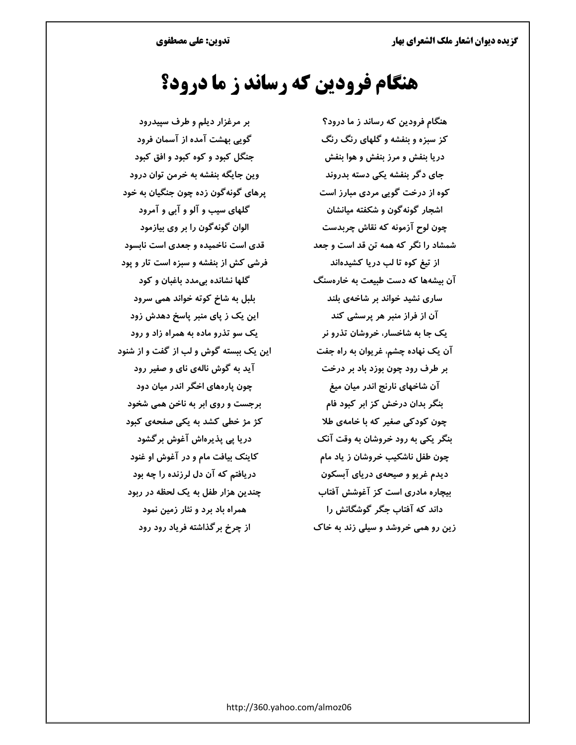# هنگام فرودین که رساند ز ما درود؟

هنگام فرودین که رساند ز ما درود؟ — بر مرغزار دیلم و طرف سپیدرود

کز سبزه و بنفشه و گلهای رنگ رنگ — گویی بهشت آمده از آسمان فرود

دریا بنفش و مرز بنفش و هوا بنفش — جنگل کبود و کوه کبود و افق کبود

جای دگر بنفشه یکی دسته بدروند — وین جایگه بنفشه به خرمن توان درود

کوه از درخت گویی مردی مبارز است — پرهای گونه‌گون زده چون جنگیان به خود

اشجار گونه‌گون و شکفته میانشان — گلهای سیب و آلو و آبی و آمرود

چون لوح آزمونه که نقاش چربدست — الوان گونه‌گون را بر وی بیازمود

شمشاد را نگر که همه تن قد است و جعد — قدی است ناخمیده و جعدی است نابسود

از تیغ کوه تا لب دریا کشیده‌اند — فرشی کش از بنفشه و سبزه است تار و پود

آن بیشه‌ها که دست طبیعت به خاره‌سنگ — گلها نشانده بی‌مدد باغبان و کود

ساری نشید خواند بر شاخه‌ی بلند — بلبل به شاخ کوته خواند همی سرود

آن از فراز منبر هر پرسشی کند — این یک ز پای منبر پاسخ دهدش زود

یک جا به شاخسار، خروشان تذرو نر — یک سو تذرو ماده به همراه زاد و رود

آن یک نهاده چشم، غریوان به راه جفت — این یک ببسته گوش و لب از گفت و از شنود

بر طرف رود چون بوزد باد بر درخت — آید به گوش ناله‌ی نای و صفیر رود

آن شاخهای نارنج اندر میان میغ — چون پاره‌های اخگر اندر میان دود

بنگر بدان درخش کز ابر کبود فام — برجست و روی ابر به ناخن همی شخود

چون کودکی صغیر که با خامه‌ی طلا — کژ مژ خطی کشد به یکی صفحه‌ی کبود

بنگر یکی به رود خروشان به وقت آنک — دریا پی پذیره‌اش آغوش برگشود

چون طفل ناشکیب خروشان ز یاد مام — کاینک بیافت مام و در آغوش او غنود

دیدم غریو و صیحه‌ی دریای آبسکون — دریافتم که آن دل لرزنده را چه بود

بیچاره مادری است کز آغوشش آفتاب — چندین هزار طفل به یک لحظه در ربود

داند که آفتاب جگر گوشگانش را — همراه باد برد و نثار زمین نمود

زین رو همی خروشد و سیلی زند به خاک — از چرخ برگذاشته فریاد رود رود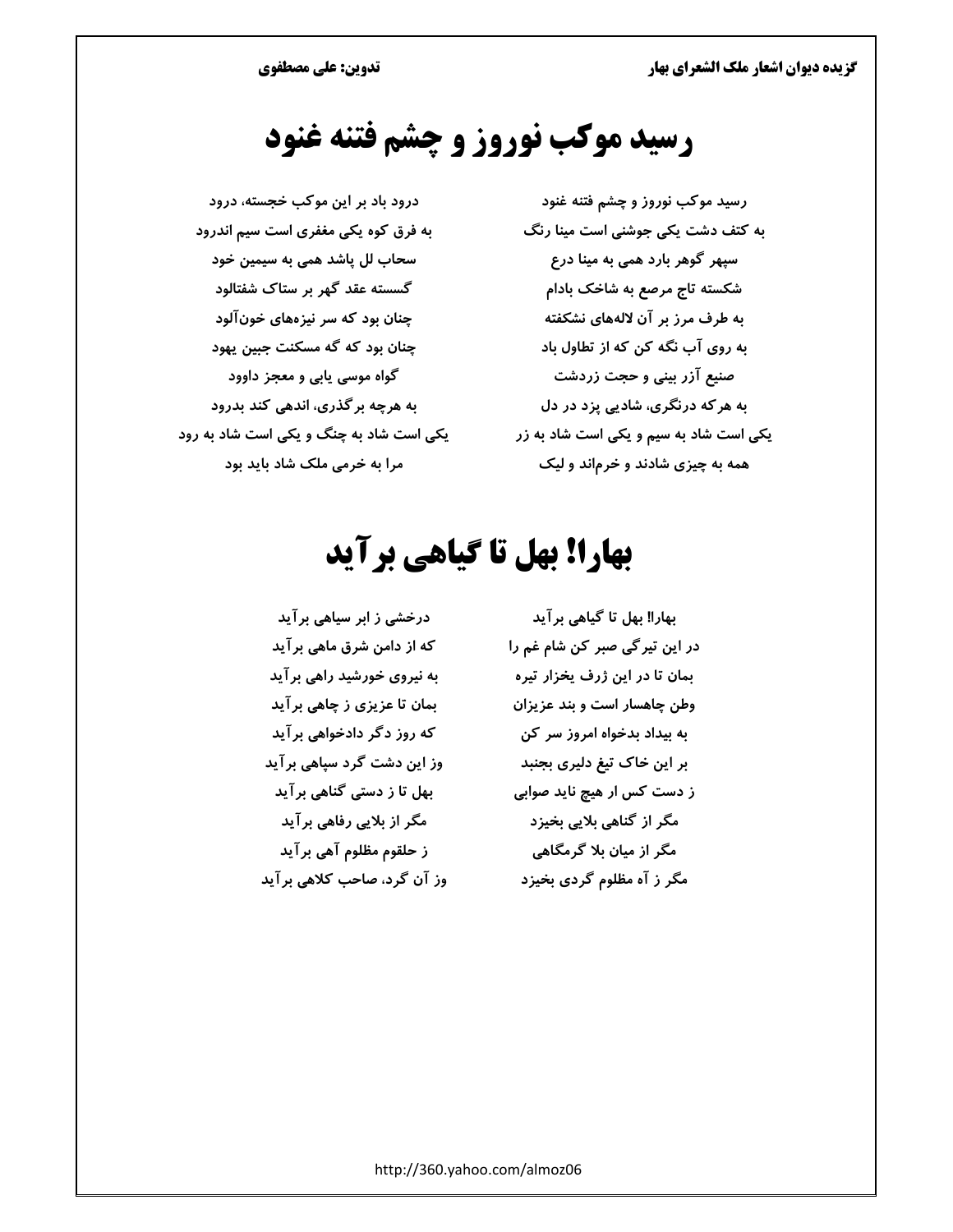# رسید موکب نوروز و چشم فتنه غنود

رسید موکب نوروز و چشم فتنه غنود  
درود باد بر این موکب خجسته، درود

به کتف دشت یکی جوشنی است مینا رنگ  
به فرق کوه یکی مغفری است سیم اندرود

سپهر گوهر بارد همی به مینا درع  
سحاب لل پاشد همی به سیمین خود

شکسته تاج مرصع به شاخک بادام  
گسسته عقد گهر بر ستاک شفتالود

به طرف مرز بر آن لاله‌های نشکفته  
چنان بود که سر نیزه‌های خون‌آلود

به روی آب نگه کن که از تطاول باد  
چنان بود که گه مسکنت جبین یهود

صنیع آزر بینی و حجت زردشت  
گواه موسی یابی و معجز داوود

به هرکه درنگری، شادیی پزد در دل  
به هرچه برگذری، اندهی کند بدرود

یکی است شاد به سیم و یکی است شاد به زر  
یکی است شاد به چنگ و یکی است شاد به رود

همه به چیزی شادند و خرم‌اند و لیک  
مرا به خرمی ملک شاد باید بود

# بهارا! بهل تا گیاهی برآید

بهارا! بهل تا گیاهی برآید  
درخشی ز ابر سیاهی برآید

در این تیرگی صبر کن شام غم را  
که از دامن شرق ماهی برآید

بمان تا در این ژرف یخزار تیره  
به نیروی خورشید راهی برآید

وطن چاهسار است و بند عزیزان  
بمان تا عزیزی ز چاهی برآید

به بیداد بدخواه امروز سر کن  
که روز دگر دادخواهی برآید

بر این خاک تیغ دلیری بجنبد  
وز این دشت گرد سپاهی برآید

ز دست کس ار هیچ ناید صوابی  
بهل تا ز دستی گناهی برآید

مگر از گناهی بلایی بخیزد  
مگر از بلایی رفاهی برآید

مگر از میان بلا گرمگاهی  
ز حلقوم مظلوم آهی برآید

مگر ز آه مظلوم گردی بخیزد  
وز آن گرد، صاحب کلاهی برآید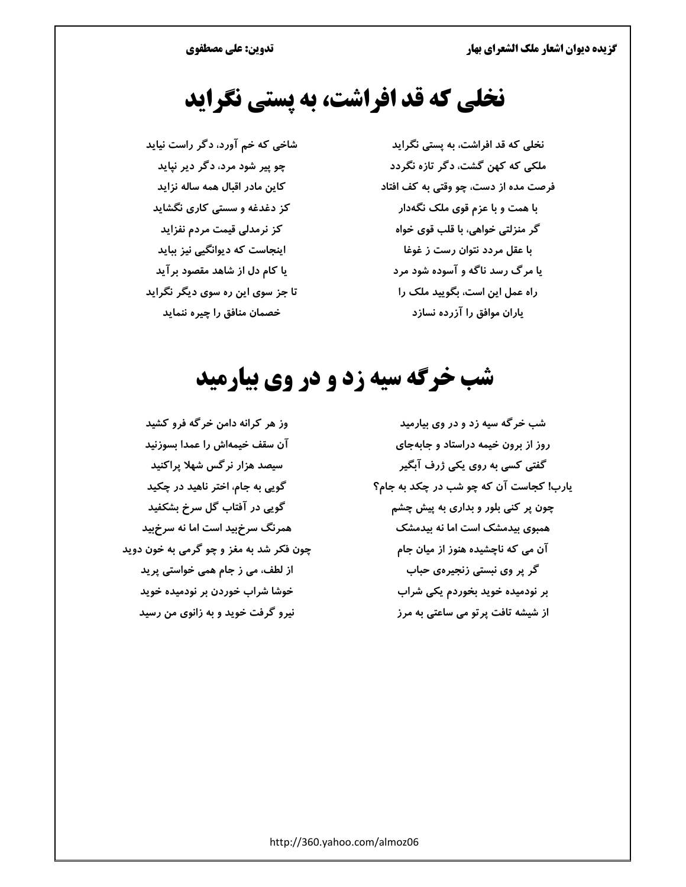# نخلی که قد افراشت، به پستی نگراید

نخلی که قد افراشت، به پستی نگراید — شاخی که خم آورد، دگر راست نیاید

ملکی که کهن گشت، دگر تازه نگردد — چو پیر شود مرد، دگر دیر نپاید

فرصت مده از دست، چو وقتی به کف افتاد — کاین مادر اقبال همه ساله نزاید

با همت و با عزم قوی ملک نگه‌دار — کز دغدغه و سستی کاری نگشاید

گر منزلتی خواهی، با قلب قوی خواه — کز نرمدلی قیمت مردم نفزاید

با عقل مردد نتوان رست ز غوغا — اینجاست که دیوانگیی نیز بباید

یا مرگ رسد ناگه و آسوده شود مرد — یا کام دل از شاهد مقصود برآید

راه عمل این است، بگویید ملک را — تا جز سوی این ره سوی دیگر نگراید

یاران موافق را آزرده نسازد — خصمان منافق را چیره ننماید

# شب خرگه سیه زد و در وی بیارمید

شب خرگه سیه زد و در وی بیارمید — وز هر کرانه دامن خرگه فرو کشید

روز از برون خیمه دراستاد و جابه‌جای — آن سقف خیمه‌اش را عمدا بسوزنید

گفتی کسی به روی یکی ژرف آبگیر — سیصد هزار نرگس شهلا پراکنید

یارب! کجاست آن که چو شب در چکد به جام؟ — گویی به جام، اختر ناهید در چکید

چون پر کنی بلور و بداری به پیش چشم — گویی در آفتاب گل سرخ بشکفید

همبوی بیدمشک است اما نه بیدمشک — همرنگ سرخ‌بید است اما نه سرخ‌بید

آن می که ناچشیده هنوز از میان جام — چون فکر شد به مغز و چو گرمی به خون دوید

گر پر وی نبستی زنجیره‌ی حباب — از لطف، می ز جام همی خواستی پرید

بر نودمیده خوید بخوردم یکی شراب — خوشا شراب خوردن بر نودمیده خوید

از شیشه تافت پرتو می ساعتی به مرز — نیرو گرفت خوید و به زانوی من رسید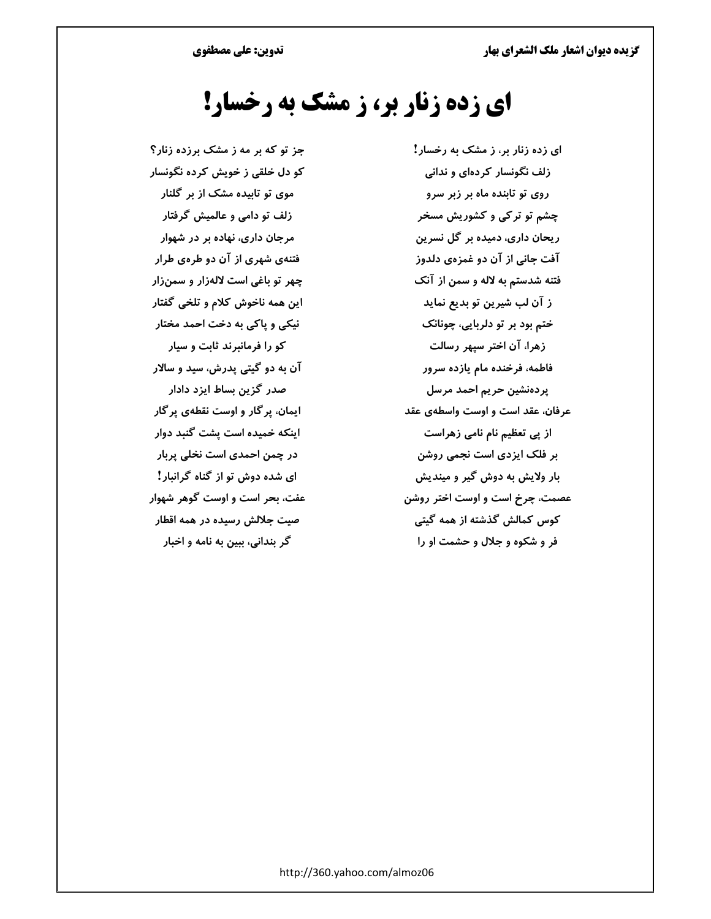# ای زده زنار بر، ز مشک به رخسار!

ای زده زنار بر، ز مشک به رخسار! — جز تو که بر مه ز مشک برزده زنار؟

زلف نگونسار کرده‌ای و ندانی — کو دل خلقی ز خویش کرده نگونسار

روی تو تابنده ماه بر زبر سرو — موی تو تابیده مشک از بر گلنار

چشم تو ترکی و کشوریش مسخر — زلف تو دامی و عالمیش گرفتار

ریحان داری، دمیده بر گل نسرین — مرجان داری، نهاده بر در شهوار

آفت جانی از آن دو غمزه‌ی دلدوز — فتنه‌ی شهری از آن دو طره‌ی طرار

فتنه شدستم به لاله و سمن از آنک — چهر تو باغی است لاله‌زار و سمن‌زار

ز آن لب شیرین تو بدیع نماید — این همه ناخوش کلام و تلخی گفتار

ختم بود بر تو دلربایی، چونانک — نیکی و پاکی به دخت احمد مختار

زهرا، آن اختر سپهر رسالت — کو را فرمانبرند ثابت و سیار

فاطمه، فرخنده مام یازده سرور — آن به دو گیتی پدرش، سید و سالار

پرده‌نشین حریم احمد مرسل — صدر گزین بساط ایزد دادار

عرفان، عقد است و اوست واسطه‌ی عقد — ایمان، پرگار و اوست نقطه‌ی پرگار

از پی تعظیم نام نامی زهراست — اینکه خمیده است پشت گنبد دوار

بر فلک ایزدی است نجمی روشن — در چمن احمدی است نخلی پربار

بار ولایش به دوش گیر و میندیش — ای شده دوش تو از گناه گرانبار!

عصمت، چرخ است و اوست اختر روشن — عفت، بحر است و اوست گوهر شهوار

کوس کمالش گذشته از همه گیتی — صیت جلالش رسیده در همه اقطار

فر و شکوه و جلال و حشمت او را — گر بندانی، ببین به نامه و اخبار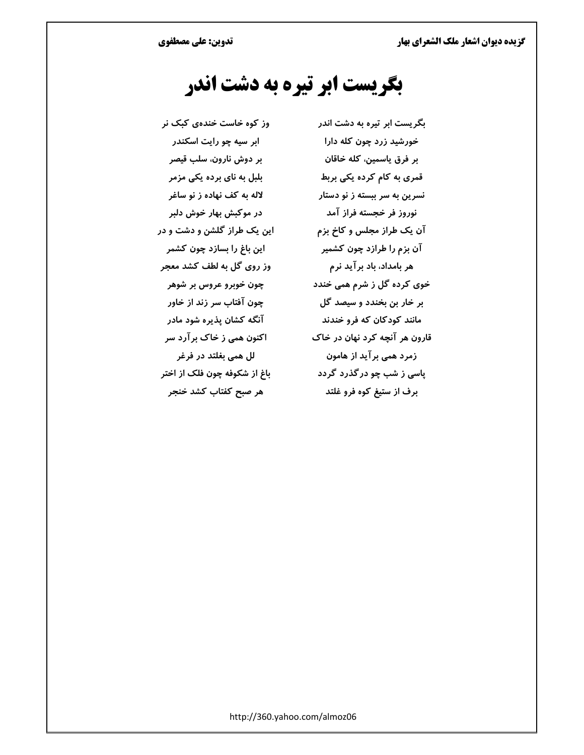# بگریست ابر تیره به دشت اندر

بگریست ابر تیره به دشت اندر — وز کوه خاست خنده‌ی کبک نر

خورشید زرد چون کله دارا — ابر سیه چو رایت اسکندر

بر فرق یاسمین، کله خاقان — بر دوش نارون، سلب قیصر

قمری به کام کرده یکی بربط — بلبل به نای برده یکی مزمر

نسرین به سر ببسته ز نو دستار — لاله به کف نهاده ز نو ساغر

نوروز فر خجسته فراز آمد — در موکبش بهار خوش دلبر

آن یک طراز مجلس و کاخ بزم — این یک طراز گلشن و دشت و در

آن بزم را طرازد چون کشمیر — این باغ را بسازد چون کشمر

هر بامداد، باد برآید نرم — وز روی گل به لطف کشد معجر

خوی کرده گل ز شرم همی خندد — چون خوبرو عروس بر شوهر

بر خار بن بخندد و سیصد گل — چون آفتاب سر زند از خاور

مانند کودکان که فرو خندند — آنگه کشان پذیره شود مادر

قارون هر آنچه کرد نهان در خاک — اکنون همی ز خاک برآرد سر

زمرد همی برآید از هامون — لل همی بغلتد در فرغر

پاسی ز شب چو درگذرد گردد — باغ از شکوفه چون فلک از اختر

برف از ستیغ کوه فرو غلتد — هر صبح کفتاب کشد خنجر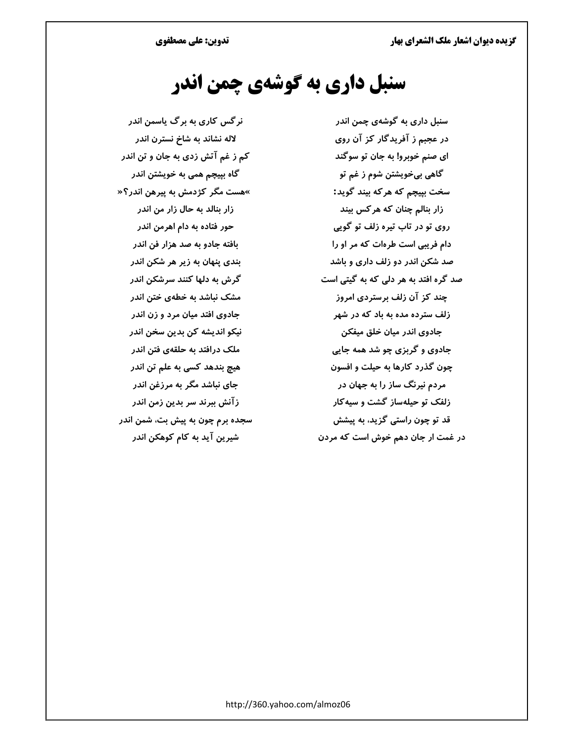# سنبل داری به گوشه‌ی چمن اندر

سنبل داری به گوشه‌ی چمن اندر — نرگس کاری به برگ یاسمن اندر

در عجبم ز آفریدگار کز آن روی — لاله نشاند به شاخ نسترن اندر

ای صنم خوبرو! به جان تو سوگند — کم ز غم آتش زدی به جان و تن اندر

گاهی بی‌خویشتن شوم ز غم تو — گاه بپیچم همی به خویشتن اندر

سخت بپیچم که هرکه بیند گوید: — »هست مگر کژدمش به پیرهن اندر؟«

زار بنالم چنان که هرکس بیند — زار بنالد به حال زار من اندر

روی تو در تاب تیره زلف تو گویی — حور فتاده به دام اهرمن اندر

دام فریبی است طره‌ات که مر او را — بافته جادو به صد هزار فن اندر

صد شکن اندر دو زلف داری و باشد — بندی پنهان به زیر هر شکن اندر

صد گره افتد به هر دلی که به گیتی است — گرش به دلها کنند سرشکن اندر

چند کز آن زلف برستردی امروز — مشک نباشد به خطه‌ی ختن اندر

زلف سترده مده به باد که در شهر — جادوی افتد میان مرد و زن اندر

جادوی اندر میان خلق میفکن — نیکو اندیشه کن بدین سخن اندر

جادوی و گربزی چو شد همه جایی — ملک درافتد به حلقه‌ی فتن اندر

چون گذرد کارها به حیلت و افسون — هیچ بندهد کسی به علم تن اندر

مردم نیرنگ ساز را به جهان در — جای نباشد مگر به مرزغن اندر

زلفک تو حیله‌ساز گشت و سیه‌کار — زآنش ببرند سر بدین زمن اندر

قد تو چون راستی گزید، به پیشش — سجده برم چون به پیش بت، شمن اندر

در غمت ار جان دهم خوش است که مردن — شیرین آید به کام کوهکن اندر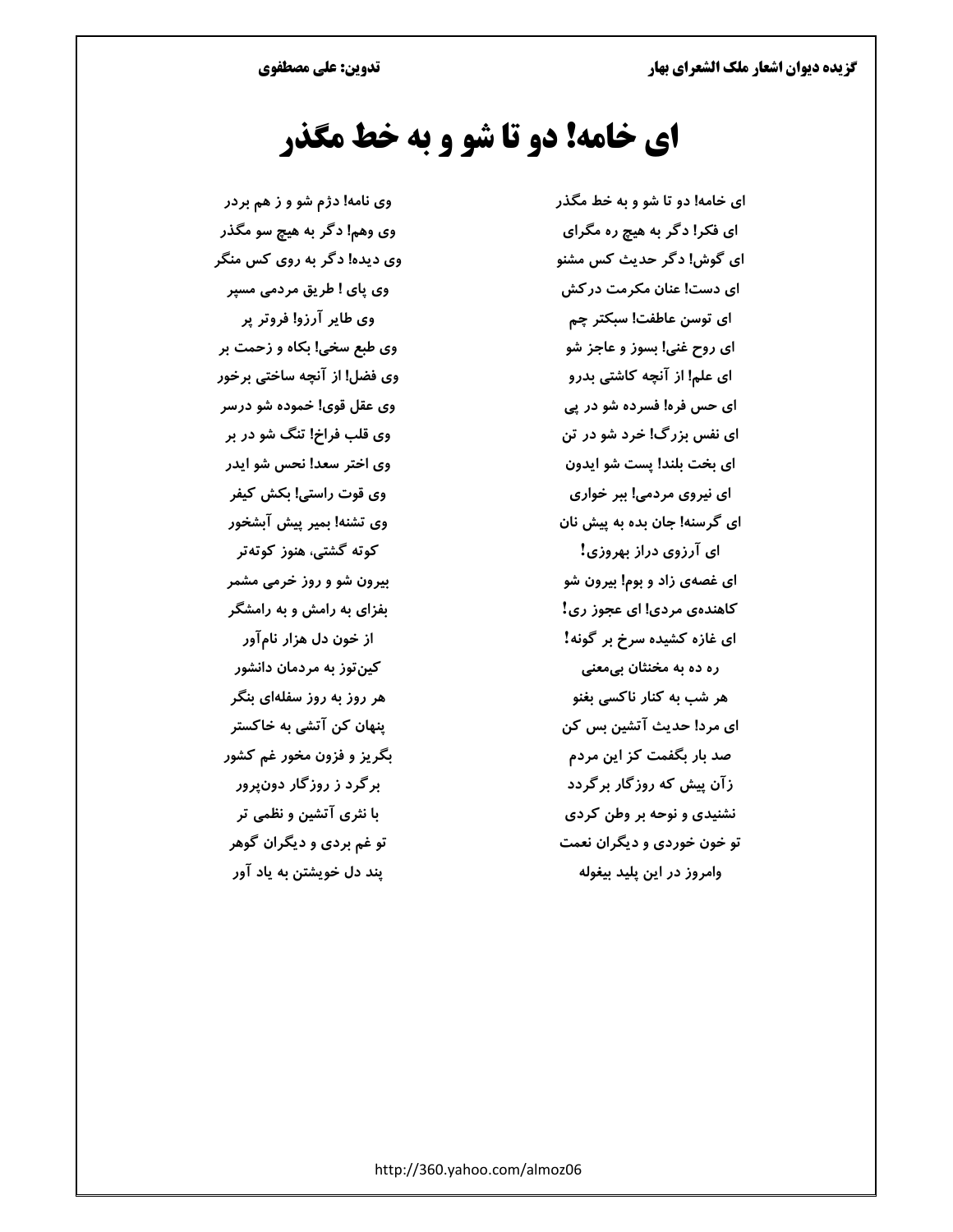# ای خامه! دو تا شو و به خط مگذر

ای خامه! دو تا شو و به خط مگذر — وی نامه! دژم شو و ز هم بردر

ای فکر! دگر به هیچ ره مگرای — وی وهم! دگر به هیچ سو مگذر

ای گوش! دگر حدیث کس مشنو — وی دیده! دگر به روی کس منگر

ای دست! عنان مکرمت درکش — وی پای ! طریق مردمی مسپر

ای توسن عاطفت! سبکتر چم — وی طایر آرزو! فروتر پر

ای روح غنی! بسوز و عاجز شو — وی طبع سخی! بکاه و زحمت بر

ای علم! از آنچه کاشتی بدرو — وی فضل! از آنچه ساختی برخور

ای حس فره! فسرده شو در پی — وی عقل قوی! خموده شو درسر

ای نفس بزرگ! خرد شو در تن — وی قلب فراخ! تنگ شو در بر

ای بخت بلند! پست شو ایدون — وی اختر سعد! نحس شو ایدر

ای نیروی مردمی! ببر خواری — وی قوت راستی! بکش کیفر

ای گرسنه! جان بده به پیش نان — وی تشنه! بمیر پیش آبشخور

ای آرزوی دراز بهروزی! — کوته گشتی، هنوز کوته‌تر

ای غصه‌ی زاد و بوم! بیرون شو — بیرون شو و روز خرمی مشمر

کاهنده‌ی مردی! ای عجوز ری! — بفزای به رامش و به رامشگر

ای غازه کشیده سرخ بر گونه! — از خون دل هزار نام‌آور

ره ده به مخنثان بی‌معنی — کین‌توز به مردمان دانشور

هر شب به کنار ناکسی بغنو — هر روز به روز سفله‌ای بنگر

ای مرد! حدیث آتشین بس کن — پنهان کن آتشی به خاکستر

صد بار بگفمت کز این مردم — بگریز و فزون مخور غم کشور

زآن پیش که روزگار برگردد — برگرد ز روزگار دون‌پرور

نشنیدی و نوحه بر وطن کردی — با نثری آتشین و نظمی تر

تو خون خوردی و دیگران نعمت — تو غم بردی و دیگران گوهر

وامروز در این پلید بیغوله — پند دل خویشتن به یاد آور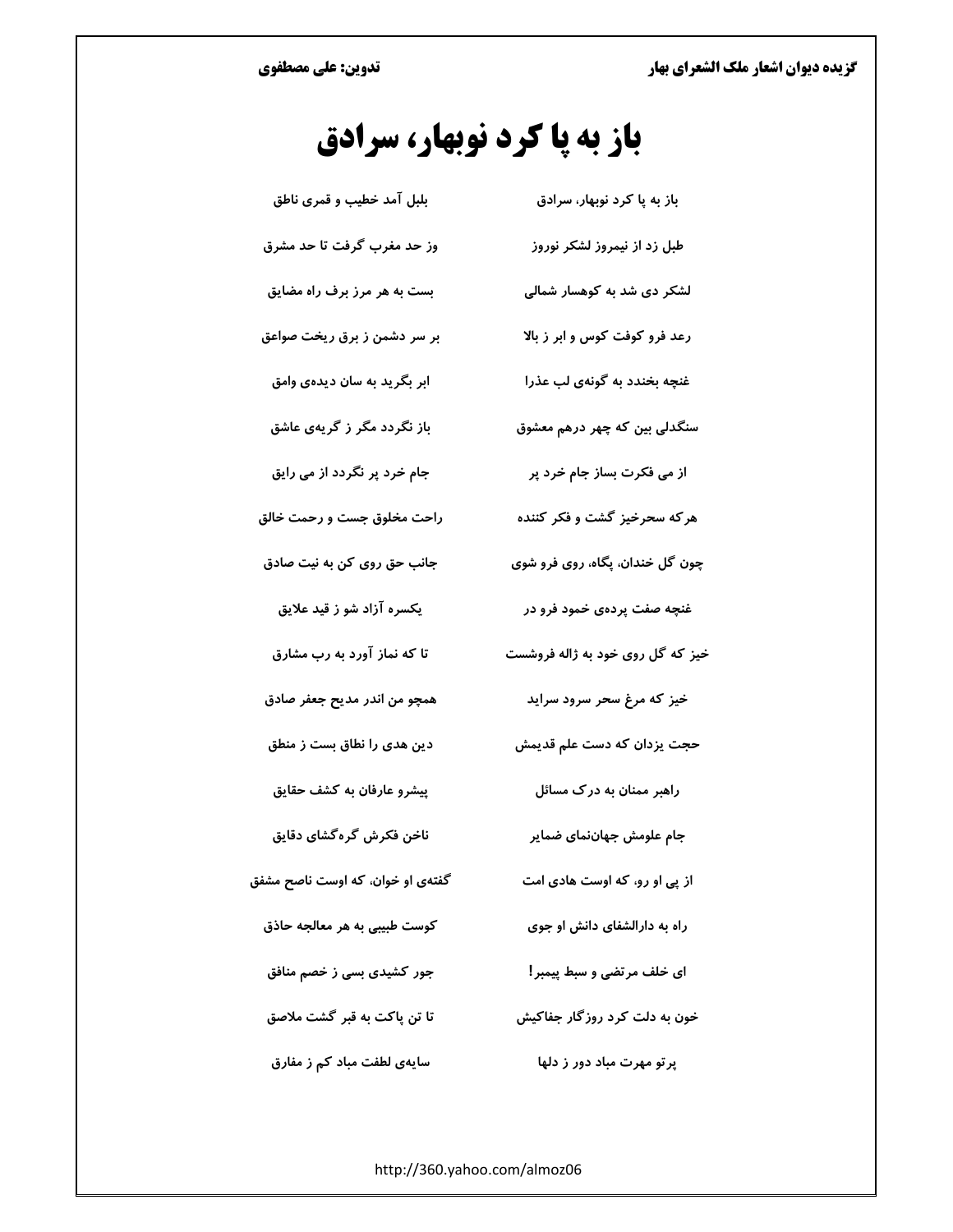# باز به پا کرد نوبهار، سرادق

باز به پا کرد نوبهار، سرادق  بلبل آمد خطیب و قمری ناطق

طبل زد از نیمروز لشکر نوروز  وز حد مغرب گرفت تا حد مشرق

لشکر دی شد به کوهسار شمالی  بست به هر مرز برف راه مضایق

رعد فرو کوفت کوس و ابر ز بالا  بر سر دشمن ز برق ریخت صواعق

غنچه بخندد به گونه‌ی لب عذرا  ابر بگرید به سان دیده‌ی وامق

سنگدلی بین که چهر درهم معشوق  باز نگردد مگر ز گریه‌ی عاشق

از می فکرت بساز جام خرد پر  جام خرد پر نگردد از می رایق

هرکه سحرخیز گشت و فکر کننده  راحت مخلوق جست و رحمت خالق

چون گل خندان، پگاه، روی فرو شوی  جانب حق روی کن به نیت صادق

غنچه صفت پرده‌ی خمود فرو در  یکسره آزاد شو ز قید علایق

خیز که گل روی خود به ژاله فروشست  تا که نماز آورد به رب مشارق

خیز که مرغ سحر سرود سراید  همچو من اندر مدیح جعفر صادق

حجت یزدان که دست علم قدیمش  دین هدی را نطاق بست ز منطق

راهبر ممنان به درک مسائل  پیشرو عارفان به کشف حقایق

جام علومش جهان‌نمای ضمایر  ناخن فکرش گره‌گشای دقایق

از پی او رو، که اوست هادی امت  گفته‌ی او خوان، که اوست ناصح مشفق

راه به دارالشفای دانش او جوی  کوست طبیبی به هر معالجه حاذق

ای خلف مرتضی و سبط پیمبر!  جور کشیدی بسی ز خصم منافق

خون به دلت کرد روزگار جفاکیش  تا تن پاکت به قبر گشت ملاصق

پرتو مهرت مباد دور ز دلها  سایه‌ی لطفت مباد کم ز مفارق

http://360.yahoo.com/almoz06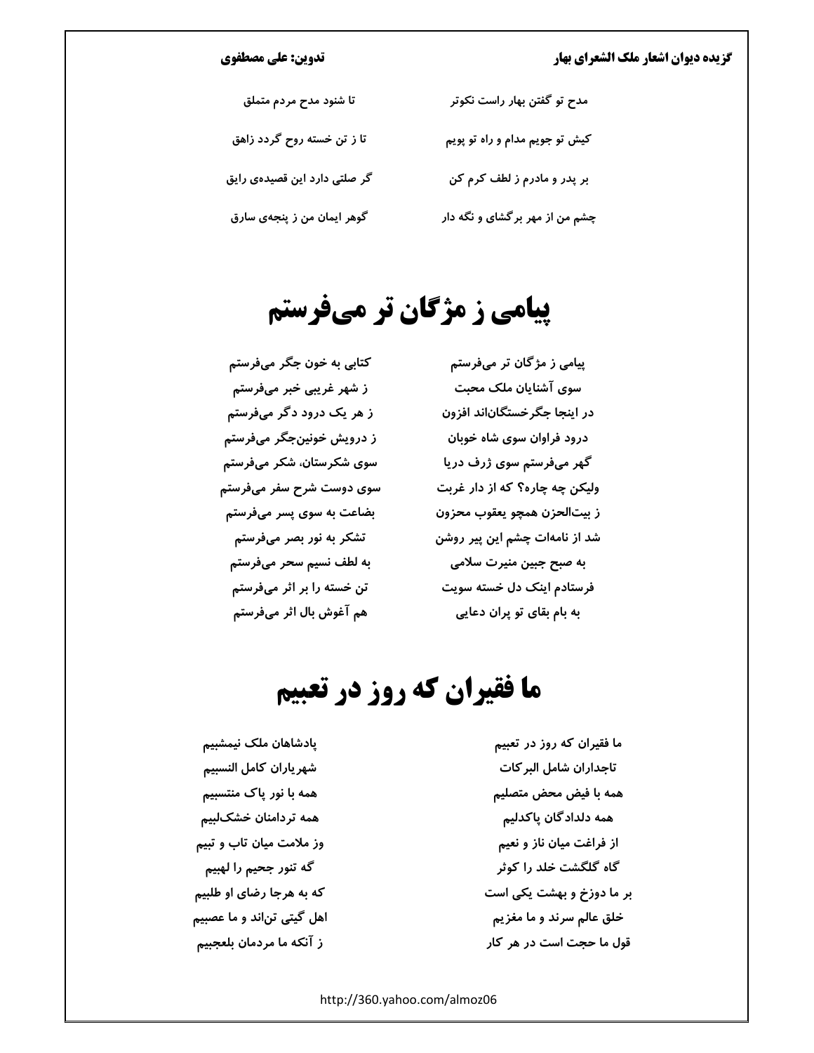مدح تو گفتن بهار راست نکوتر — تا شنود مدح مردم متملق

کیش تو جویم مدام و راه تو پویم — تا ز تن خسته روح گردد زاهق

بر پدر و مادرم ز لطف کرم کن — گر صلتی دارد این قصیده‌ی رایق

چشم من از مهر برگشای و نگه دار — گوهر ایمان من ز پنجه‌ی سارق

# پیامی ز مژگان تر می‌فرستم

پیامی ز مژگان تر می‌فرستم — کتابی به خون جگر می‌فرستم

سوی آشنایان ملک محبت — ز شهر غریبی خبر می‌فرستم

در اینجا جگرخستگان‌اند افزون — ز هر یک درود دگر می‌فرستم

درود فراوان سوی شاه خوبان — ز درویش خونین‌جگر می‌فرستم

گهر می‌فرستم سوی ژرف دریا — سوی شکرستان، شکر می‌فرستم

ولیکن چه چاره؟ که از دار غربت — سوی دوست شرح سفر می‌فرستم

ز بیت‌الحزن همچو یعقوب محزون — بضاعت به سوی پسر می‌فرستم

شد از نامه‌ات چشم این پیر روشن — تشکر به نور بصر می‌فرستم

به صبح جبین منیرت سلامی — به لطف نسیم سحر می‌فرستم

فرستادم اینک دل خسته سویت — تن خسته را بر اثر می‌فرستم

به بام بقای تو پران دعایی — هم آغوش بال اثر می‌فرستم

# ما فقیران که روز در تعبیم

ما فقیران که روز در تعبیم — پادشاهان ملک نیمشبیم

تاجداران شامل البرکات — شهریاران کامل النسبیم

همه با فیض محض متصلیم — همه با نور پاک منتسبیم

همه دلدادگان پاکدلیم — همه تردامنان خشک‌لبیم

از فراغت میان ناز و نعیم — وز ملامت میان تاب و تبیم

گاه گلگشت خلد را کوثر — گه تنور جحیم را لهبیم

بر ما دوزخ و بهشت یکی است — که به هرجا رضای او طلبیم

خلق عالم سرند و ما مغزیم — اهل گیتی تن‌اند و ما عصبیم

قول ما حجت است در هر کار — ز آنکه ما مردمان بلعجبیم

http://360.yahoo.com/almoz06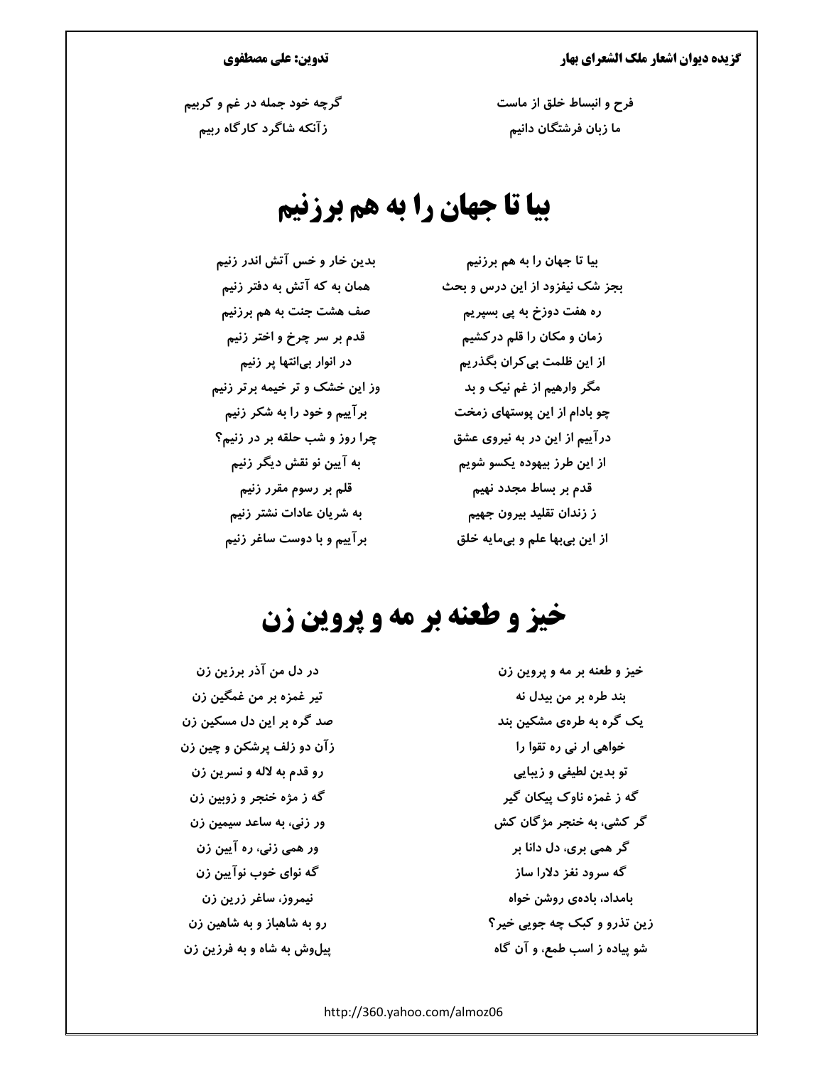فرح و انبساط خلق از ماست
گرچه خود جمله در غم و کربیم

ما زبان فرشتگان دانیم
زآنکه شاگرد کارگاه ربیم

# بیا تا جهان را به هم برزنیم

بیا تا جهان را به هم برزنیم
بدین خار و خس آتش اندر زنیم

بجز شک نیفزود از این درس و بحث
همان به که آتش به دفتر زنیم

ره هفت دوزخ به پی بسپریم
صف هشت جنت به هم برزنیم

زمان و مکان را قلم درکشیم
قدم بر سر چرخ و اختر زنیم

از این ظلمت بی‌کران بگذریم
در انوار بی‌انتها پر زنیم

مگر وارهیم از غم نیک و بد
وز این خشک و تر خیمه برتر زنیم

چو بادام از این پوستهای زمخت
برآییم و خود را به شکر زنیم

درآییم از این در به نیروی عشق
چرا روز و شب حلقه بر در زنیم؟

از این طرز بیهوده یکسو شویم
به آیین نو نقش دیگر زنیم

قدم بر بساط مجدد نهیم
قلم بر رسوم مقرر زنیم

ز زندان تقلید بیرون جهیم
به شریان عادات نشتر زنیم

از این بی‌بها علم و بی‌مایه خلق
برآییم و با دوست ساغر زنیم

# خیز و طعنه بر مه و پروین زن

خیز و طعنه بر مه و پروین زن
در دل من آذر برزین زن

بند طره بر من بیدل نه
تیر غمزه بر من غمگین زن

یک گره به طره‌ی مشکین بند
صد گره بر این دل مسکین زن

خواهی ار نی ره تقوا را
زآن دو زلف پرشکن و چین زن

تو بدین لطیفی و زیبایی
رو قدم به لاله و نسرین زن

گه ز غمزه ناوک پیکان گیر
گه ز مژه خنجر و زوبین زن

گر کشی، به خنجر مژگان کش
ور زنی، به ساعد سیمین زن

گر همی بری، دل دانا بر
ور همی زنی، ره آیین زن

گه سرود نغز دلارا ساز
گه نوای خوب نوآیین زن

بامداد، باده‌ی روشن خواه
نیمروز، ساغر زرین زن

زین تذرو و کبک چه جویی خیر؟
رو به شاهباز و به شاهین زن

شو پیاده ز اسب طمع، و آن گاه
پیل‌وش به شاه و به فرزین زن

http://360.yahoo.com/almoz06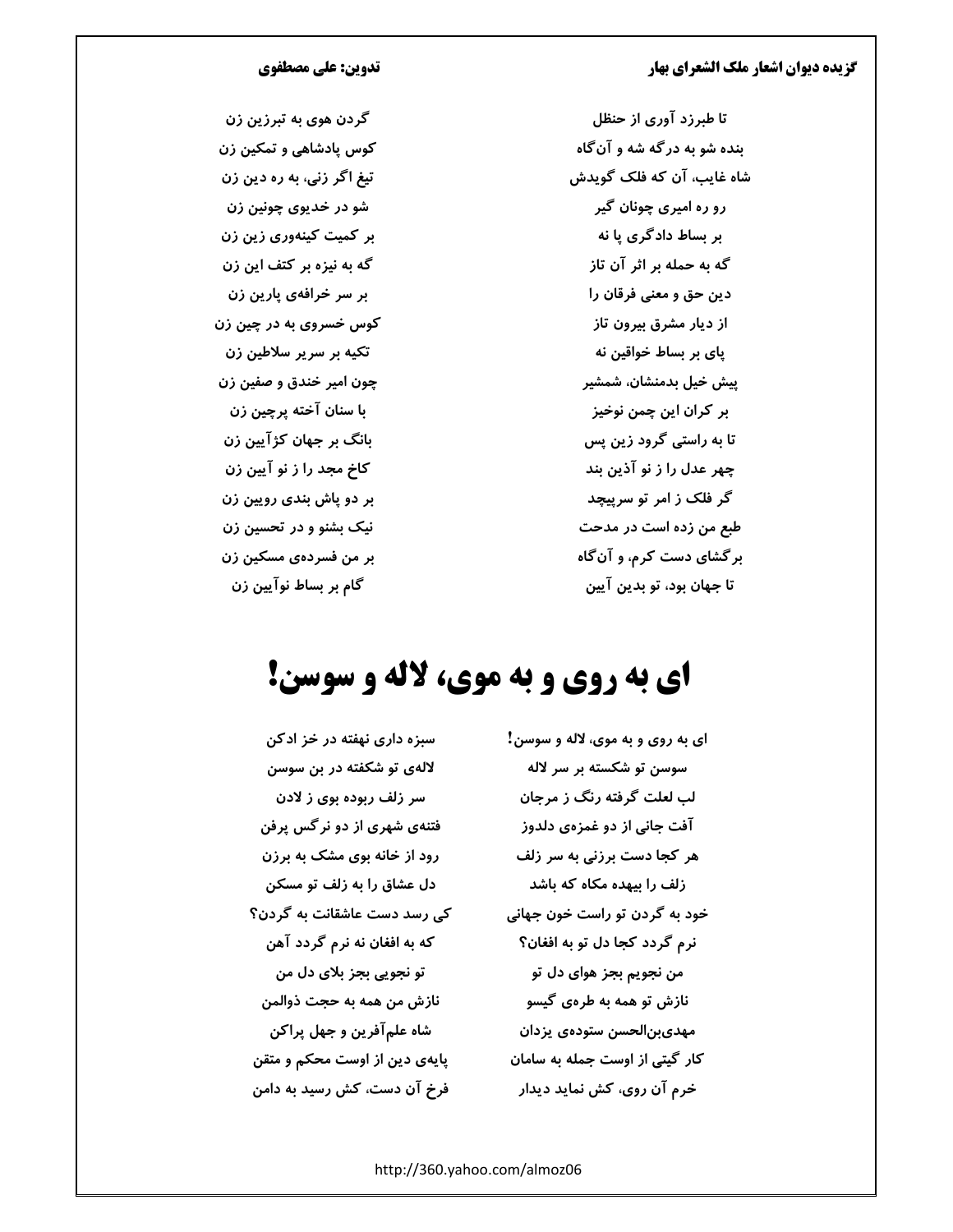تا طبرزد آوری از حنظل — گردن هوی به تبرزین زن

بنده شو به درگه شه و آن‌گاه — کوس پادشاهی و تمکین زن

شاه غایب، آن که فلک گویدش — تیغ اگر زنی، به ره دین زن

رو ره امیری چونان گیر — شو در خدیوی چونین زن

بر بساط دادگری پا نه — بر کمیت کینه‌وری زین زن

گه به حمله بر اثر آن تاز — گه به نیزه بر کتف این زن

دین حق و معنی فرقان را — بر سر خرافه‌ی پارین زن

از دیار مشرق بیرون تاز — کوس خسروی به در چین زن

پای بر بساط خواقین نه — تکیه بر سریر سلاطین زن

پیش خیل بدمنشان، شمشیر — چون امیر خندق و صفین زن

بر کران این چمن نوخیز — با سنان آخته پرچین زن

تا به راستی گرود زین پس — بانگ بر جهان کژآیین زن

چهر عدل را ز نو آذین بند — کاخ مجد را ز نو آیین زن

گر فلک ز امر تو سرپیچد — بر دو پاش بندی رویین زن

طبع من زده است در مدحت — نیک بشنو و در تحسین زن

برگشای دست کرم، و آن‌گاه — بر من فسرده‌ی مسکین زن

تا جهان بود، تو بدین آیین — گام بر بساط نوآیین زن

# ای به روی و به موی، لاله و سوسن!

ای به روی و به موی، لاله و سوسن! — سبزه داری نهفته در خز ادکن

سوسن تو شکسته بر سر لاله — لاله‌ی تو شکفته در بن سوسن

لب لعلت گرفته رنگ ز مرجان — سر زلف ربوده بوی ز لادن

آفت جانی از دو غمزه‌ی دلدوز — فتنه‌ی شهری از دو نرگس پرفن

هر کجا دست برزنی به سر زلف — رود از خانه بوی مشک به برزن

زلف را بیهده مکاه که باشد — دل عشاق را به زلف تو مسکن

خود به گردن تو راست خون جهانی — کی رسد دست عاشقانت به گردن؟

نرم گردد کجا دل تو به افغان؟ — که به افغان نه نرم گردد آهن

من نجویم بجز هوای دل تو — تو نجویی بجز بلای دل من

نازش تو همه به طره‌ی گیسو — نازش من همه به حجت ذوالمن

مهدی‌بن‌الحسن ستوده‌ی یزدان — شاه علم‌آفرین و جهل پراکن

کار گیتی از اوست جمله به سامان — پایه‌ی دین از اوست محکم و متقن

خرم آن روی، کش نماید دیدار — فرخ آن دست، کش رسید به دامن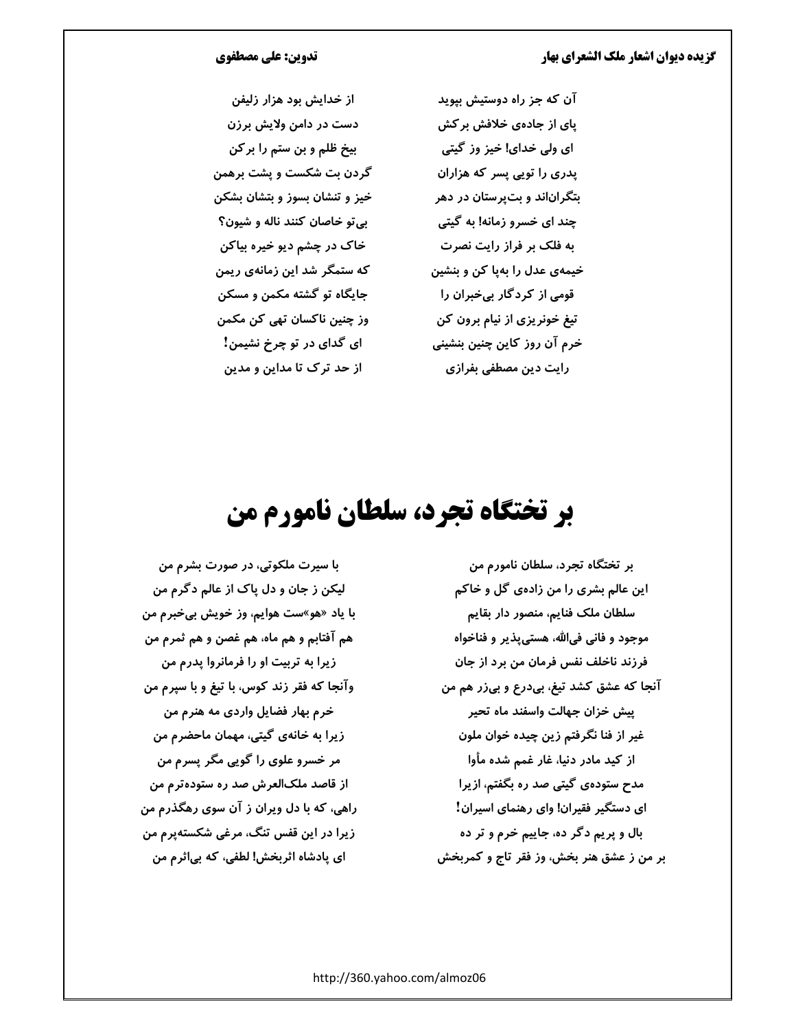آن که جز راه دوستیش بپوید — از خدایش بود هزار زلیفن
پای از جاده‌ی خلافش برکش — دست در دامن ولایش برزن
ای ولی خدای! خیز وز گیتی — بیخ ظلم و بن ستم را برکن
پدری را تویی پسر که هزاران — گردن بت شکست و پشت برهمن
بتگران‌اند و بت‌پرستان در دهر — خیز و تنشان بسوز و بتشان بشکن
چند ای خسرو زمانه! به گیتی — بی‌تو خاصان کنند ناله و شیون؟
به فلک بر فراز رایت نصرت — خاک در چشم دیو خیره بیاکن
خیمه‌ی عدل را به‌پا کن و بنشین — که ستمگر شد این زمانه‌ی ریمن
قومی از کردگار بی‌خبران را — جایگاه تو گشته مکمن و مسکن
تیغ خونریزی از نیام برون کن — وز چنین ناکسان تهی کن مکمن
خرم آن روز کاین چنین بنشینی — ای گدای در تو چرخ نشیمن!
رایت دین مصطفی بفرازی — از حد ترک تا مداین و مدین

# بر تختگاه تجرد، سلطان نامورم من

بر تختگاه تجرد، سلطان نامورم من — با سیرت ملکوتی، در صورت بشرم من
این عالم بشری را من زاده‌ی گل و خاکم — لیکن ز جان و دل پاک از عالم دگرم من
سلطان ملک فنایم، منصور دار بقایم — با یاد «هو»ست هوایم، وز خویش بی‌خبرم من
موجود و فانی فی‌الله، هستی‌پذیر و فناخواه — هم آفتابم و هم ماه، هم غصن و هم ثمرم من
فرزند ناخلف نفس فرمان من برد از جان — زیرا به تربیت او را فرمانروا پدرم من
آنجا که عشق کشد تیغ، بی‌درع و بی‌زر هم من — وآنجا که فقر زند کوس، با تیغ و با سپرم من
پیش خزان جهالت واسفند ماه تحیر — خرم بهار فضایل واردی مه هنرم من
غیر از فنا نگرفتم زین چیده خوان ملون — زیرا به خانه‌ی گیتی، مهمان ماحضرم من
از کید مادر دنیا، غار غمم شده مأوا — مر خسرو علوی را گویی مگر پسرم من
مدح ستوده‌ی گیتی صد ره بگفتم، ازیرا — از قاصد ملک‌العرش صد ره ستوده‌ترم من
ای دستگیر فقیران! وای رهنمای اسیران! — راهی، که با دل ویران ز آن سوی رهگذرم من
بال و پریم دگر ده، جاییم خرم و تر ده — زیرا در این قفس تنگ، مرغی شکسته‌پرم من
بر من ز عشق هنر بخش، وز فقر تاج و کمربخش — ای پادشاه اثربخش! لطفی، که بی‌اثرم من

http://360.yahoo.com/almoz06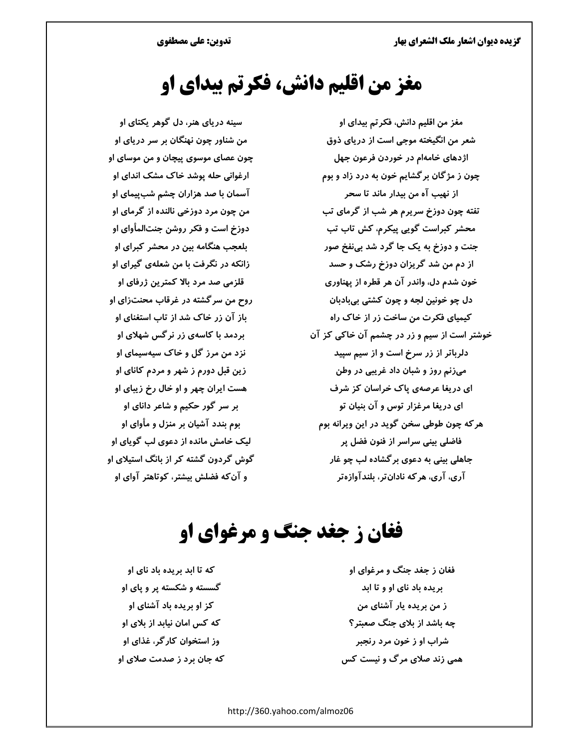# مغز من اقلیم دانش، فکرتم بیدای او

مغز من اقلیم دانش، فکرتم بیدای او
سینه دریای هنر، دل گوهر یکتای او

شعر من انگیخته موجی است از دریای ذوق
من شناور چون نهنگان بر سر دریای او

اژدهای خامه‌ام در خوردن فرعون جهل
چون عصای موسوی پیچان و من موسای او

چون ز مژگان برگشایم خون به درد زاد و بوم
ارغوانی حله پوشد خاک مشک اندای او

از نهیب آه من بیدار ماند تا سحر
آسمان با صد هزاران چشم شب‌پیمای او

تفته چون دوزخ سریرم هر شب از گرمای تب
من چون مرد دوزخی نالنده از گرمای او

محشر کبراست گویی پیکرم، کش تاب تب
دوزخ است و فکر روشن جنت‌المأوای او

جنت و دوزخ به یک جا گرد شد بی‌نفخ صور
بلعجب هنگامه بین در محشر کبرای او

از دم من شد گریزان دوزخ رشک و حسد
زانکه در نگرفت با من شعله‌ی گیرای او

خون شدم دل، واندر آن هر قطره از پهناوری
قلزمی صد مرد بالا کمترین ژرفای او

دل چو خونین لجه و چون کشتی بی‌بادبان
روح من سرگشته در غرقاب محنت‌زای او

کیمیای فکرت من ساخت زر از خاک راه
باز آن زر خاک شد از تاب استغنای او

خوشتر است از سیم و زر در چشمم آن خاکی کز آن
بردمد با کاسه‌ی زر نرگس شهلای او

دلرباتر از زر سرخ است و از سیم سپید
نزد من مرز گل و خاک سیه‌سیمای او

می‌زنم روز و شبان داد غریبی در وطن
زین قبل دورم ز شهر و مردم کانای او

ای دریغا عرصه‌ی پاک خراسان کز شرف
هست ایران چهر و او خال رخ زیبای او

ای دریغا مرغزار توس و آن بنیان تو
بر سر گور حکیم و شاعر دانای او

هرکه چون طوطی سخن گوید در این ویرانه بوم
بوم بندد آشیان بر منزل و مأوای او

فاضلی بینی سراسر از فنون فضل پر
لیک خامش مانده از دعوی لب گویای او

جاهلی بینی به دعوی برگشاده لب چو غار
گوش گردون گشته کر از بانگ استیلای او

آری، آری، هرکه نادان‌تر، بلندآوازه‌تر
و آن‌که فضلش بیشتر، کوتاهتر آوای او

# فغان ز جغد جنگ و مرغوای او

فغان ز جغد جنگ و مرغوای او
که تا ابد بریده باد نای او

بریده باد نای او و تا ابد
گسسته و شکسته پر و پای او

ز من بریده یار آشنای من
کز او بریده باد آشنای او

چه باشد از بلای جنگ صعبتر؟
که کس امان نیابد از بلای او

شراب او ز خون مرد رنجبر
وز استخوان کارگر، غذای او

همی زند صلای مرگ و نیست کس
که جان برد ز صدمت صلای او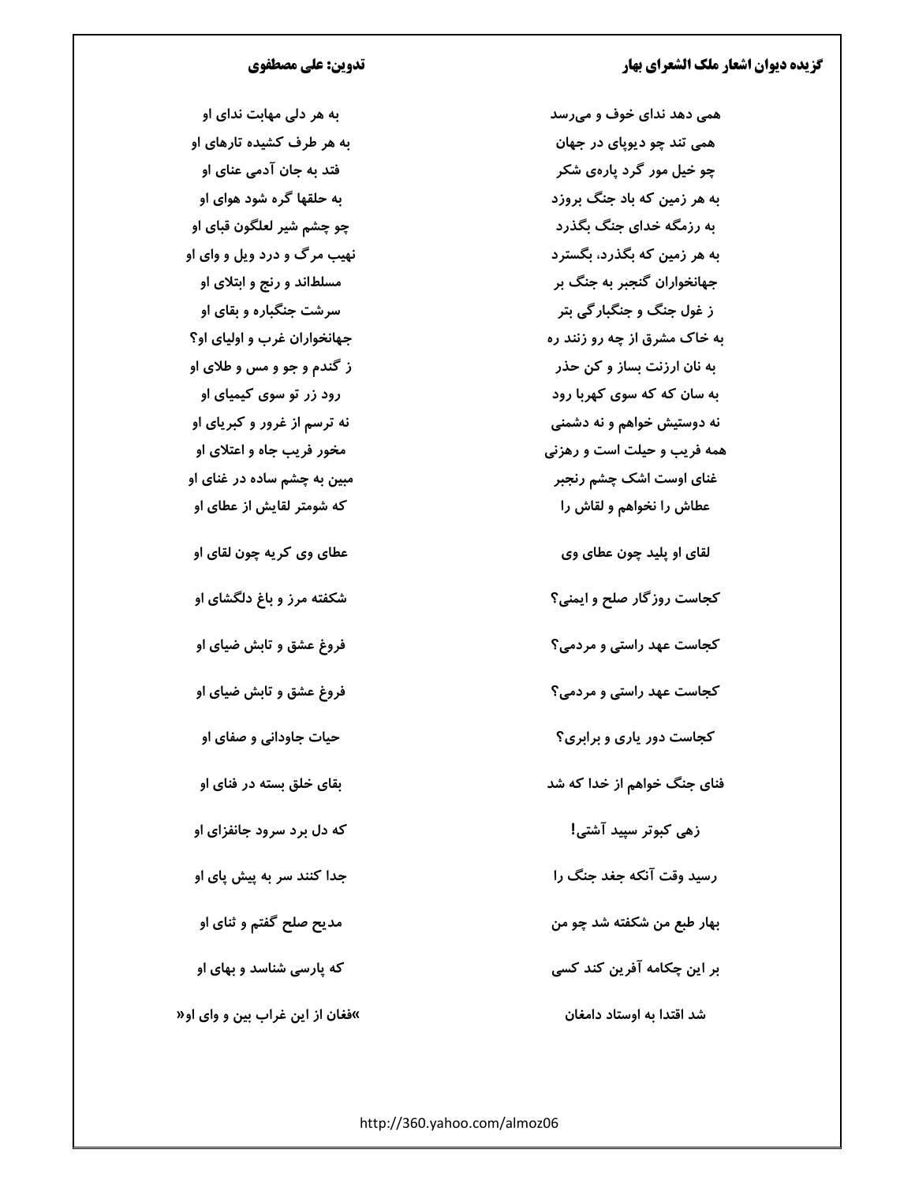همی دهد ندای خوف و می‌رسد	به هر دلی مهابت ندای او

همی تند چو دیوپای در جهان	به هر طرف کشیده تارهای او

چو خیل مور گرد پاره‌ی شکر	فتد به جان آدمی عنای او

به هر زمین که باد جنگ بروزد	به حلقها گره شود هوای او

به رزمگه خدای جنگ بگذرد	چو چشم شیر لعلگون قبای او

به هر زمین که بگذرد، بگسترد	نهیب مرگ و درد ویل و وای او

جهانخواران گنجبر به جنگ بر	مسلطاند و رنج و ابتلای او

ز غول جنگ و جنگبارگی بتر	سرشت جنگباره و بقای او

به خاک مشرق از چه رو زنند ره	جهانخواران غرب و اولیای او؟

به نان ارزنت بساز و کن حذر	ز گندم و جو و مس و طلای او

به سان که که سوی کهربا رود	رود زر تو سوی کیمیای او

نه دوستیش خواهم و نه دشمنی	نه ترسم از غرور و کبریای او

همه فریب و حیلت است و رهزنی	مخور فریب جاه و اعتلای او

غنای اوست اشک چشم رنجبر	مبین به چشم ساده در غنای او

عطاش را نخواهم و لقاش را	که شومتر لقایش از عطای او

لقای او پلید چون عطای وی	عطای وی کریه چون لقای او

کجاست روزگار صلح و ایمنی؟	شکفته مرز و باغ دلگشای او

کجاست عهد راستی و مردمی؟	فروغ عشق و تابش ضیای او

کجاست عهد راستی و مردمی؟	فروغ عشق و تابش ضیای او

کجاست دور یاری و برابری؟	حیات جاودانی و صفای او

فنای جنگ خواهم از خدا که شد	بقای خلق بسته در فنای او

زهی کبوتر سپید آشتی!	که دل برد سرود جانفزای او

رسید وقت آنکه جغد جنگ را	جدا کنند سر به پیش پای او

بهار طبع من شکفته شد چو من	مدیح صلح گفتم و ثنای او

بر این چکامه آفرین کند کسی	که پارسی شناسد و بهای او

شد اقتدا به اوستاد دامغان	»فغان از این غراب بین و وای او«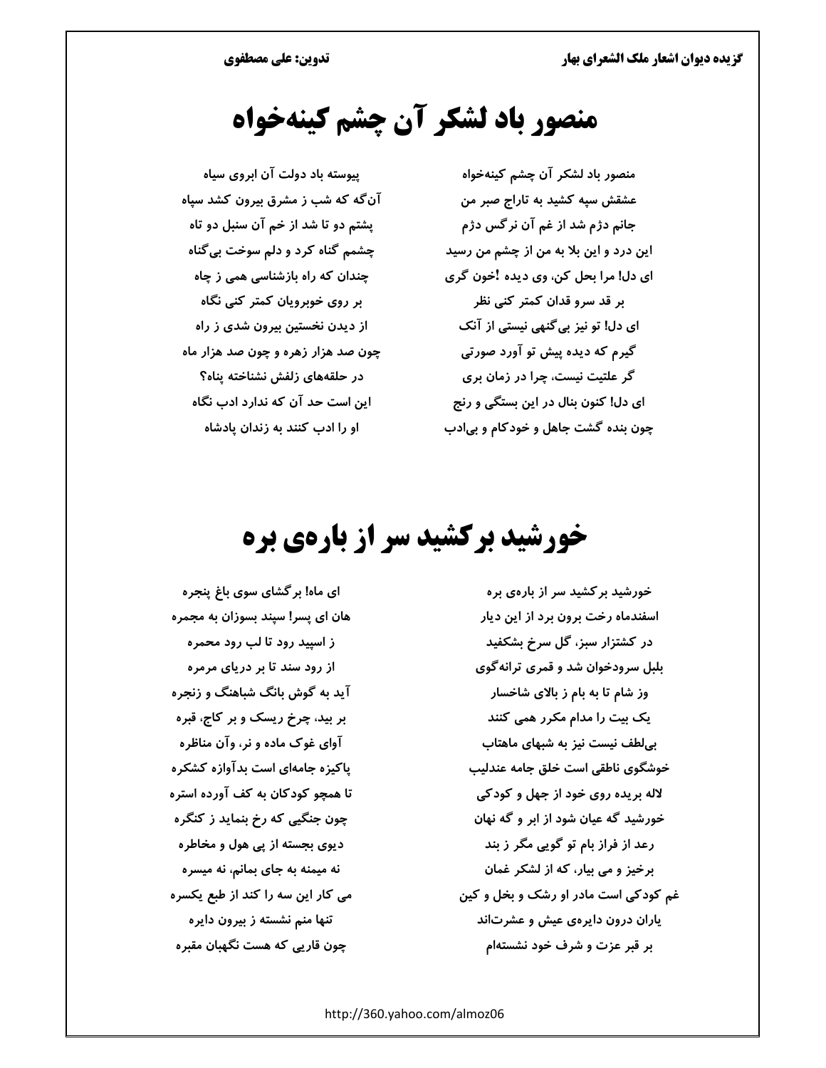# منصور باد لشکر آن چشم کینه‌خواه

منصور باد لشکر آن چشم کینه‌خواه — پیوسته باد دولت آن ابروی سیاه

عشقش سپه کشید به تاراج صبر من — آن‌گه که شب ز مشرق بیرون کشد سپاه

جانم دژم شد از غم آن نرگس دژم — پشتم دو تا شد از خم آن سنبل دو تاه

این درد و این بلا به من از چشم من رسید — چشمم گناه کرد و دلم سوخت بی‌گناه

ای دل! مرا بحل کن، وی دیده !خون گری — چندان که راه بازشناسی همی ز چاه

بر قد سرو قدان کمتر کنی نظر — بر روی خوبرویان کمتر کنی نگاه

ای دل! تو نیز بی‌گنهی نیستی از آنک — از دیدن نخستین بیرون شدی ز راه

گیرم که دیده پیش تو آورد صورتی — چون صد هزار زهره و چون صد هزار ماه

گر علتیت نیست، چرا در زمان بری — در حلقه‌های زلفش نشناخته پناه؟

ای دل! کنون بنال در این بستگی و رنج — این است حد آن که ندارد ادب نگاه

چون بنده گشت جاهل و خودکام و بی‌ادب — او را ادب کنند به زندان پادشاه

# خورشید برکشید سر از باره‌ی بره

خورشید برکشید سر از باره‌ی بره — ای ماه! برگشای سوی باغ پنجره

اسفندماه رخت برون برد از این دیار — هان ای پسر! سپند بسوزان به مجمره

در کشتزار سبز، گل سرخ بشکفید — ز اسپید رود تا لب رود محمره

بلبل سرودخوان شد و قمری ترانه‌گوی — از رود سند تا بر دریای مرمره

وز شام تا به بام ز بالای شاخسار — آید به گوش بانگ شباهنگ و زنجره

یک بیت را مدام مکرر همی کنند — بر بید، چرخ ریسک و بر کاج، قبره

بی‌لطف نیست نیز به شبهای ماهتاب — آوای غوک ماده و نر، وآن مناظره

خوشگوی ناطقی است خلق جامه عندلیب — پاکیزه جامه‌ای است بدآوازه کشکره

لاله بریده روی خود از جهل و کودکی — تا همچو کودکان به کف آورده استره

خورشید گه عیان شود از ابر و گه نهان — چون جنگیی که رخ بنماید ز کنگره

رعد از فراز بام تو گویی مگر ز بند — دیوی بجسته از پی هول و مخاطره

برخیز و می بیار، که از لشکر غمان — نه میمنه به جای بمانم، نه میسره

غم کودکی است مادر او رشک و بخل و کین — می کار این سه را کند از طبع یکسره

یاران درون دایره‌ی عیش و عشرت‌اند — تنها منم نشسته ز بیرون دایره

بر قبر عزت و شرف خود نشسته‌ام — چون قاریی که هست نگهبان مقبره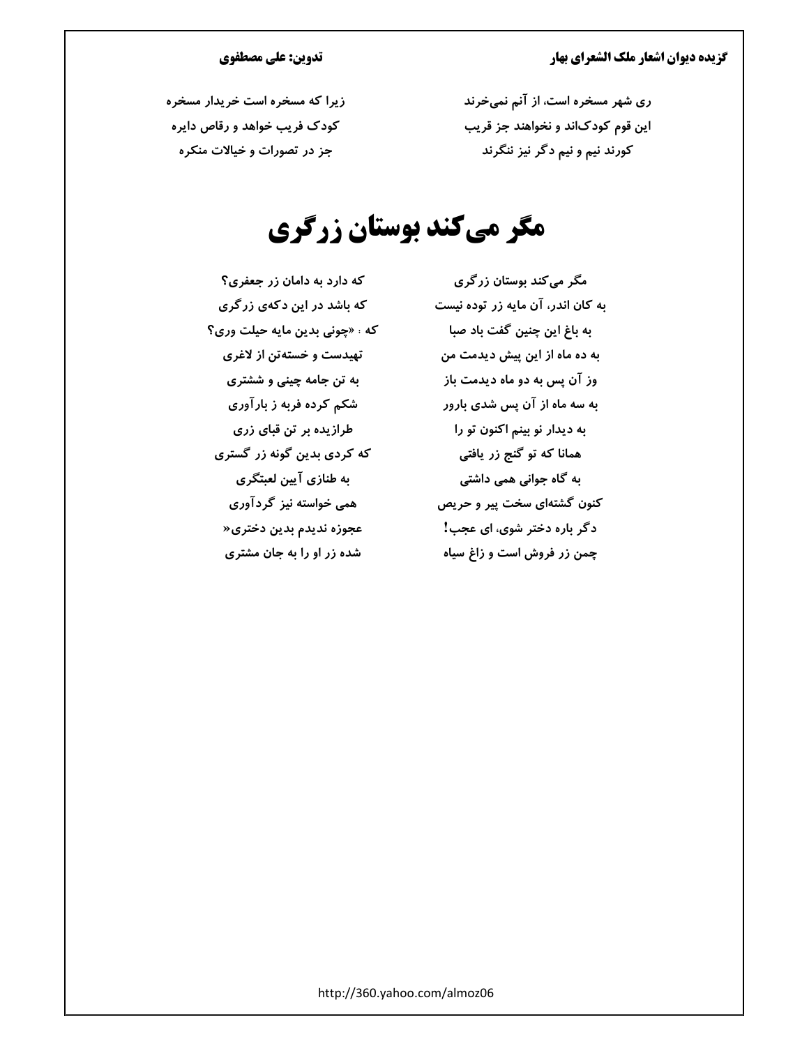ری شهر مسخره است، از آنم نمی‌خرند
زیرا که مسخره است خریدار مسخره

این قوم کودک‌اند و نخواهند جز قریب
کودک فریب خواهد و رقاص دایره

کورند نیم و نیم دگر نیز ننگرند
جز در تصورات و خیالات منکره

# مگر می‌کند بوستان زرگری

مگر می‌کند بوستان زرگری
که دارد به دامان زر جعفری؟

به کان اندر، آن مایه زر توده نیست
که باشد در این دکه‌ی زرگری

به باغ این چنین گفت باد صبا
که : «چونی بدین مایه حیلت وری؟

به ده ماه از این پیش دیدمت من
تهیدست و خسته‌تن از لاغری

وز آن پس به دو ماه دیدمت باز
به تن جامه چینی و ششتری

به سه ماه از آن پس شدی بارور
شکم کرده فربه ز بارآوری

به دیدار نو بینم اکنون تو را
طرازیده بر تن قبای زری

همانا که تو گنج زر یافتی
که کردی بدین گونه زر گستری

به گاه جوانی همی داشتی
به طنازی آیین لعبتگری

کنون گشته‌ای سخت پیر و حریص
همی خواسته نیز گردآوری

دگر باره دختر شوی، ای عجب!
عجوزه ندیدم بدین دختری«

چمن زر فروش است و زاغ سیاه
شده زر او را به جان مشتری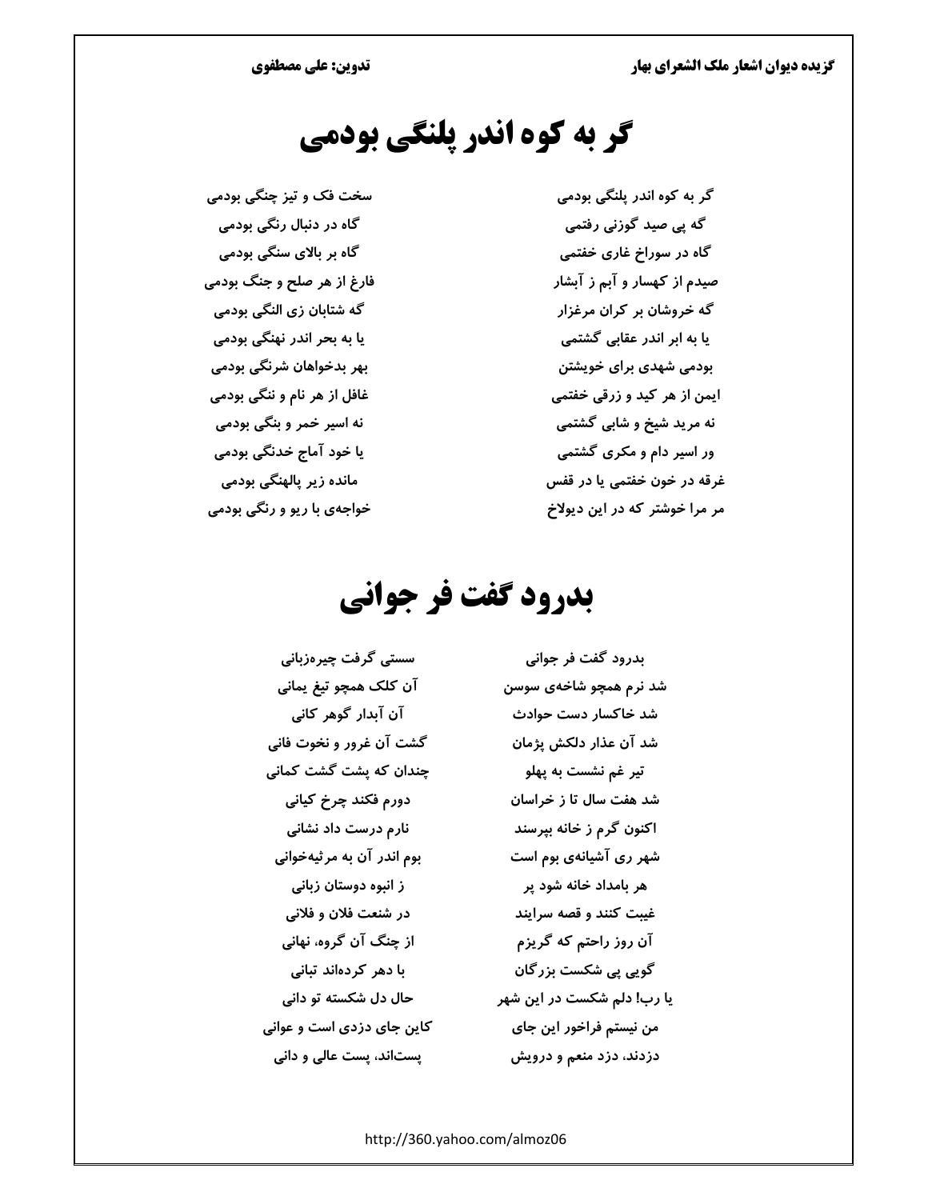# گر به کوه اندر پلنگی بودمی

گر به کوه اندر پلنگی بودمی — سخت فک و تیز چنگی بودمی
گه پی صید گوزنی رفتمی — گاه در دنبال رنگی بودمی
گاه در سوراخ غاری خفتمی — گاه بر بالای سنگی بودمی
صیدم از کهسار و آبم ز آبشار — فارغ از هر صلح و جنگ بودمی
گه خروشان بر کران مرغزار — گه شتابان زی النگی بودمی
یا به ابر اندر عقابی گشتمی — یا به بحر اندر نهنگی بودمی
بودمی شهدی برای خویشتن — بهر بدخواهان شرنگی بودمی
ایمن از هر کید و زرقی خفتمی — غافل از هر نام و ننگی بودمی
نه مرید شیخ و شابی گشتمی — نه اسیر خمر و بنگی بودمی
ور اسیر دام و مکری گشتمی — یا خود آماج خدنگی بودمی
غرقه در خون خفتمی یا در قفس — مانده زیر پالهنگی بودمی
مر مرا خوشتر که در این دیولاخ — خواجه‌ی با ریو و رنگی بودمی

# بدرود گفت فر جوانی

بدرود گفت فر جوانی — سستی گرفت چیره‌زبانی
شد نرم همچو شاخه‌ی سوسن — آن کلک همچو تیغ یمانی
شد خاکسار دست حوادث — آن آبدار گوهر کانی
شد آن عذار دلکش پژمان — گشت آن غرور و نخوت فانی
تیر غم نشست به پهلو — چندان که پشت گشت کمانی
شد هفت سال تا ز خراسان — دورم فکند چرخ کیانی
اکنون گرم ز خانه بپرسند — نارم درست داد نشانی
شهر ری آشیانه‌ی بوم است — بوم اندر آن به مرثیه‌خوانی
هر بامداد خانه شود پر — ز انبوه دوستان زبانی
غیبت کنند و قصه سرایند — در شنعت فلان و فلانی
آن روز راحتم که گریزم — از چنگ آن گروه، نهانی
گویی پی شکست بزرگان — با دهر کرده‌اند تبانی
یا رب! دلم شکست در این شهر — حال دل شکسته تو دانی
من نیستم فراخور این جای — کاین جای دزدی است و عوانی
دزدند، دزد منعم و درویش — پست‌اند، پست عالی و دانی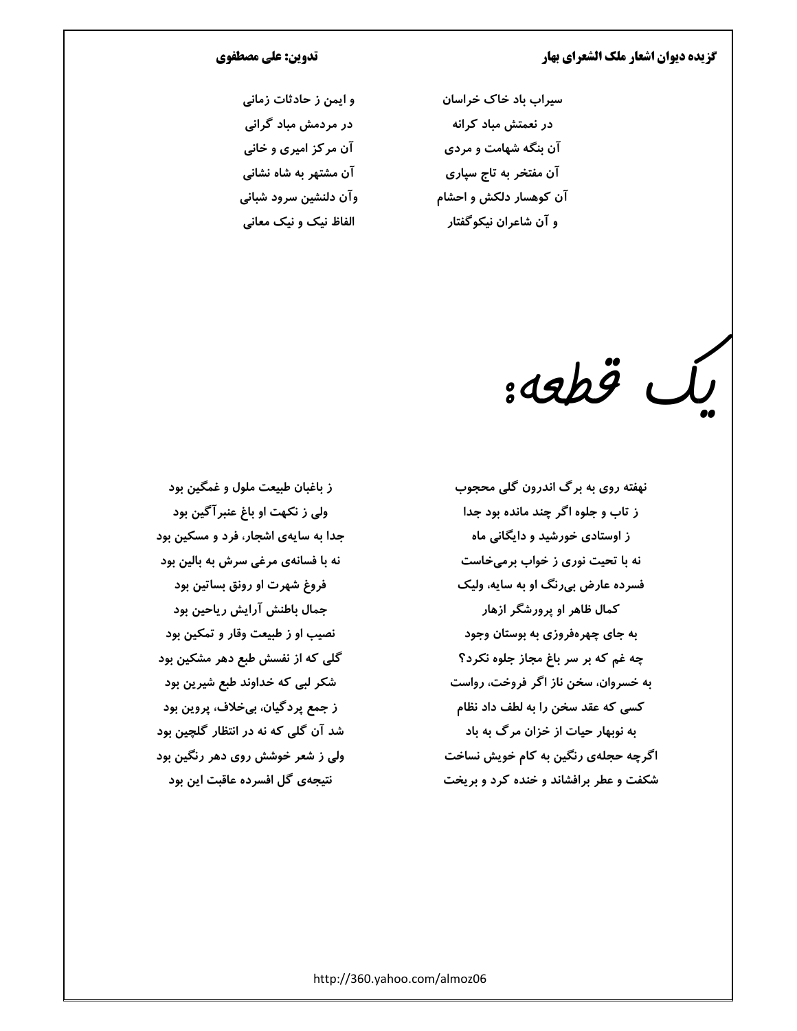سیراب باد خاک خراسان / و ایمن ز حادثات زمانی

در نعمتش مباد کرانه / در مردمش مباد گرانی

آن بنگه شهامت و مردی / آن مرکز امیری و خانی

آن مفتخر به تاج سپاری / آن مشتهر به شاه نشانی

آن کوهسار دلکش و احشام / وآن دلنشین سرود شبانی

و آن شاعران نیکوگفتار / الفاظ نیک و نیک معانی

# یک قطعه:

نهفته روی به برگ اندرون گلی محجوب / ز باغبان طبیعت ملول و غمگین بود

ز تاب و جلوه اگر چند مانده بود جدا / ولی ز نکهت او باغ عنبرآگین بود

ز اوستادی خورشید و دایگانی ماه / جدا به سایه‌ی اشجار، فرد و مسکین بود

نه با تحیت نوری ز خواب برمی‌خاست / نه با فسانه‌ی مرغی سرش به بالین بود

فسرده عارض بی‌رنگ او به سایه، ولیک / فروغ شهرت او رونق بساتین بود

کمال ظاهر او پرورشگر ازهار / جمال باطنش آرایش ریاحین بود

به جای چهره‌فروزی به بوستان وجود / نصیب او ز طبیعت وقار و تمکین بود

چه غم که بر سر باغ مجاز جلوه نکرد؟ / گلی که از نفسش طبع دهر مشکین بود

به خسروان، سخن ناز اگر فروخت، رواست / شکر لبی که خداوند طبع شیرین بود

کسی که عقد سخن را به لطف داد نظام / ز جمع پردگیان، بی‌خلاف، پروین بود

به نوبهار حیات از خزان مرگ به باد / شد آن گلی که نه در انتظار گلچین بود

اگرچه حجله‌ی رنگین به کام خویش نساخت / ولی ز شعر خوشش روی دهر رنگین بود

شکفت و عطر برافشاند و خنده کرد و بریخت / نتیجه‌ی گل افسرده عاقبت این بود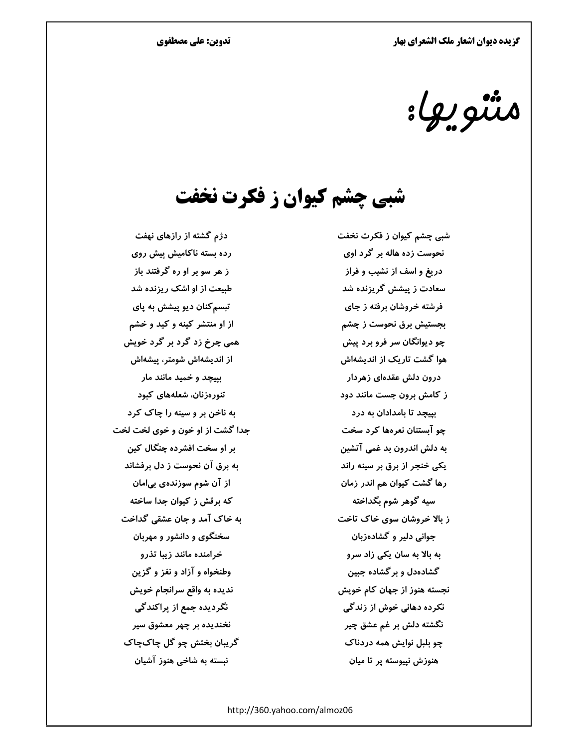# مثنویها:

## شبی چشم کیوان ز فکرت نخفت

شبی چشم کیوان ز فکرت نخفت — دژم گشته از رازهای نهفت

نحوست زده هاله بر گرد اوی — رده بسته ناکامیش پیش روی

دریغ و اسف از نشیب و فراز — ز هر سو بر او ره گرفتند باز

سعادت ز پیشش گریزنده شد — طبیعت از او اشک ریزنده شد

فرشته خروشان برفته ز جای — تبسم‌کنان دیو پیشش به پای

بجستیش برق نحوست ز چشم — از او منتشر کینه و کید و خشم

چو دیوانگان سر فرو برد پیش — همی چرخ زد گرد بر گرد خویش

هوا گشت تاریک از اندیشه‌اش — از اندیشه‌اش شومتر، پیشه‌اش

درون دلش عقده‌ای زهردار — بپیچد و خمید مانند مار

ز کامش برون جست مانند دود — تنوره‌زنان، شعله‌های کبود

بپیچد تا بامدادان به درد — به ناخن بر و سینه را چاک کرد

چو آبستنان نعره‌ها کرد سخت — جدا گشت از او خون و خوی لخت لخت

به دلش اندرون بد غمی آتشین — بر او سخت افشرده چنگال کین

یکی خنجر از برق بر سینه راند — به برق آن نحوست ز دل برفشاند

رها گشت کیوان هم اندر زمان — از آن شوم سوزنده‌ی بی‌امان

سیه گوهر شوم بگداخته — که برقش ز کیوان جدا ساخته

ز بالا خروشان سوی خاک تاخت — به خاک آمد و جان عشقی گداخت

جوانی دلیر و گشاده‌زبان — سخنگوی و دانشور و مهربان

به بالا به سان یکی زاد سرو — خرامنده مانند زیبا تذرو

گشاده‌دل و برگشاده جبین — وطنخواه و آزاد و نغز و گزین

نجسته هنوز از جهان کام خویش — ندیده به واقع سرانجام خویش

نکرده دهانی خوش از زندگی — نگردیده جمع از پراکندگی

نگشته دلش بر غم عشق چیر — نخندیده بر چهر معشوق سیر

چو بلبل نوایش همه دردناک — گریبان بختش چو گل چاک‌چاک

هنوزش نپیوسته پر تا میان — نبسته به شاخی هنوز آشیان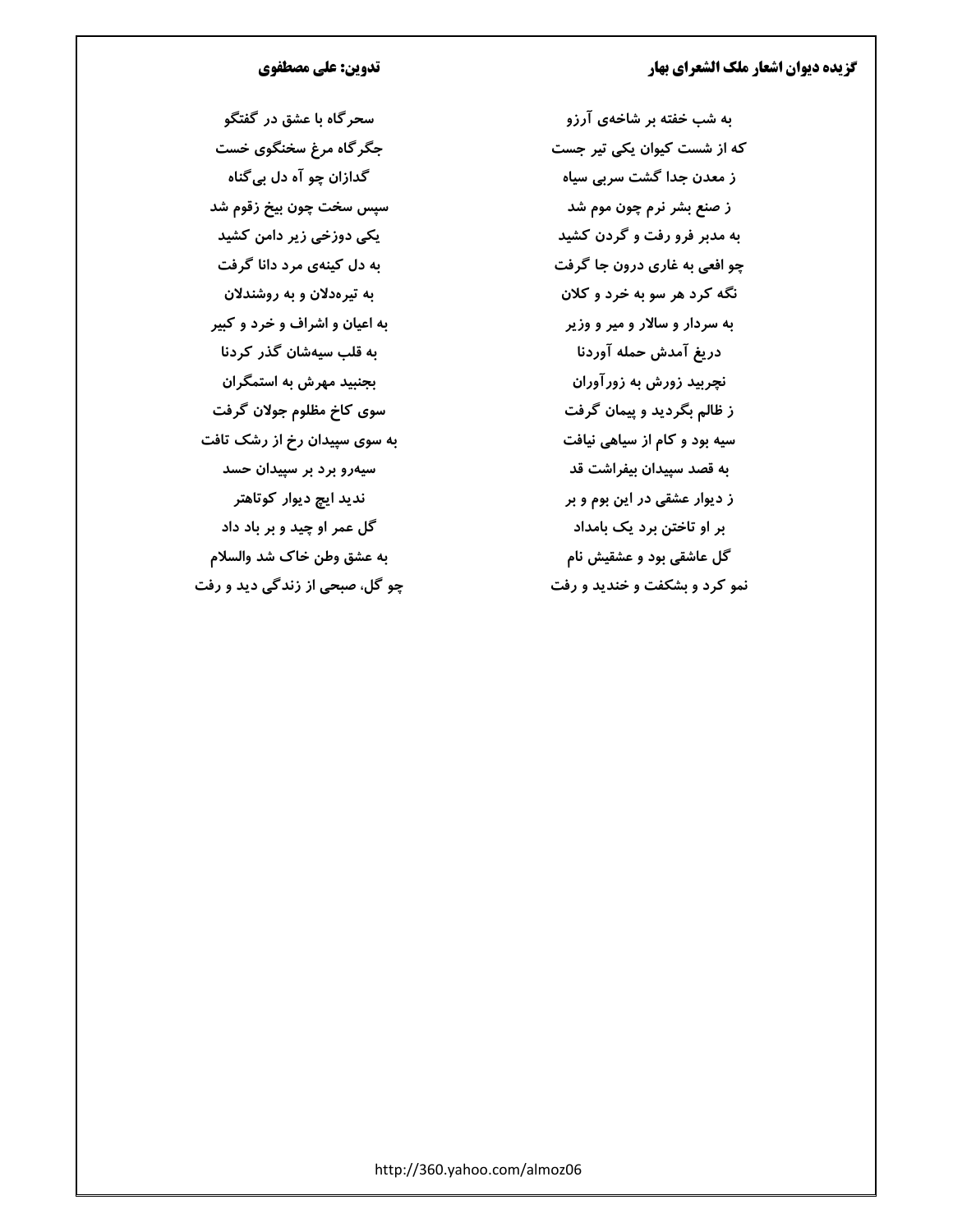به شب خفته بر شاخه‌ی آرزو | سحرگاه با عشق در گفتگو

که از شست کیوان یکی تیر جست | جگرگاه مرغ سخنگوی خست

ز معدن جدا گشت سربی سیاه | گدازان چو آه دل بی‌گناه

ز صنع بشر نرم چون موم شد | سپس سخت چون بیخ زقوم شد

به مدبر فرو رفت و گردن کشید | یکی دوزخی زیر دامن کشید

چو افعی به غاری درون جا گرفت | به دل کینه‌ی مرد دانا گرفت

نگه کرد هر سو به خرد و کلان | به تیره‌دلان و به روشندلان

به سردار و سالار و میر و وزیر | به اعیان و اشراف و خرد و کبیر

دریغ آمدش حمله آوردنا | به قلب سیه‌شان گذر کردنا

نچربید زورش به زورآوران | بجنبید مهرش به استمگران

ز ظالم بگردید و پیمان گرفت | سوی کاخ مظلوم جولان گرفت

سیه بود و کام از سیاهی نیافت | به سوی سپیدان رخ از رشک تافت

به قصد سپیدان بیفراشت قد | سیه‌رو برد بر سپیدان حسد

ز دیوار عشقی در این بوم و بر | ندید ایچ دیوار کوتاهتر

بر او تاختن برد یک بامداد | گل عمر او چید و بر باد داد

گل عاشقی بود و عشقیش نام | به عشق وطن خاک شد والسلام

نمو کرد و بشکفت و خندید و رفت | چو گل، صبحی از زندگی دید و رفت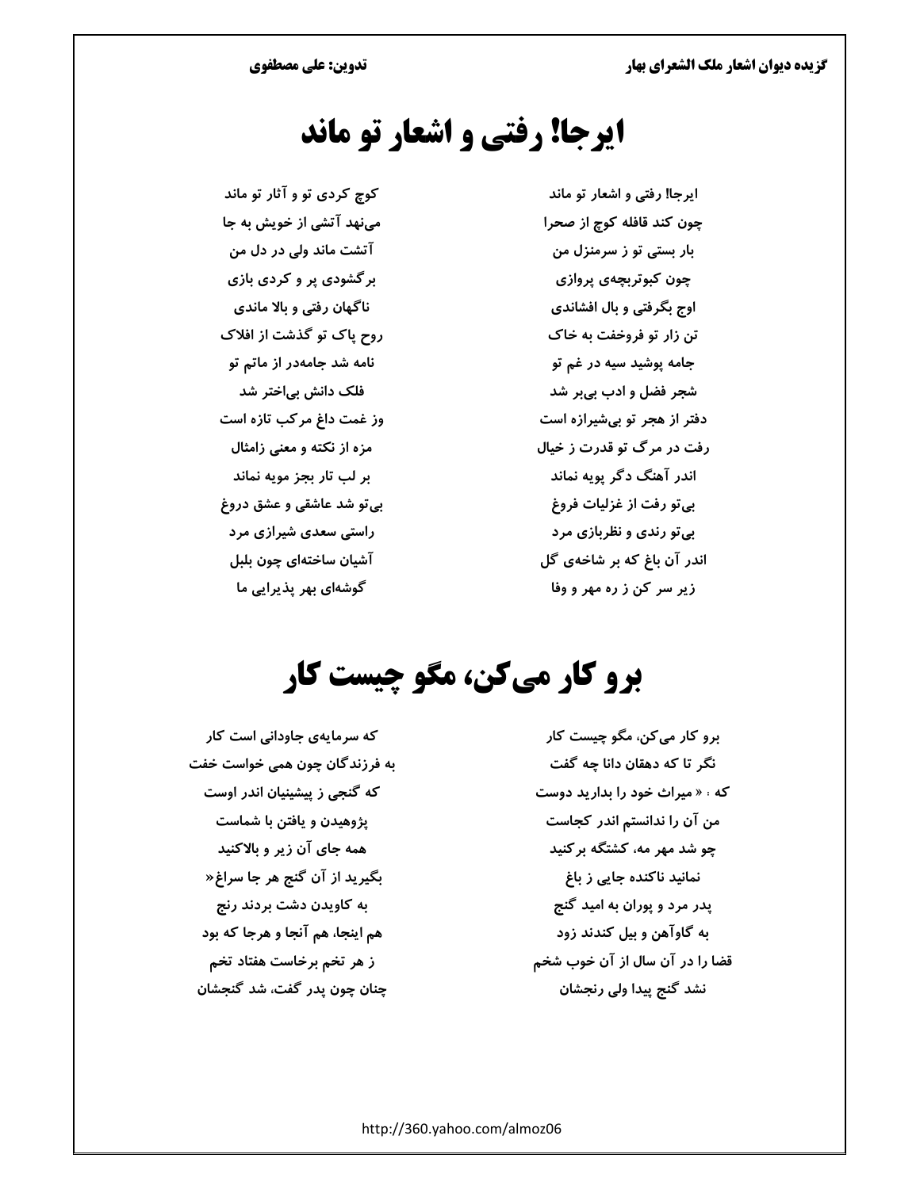# ایرجا! رفتی و اشعار تو ماند

ایرجا! رفتی و اشعار تو ماند
کوچ کردی تو و آثار تو ماند

چون کند قافله کوچ از صحرا
می‌نهد آتشی از خویش به جا

بار بستی تو ز سرمنزل من
آتشت ماند ولی در دل من

چون کبوتربچه‌ی پروازی
برگشودی پر و کردی بازی

اوج بگرفتی و بال افشاندی
ناگهان رفتی و بالا ماندی

تن زار تو فروخفت به خاک
روح پاک تو گذشت از افلاک

جامه پوشید سیه در غم تو
نامه شد جامه‌در از ماتم تو

شجر فضل و ادب بی‌بر شد
فلک دانش بی‌اختر شد

دفتر از هجر تو بی‌شیرازه است
وز غمت داغ مرکب تازه است

رفت در مرگ تو قدرت ز خیال
مزه از نکته و معنی زامثال

اندر آهنگ دگر پویه نماند
بر لب تار بجز مویه نماند

بی‌تو رفت از غزلیات فروغ
بی‌تو شد عاشقی و عشق دروغ

بی‌تو رندی و نظربازی مرد
راستی سعدی شیرازی مرد

اندر آن باغ که بر شاخه‌ی گل
آشیان ساخته‌ای چون بلبل

زیر سر کن ز ره مهر و وفا
گوشه‌ای بهر پذیرایی ما

# برو کار می‌کن، مگو چیست کار

برو کار می‌کن، مگو چیست کار
که سرمایه‌ی جاودانی است کار

نگر تا که دهقان دانا چه گفت
به فرزندگان چون همی خواست خفت

که : « میراث خود را بدارید دوست
که گنجی ز پیشینیان اندر اوست

من آن را ندانستم اندر کجاست
پژوهیدن و یافتن با شماست

چو شد مهر مه، کشتگه برکنید
همه جای آن زیر و بالاکنید

نمانید ناکنده جایی ز باغ
بگیرید از آن گنج هر جا سراغ«

پدر مرد و پوران به امید گنج
به کاویدن دشت بردند رنج

به گاوآهن و بیل کندند زود
هم اینجا، هم آنجا و هرجا که بود

قضا را در آن سال از آن خوب شخم
ز هر تخم برخاست هفتاد تخم

نشد گنج پیدا ولی رنجشان
چنان چون پدر گفت، شد گنجشان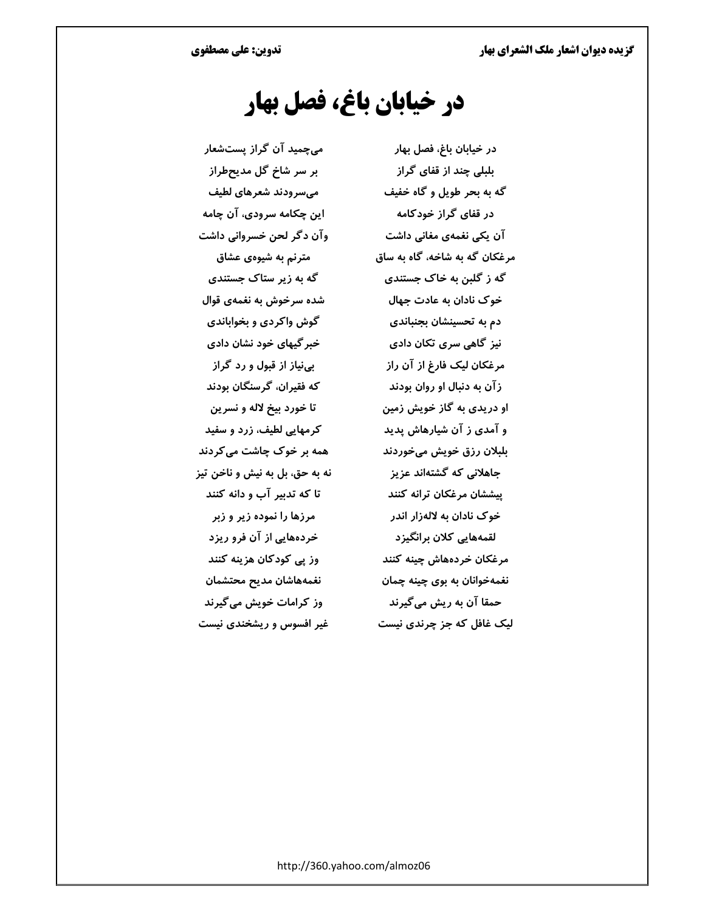# در خیابان باغ، فصل بهار

در خیابان باغ، فصل بهار — می‌چمید آن گراز پست‌شعار

بلبلی چند از قفای گراز — بر سر شاخ گل مدیح‌طراز

گه به بحر طویل و گاه خفیف — می‌سرودند شعرهای لطیف

در قفای گراز خودکامه — این چکامه سرودی، آن چامه

آن یکی نغمه‌ی مغانی داشت — وآن دگر لحن خسروانی داشت

مرغکان گه به شاخه، گاه به ساق — مترنم به شیوه‌ی عشاق

گه ز گلبن به خاک جستندی — گه به زیر ستاک جستندی

خوک نادان به عادت جهال — شده سرخوش به نغمه‌ی قوال

دم به تحسینشان بجنباندی — گوش واکردی و بخواباندی

نیز گاهی سری تکان دادی — خبرگیهای خود نشان دادی

مرغکان لیک فارغ از آن راز — بی‌نیاز از قبول و رد گراز

زآن به دنبال او روان بودند — که فقیران، گرسنگان بودند

او دریدی به گاز خویش زمین — تا خورد بیخ لاله و نسرین

و آمدی ز آن شیارهاش پدید — کرمهایی لطیف، زرد و سفید

بلبلان رزق خویش می‌خوردند — همه بر خوک چاشت می‌کردند

جاهلانی که گشته‌اند عزیز — نه به حق، بل به نیش و ناخن تیز

پیششان مرغکان ترانه کنند — تا که تدبیر آب و دانه کنند

خوک نادان به لاله‌زار اندر — مرزها را نموده زیر و زبر

لقمه‌هایی کلان برانگیزد — خرده‌هایی از آن فرو ریزد

مرغکان خرده‌هاش چینه کنند — وز پی کودکان هزینه کنند

نغمه‌خوانان به بوی چینه چمان — نغمه‌هاشان مدیح محتشمان

حمقا آن به ریش می‌گیرند — وز کرامات خویش می‌گیرند

لیک غافل که جز چرندی نیست — غیر افسوس و ریشخندی نیست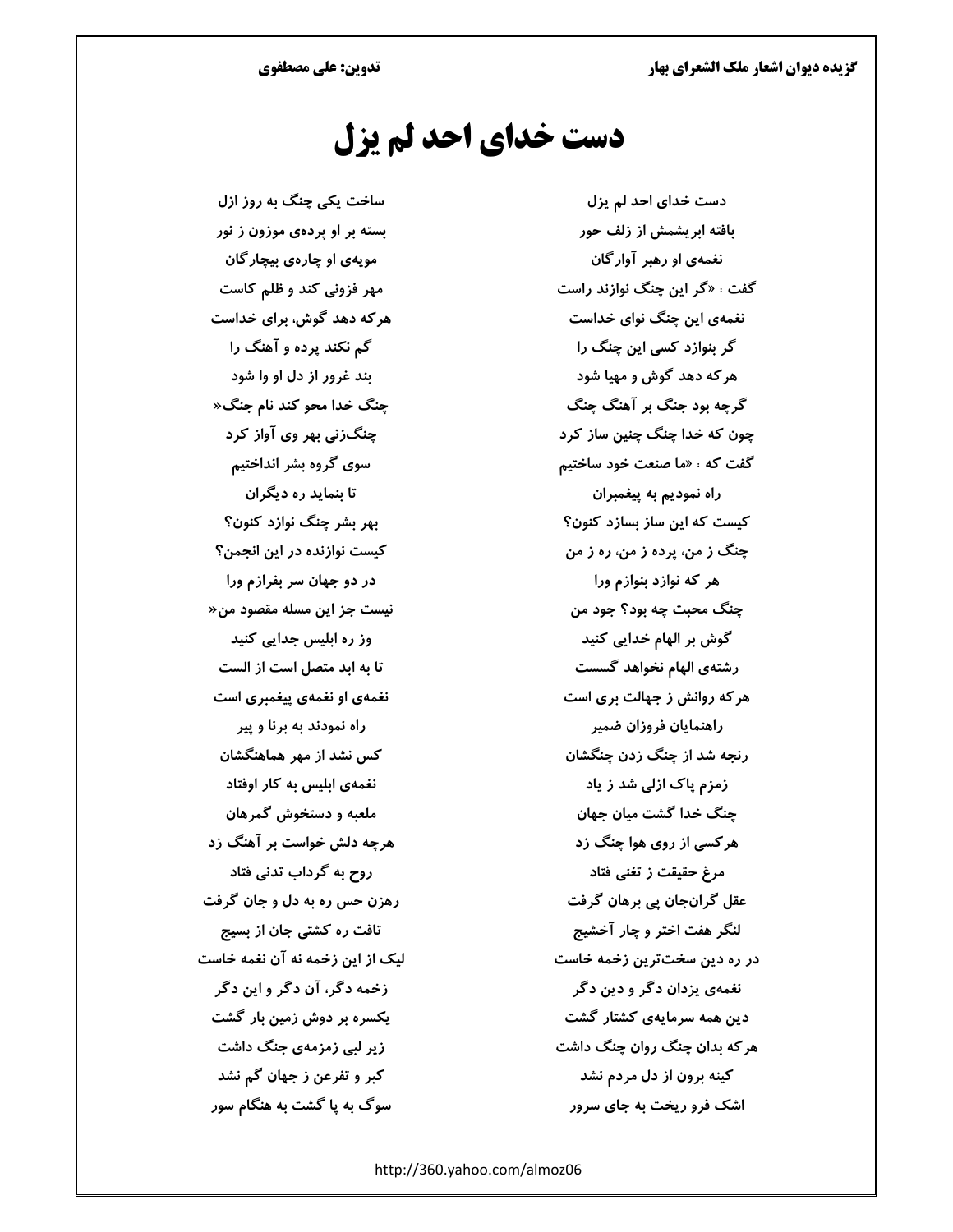# دست خدای احد لم یزل

دست خدای احد لم یزل / ساخت یکی چنگ به روز ازل

بافته ابریشمش از زلف حور / بسته بر او پرده‌ی موزون ز نور

نغمه‌ی او رهبر آوارگان / مویه‌ی او چاره‌ی بیچارگان

گفت : «گر این چنگ نوازند راست / مهر فزونی کند و ظلم کاست

نغمه‌ی این چنگ نوای خداست / هرکه دهد گوش، برای خداست

گر بنوازد کسی این چنگ را / گم نکند پرده و آهنگ را

هرکه دهد گوش و مهیا شود / بند غرور از دل او وا شود

گرچه بود جنگ بر آهنگ چنگ / چنگ خدا محو کند نام جنگ«

چون که خدا چنگ چنین ساز کرد / چنگ‌زنی بهر وی آواز کرد

گفت که : «ما صنعت خود ساختیم / سوی گروه بشر انداختیم

راه نمودیم به پیغمبران / تا بنماید ره دیگران

کیست که این ساز بسازد کنون؟ / بهر بشر چنگ نوازد کنون؟

چنگ ز من، پرده ز من، ره ز من / کیست نوازنده در این انجمن؟

هر که نوازد بنوازم ورا / در دو جهان سر بفرازم ورا

چنگ محبت چه بود؟ جود من / نیست جز این مسله مقصود من«

گوش بر الهام خدایی کنید / وز ره ابلیس جدایی کنید

رشته‌ی الهام نخواهد گسست / تا به ابد متصل است از الست

هرکه روانش ز جهالت بری است / نغمه‌ی او نغمه‌ی پیغمبری است

راهنمایان فروزان ضمیر / راه نمودند به برنا و پیر

رنجه شد از چنگ زدن چنگشان / کس نشد از مهر هماهنگشان

زمزم پاک ازلی شد ز یاد / نغمه‌ی ابلیس به کار اوفتاد

چنگ خدا گشت میان جهان / ملعبه و دستخوش گمرهان

هرکسی از روی هوا چنگ زد / هرچه دلش خواست بر آهنگ زد

مرغ حقیقت ز تغنی فتاد / روح به گرداب تدنی فتاد

عقل گران‌جان پی برهان گرفت / رهزن حس ره به دل و جان گرفت

لنگر هفت اختر و چار آخشیج / تافت ره کشتی جان از بسیج

در ره دین سخت‌ترین زخمه خاست / لیک از این زخمه نه آن نغمه خاست

نغمه‌ی یزدان دگر و دین دگر / زخمه دگر، آن دگر و این دگر

دین همه سرمایه‌ی کشتار گشت / یکسره بر دوش زمین بار گشت

هرکه بدان چنگ روان چنگ داشت / زیر لبی زمزمه‌ی جنگ داشت

کینه برون از دل مردم نشد / کبر و تفرعن ز جهان گم نشد

اشک فرو ریخت به جای سرور / سوگ به پا گشت به هنگام سور

http://360.yahoo.com/almoz06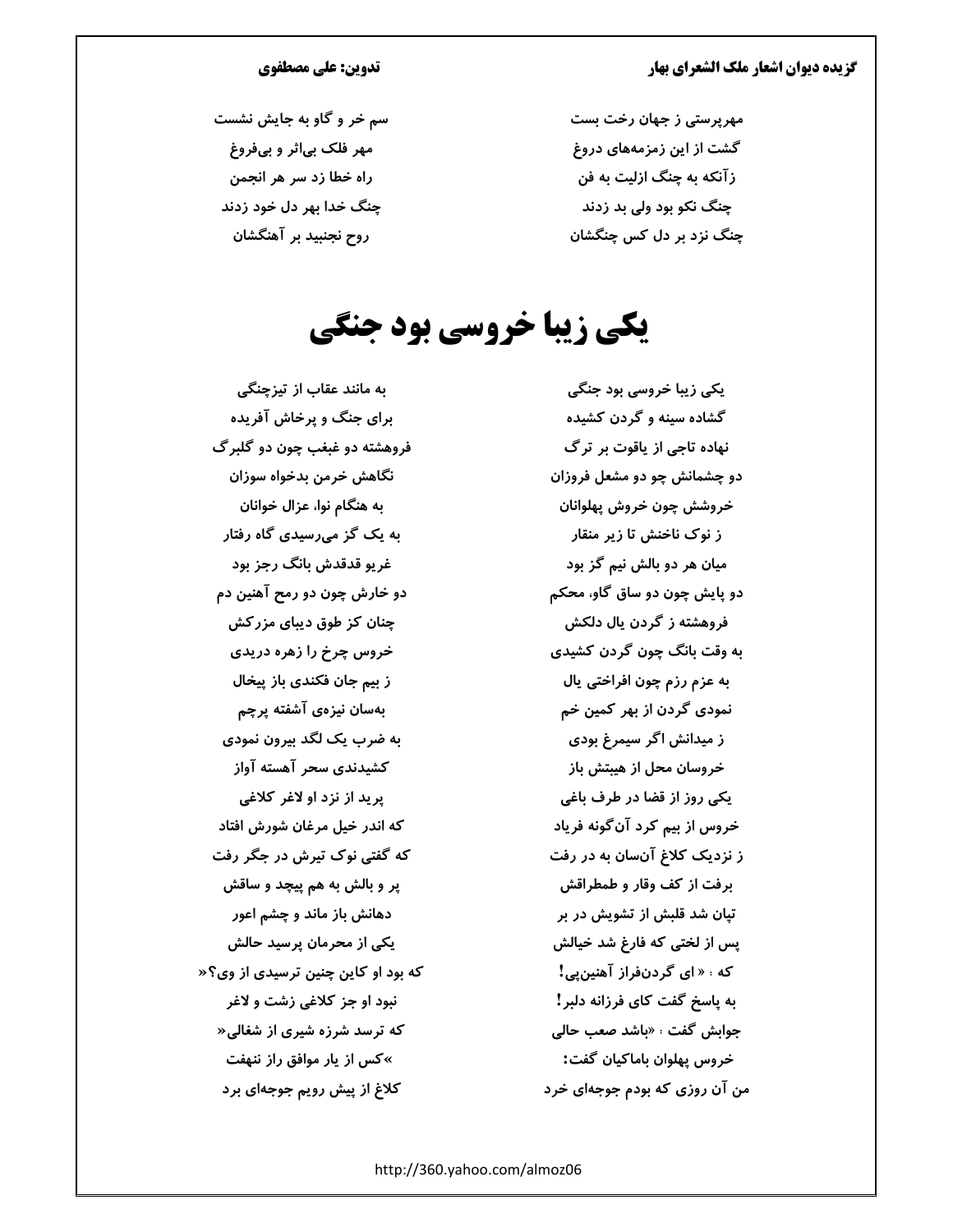مهرپرستی ز جهان رخت بست
سم خر و گاو به جایش نشست

گشت از این زمزمه‌های دروغ
مهر فلک بی‌اثر و بی‌فروغ

زآنکه به چنگ ازلیت به فن
راه خطا زد سر هر انجمن

چنگ نکو بود ولی بد زدند
چنگ خدا بهر دل خود زدند

چنگ نزد بر دل کس چنگشان
روح نجنبید بر آهنگشان

# یکی زیبا خروسی بود جنگی

یکی زیبا خروسی بود جنگی
به مانند عقاب از تیزچنگی

گشاده سینه و گردن کشیده
برای جنگ و پرخاش آفریده

نهاده تاجی از یاقوت بر ترگ
فروهشته دو غبغب چون دو گلبرگ

دو چشمانش چو دو مشعل فروزان
نگاهش خرمن بدخواه سوزان

خروشش چون خروش پهلوانان
به هنگام نوا، عزال خوانان

ز نوک ناخنش تا زیر منقار
به یک گز می‌رسیدی گاه رفتار

میان هر دو بالش نیم گز بود
غریو قدقدش بانگ رجز بود

دو پایش چون دو ساق گاو، محکم
دو خارش چون دو رمح آهنین دم

فروهشته ز گردن یال دلکش
چنان کز طوق دیبای مزرکش

به وقت بانگ چون گردن کشیدی
خروس چرخ را زهره دریدی

به عزم رزم چون افراختی یال
ز بیم جان فکندی باز پیخال

نمودی گردن از بهر کمین خم
به‌سان نیزه‌ی آشفته پرچم

ز میدانش اگر سیمرغ بودی
به ضرب یک لگد بیرون نمودی

خروسان محل از هیبتش باز
کشیدندی سحر آهسته آواز

یکی روز از قضا در طرف باغی
پرید از نزد او لاغر کلاغی

خروس از بیم کرد آن‌گونه فریاد
که اندر خیل مرغان شورش افتاد

ز نزدیک کلاغ آن‌سان به در رفت
که گفتی نوک تیرش در جگر رفت

برفت از کف وقار و طمطراقش
پر و بالش به هم پیچد و ساقش

تپان شد قلبش از تشویش در بر
دهانش باز ماند و چشم اعور

پس از لختی که فارغ شد خیالش
یکی از محرمان پرسید حالش

که : « ای گردن‌فراز آهنین‌پی!
که بود او کاین چنین ترسیدی از وی؟«

به پاسخ گفت کای فرزانه دلبر!
نبود او جز کلاغی زشت و لاغر

جوابش گفت : «باشد صعب حالی
که ترسد شرزه شیری از شغالی«

خروس پهلوان باماکیان گفت:
»کس از یار موافق راز ننهفت

من آن روزی که بودم جوجه‌ای خرد
کلاغ از پیش رویم جوجه‌ای برد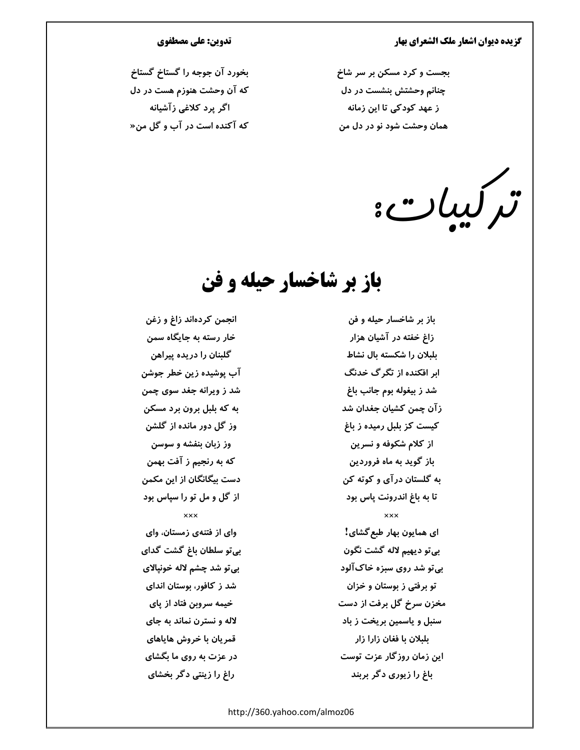بجست و کرد مسکن بر سر شاخ — بخورد آن جوجه را گستاخ گستاخ
چنانم وحشتش بنشست در دل — که آن وحشت هنوزم هست در دل
ز عهد کودکی تا این زمانه — اگر پرد کلاغی زآشیانه
همان وحشت شود نو در دل من — که آکنده است در آب و گل من«

# ترکیبات:

## باز بر شاخسار حیله و فن

باز بر شاخسار حیله و فن — انجمن کرده‌اند زاغ و زغن
زاغ خفته در آشیان هزار — خار رسته به جایگاه سمن
بلبلان را شکسته بال نشاط — گلبنان را دریده پیراهن
ابر افکنده از تگرگ خدنگ — آب پوشیده زین خطر جوشن
شد ز بیغوله بوم جانب باغ — شد ز ویرانه جغد سوی چمن
زآن چمن کشیان جغدان شد — به که بلبل برون برد مسکن
کیست کز بلبل رمیده ز باغ — وز گل دور مانده از گلشن
از کلام شکوفه و نسرین — وز زبان بنفشه و سوسن
باز گوید به ماه فروردین — که به رنجیم ز آفت بهمن
به گلستان درآی و کوته کن — دست بیگانگان از این مکمن
تا به باغ اندرونت پاس بود — از گل و مل تو را سپاس بود

×××

ای همایون بهار طبع‌گشای! — وای از فتنه‌ی زمستان، وای
بی‌تو دیهیم لاله گشت نگون — بی‌تو سلطان باغ گشت گدای
بی‌تو شد روی سبزه خاک‌آلود — بی‌تو شد چشم لاله خونپالای
تو برفتی ز بوستان و خزان — شد ز کافور، بوستان اندای
مخزن سرخ گل برفت از دست — خیمه سروبن فتاد از پای
سنبل و یاسمین بریخت ز باد — لاله و نسترن نماند به جای
بلبلان با فغان زارا زار — قمریان با خروش هایاهای
این زمان روزگار عزت توست — در عزت به روی ما بگشای
باغ را زیوری دگر بربند — راغ را زینتی دگر بخشای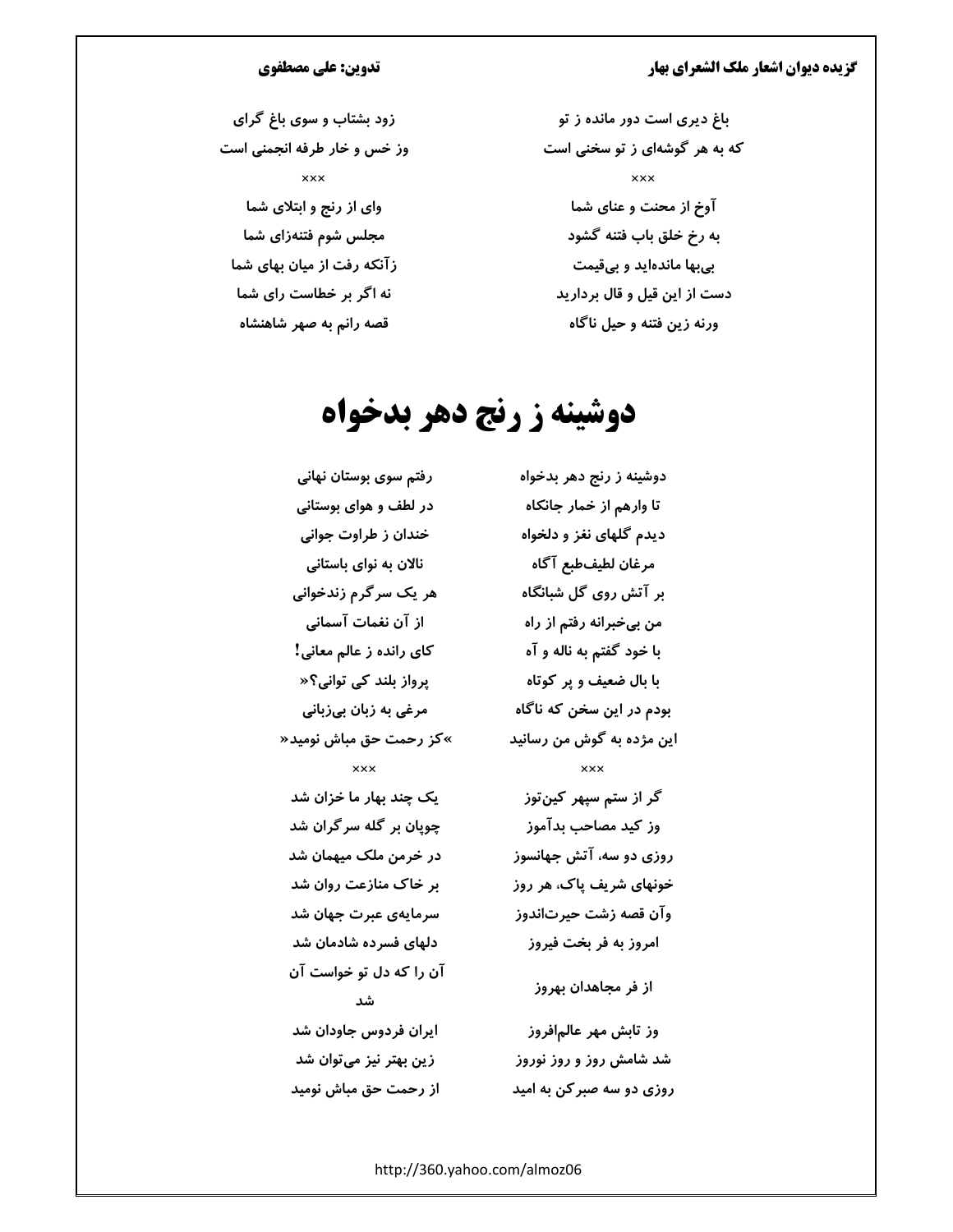باغ دیری است دور مانده ز تو
زود بشتاب و سوی باغ گرای

که به هر گوشه‌ای ز تو سخنی است
وز خس و خار طرفه انجمنی است

×××

آوخ از محنت و عنای شما
وای از رنج و ابتلای شما

به رخ خلق باب فتنه گشود
مجلس شوم فتنه‌زای شما

بی‌بها مانده‌اید و بی‌قیمت
زآنکه رفت از میان بهای شما

دست از این قیل و قال بردارید
نه اگر بر خطاست رای شما

ورنه زین فتنه و حیل ناگاه
قصه رانم به صهر شاهنشاه

# دوشینه ز رنج دهر بدخواه

دوشینه ز رنج دهر بدخواه
رفتم سوی بوستان نهانی

تا وارهم از خمار جانکاه
در لطف و هوای بوستانی

دیدم گلهای نغز و دلخواه
خندان ز طراوت جوانی

مرغان لطیف‌طبع آگاه
نالان به نوای باستانی

بر آتش روی گل شبانگاه
هر یک سرگرم زندخوانی

من بی‌خبرانه رفتم از راه
از آن نغمات آسمانی

با خود گفتم به ناله و آه
کای رانده ز عالم معانی!

با بال ضعیف و پر کوتاه
پرواز بلند کی توانی؟«

بودم در این سخن که ناگاه
مرغی به زبان بی‌زبانی

این مژده به گوش من رسانید
»کز رحمت حق مباش نومید«

×××

گر از ستم سپهر کین‌توز
یک چند بهار ما خزان شد

وز کید مصاحب بدآموز
چوپان بر گله سرگران شد

روزی دو سه، آتش جهانسوز
در خرمن ملک میهمان شد

خونهای شریف پاک، هر روز
بر خاک منازعت روان شد

وآن قصه زشت حیرت‌اندوز
سرمایه‌ی عبرت جهان شد

امروز به فر بخت فیروز
دلهای فسرده شادمان شد

از فر مجاهدان بهروز
آن را که دل تو خواست آن شد

وز تابش مهر عالم‌افروز
ایران فردوس جاودان شد

شد شامش روز و روز نوروز
زین بهتر نیز می‌توان شد

روزی دو سه صبرکن به امید
از رحمت حق مباش نومید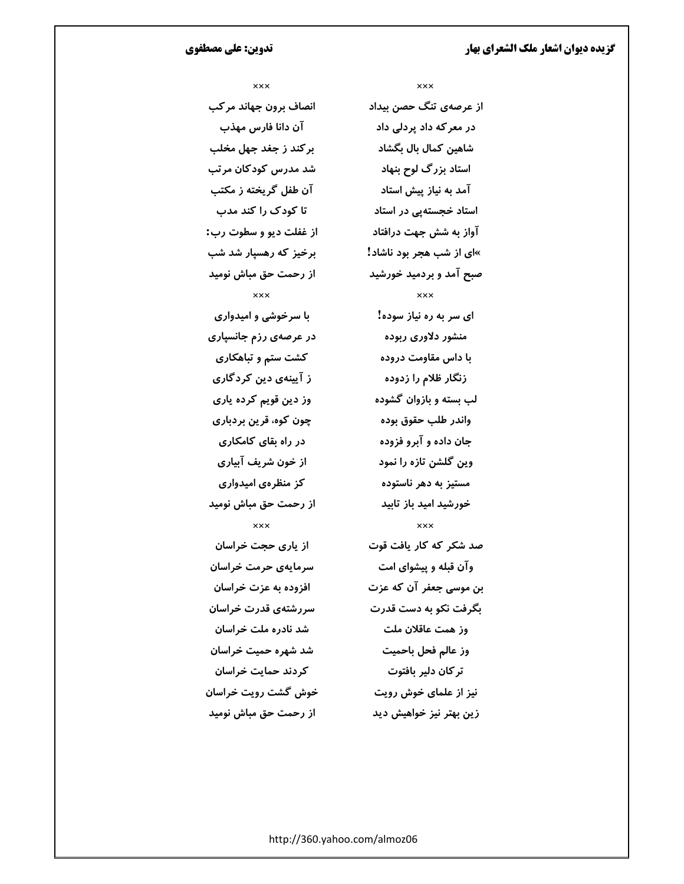×××

از عرصه‌ی تنگ حصن بیداد
در معرکه داد پردلی داد
شاهین کمال بال بگشاد
استاد بزرگ لوح بنهاد
آمد به نیاز پیش استاد
استاد خجسته‌پی در استاد
آواز به شش جهت درافتاد
«ای از شب هجر بود ناشاد!
صبح آمد و بردمید خورشید

انصاف برون جهاند مرکب
آن دانا فارس مهذب
برکند ز جغد جهل مخلب
شد مدرس کودکان مرتب
آن طفل گریخته ز مکتب
تا کودک را کند مدب
از غفلت دیو و سطوت رب:
برخیز که رهسپار شد شب
از رحمت حق مباش نومید

×××

ای سر به ره نیاز سوده!
منشور دلاوری ربوده
با داس مقاومت دروده
زنگار ظلام را زدوده
لب بسته و بازوان گشوده
واندر طلب حقوق بوده
جان داده و آبرو فزوده
وین گلشن تازه را نمود
مستیز به دهر ناستوده
خورشید امید باز تابید

با سرخوشی و امیدواری
در عرصه‌ی رزم جانسپاری
کشت ستم و تباهکاری
ز آیینه‌ی دین کردگاری
وز دین قویم کرده یاری
چون کوه، قرین بردباری
در راه بقای کامکاری
از خون شریف آبیاری
کز منظره‌ی امیدواری
از رحمت حق مباش نومید

×××

صد شکر که کار یافت قوت
وآن قبله و پیشوای امت
بن موسی جعفر آن که عزت
بگرفت نکو به دست قدرت
وز همت عاقلان ملت
وز عالم فحل باحمیت
ترکان دلیر بافتوت
نیز از علمای خوش رویت
زین بهتر نیز خواهیش دید

از یاری حجت خراسان
سرمایه‌ی حرمت خراسان
افزوده به عزت خراسان
سررشته‌ی قدرت خراسان
شد نادره ملت خراسان
شد شهره حمیت خراسان
کردند حمایت خراسان
خوش گشت رویت خراسان
از رحمت حق مباش نومید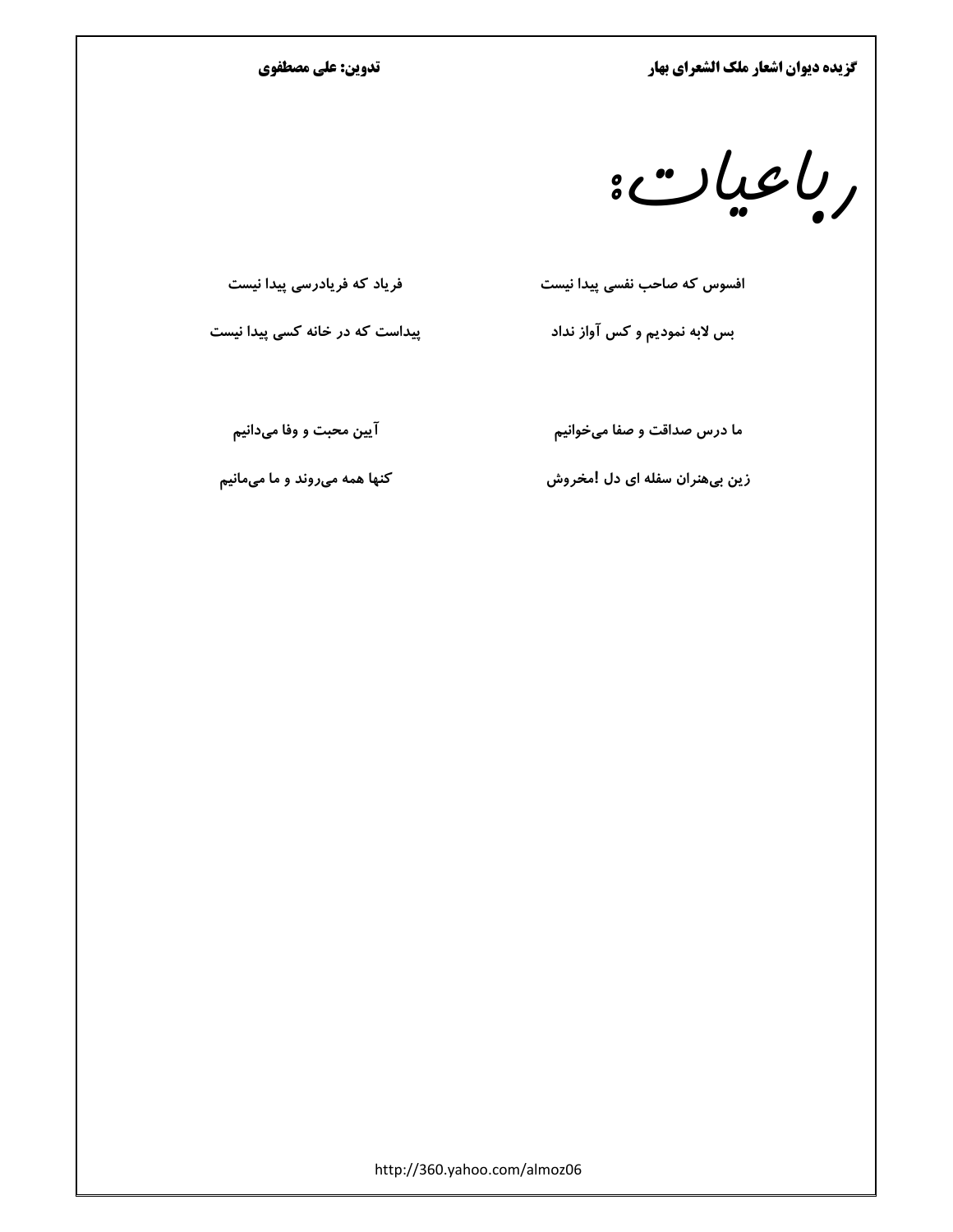# رباعیات:

افسوس که صاحب نفسی پیدا نیست
فریاد که فریادرسی پیدا نیست
بس لابه نمودیم و کس آواز نداد
پیداست که در خانه کسی پیدا نیست

ما درس صداقت و صفا می‌خوانیم
آیین محبت و وفا می‌دانیم
زین بی‌هنران سفله ای دل !مخروش
کنها همه می‌روند و ما می‌مانیم

http://360.yahoo.com/almoz06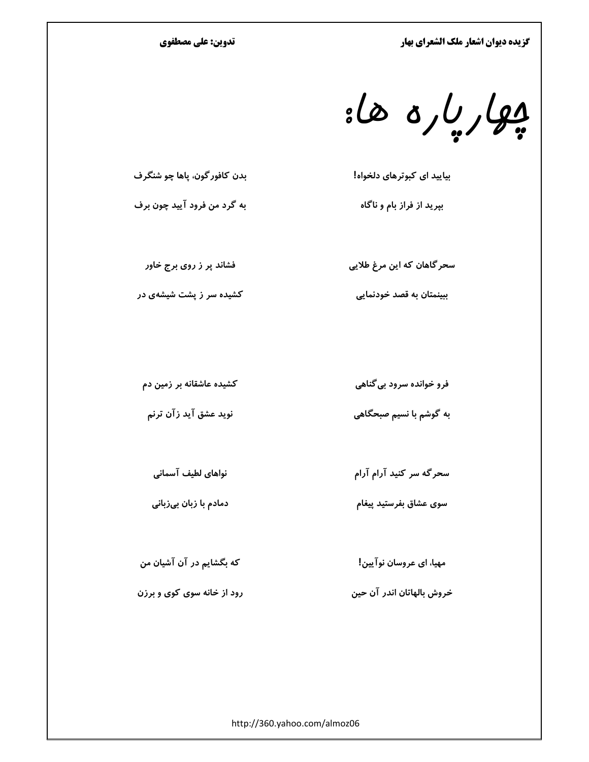# چهارپاره ها:

بیایید ای کبوترهای دلخواه!
بپرید از فراز بام و ناگاه
بدن کافورگون، پاها چو شنگرف
به گرد من فرود آیید چون برف

سحرگاهان که این مرغ طلایی
ببینمتان به قصد خودنمایی
فشاند پر ز روی برج خاور
کشیده سر ز پشت شیشه‌ی در

فرو خوانده سرود بی‌گناهی
به گوشم با نسیم صبحگاهی
کشیده عاشقانه بر زمین دم
نوید عشق آید زآن ترنم

سحرگه سر کنید آرام آرام
سوی عشاق بفرستید پیغام
نواهای لطیف آسمانی
دمادم با زبان بی‌زبانی

مهیا، ای عروسان نوآیین!
خروش بالهاتان اندر آن حین
که بگشایم در آن آشیان من
رود از خانه سوی کوی و برزن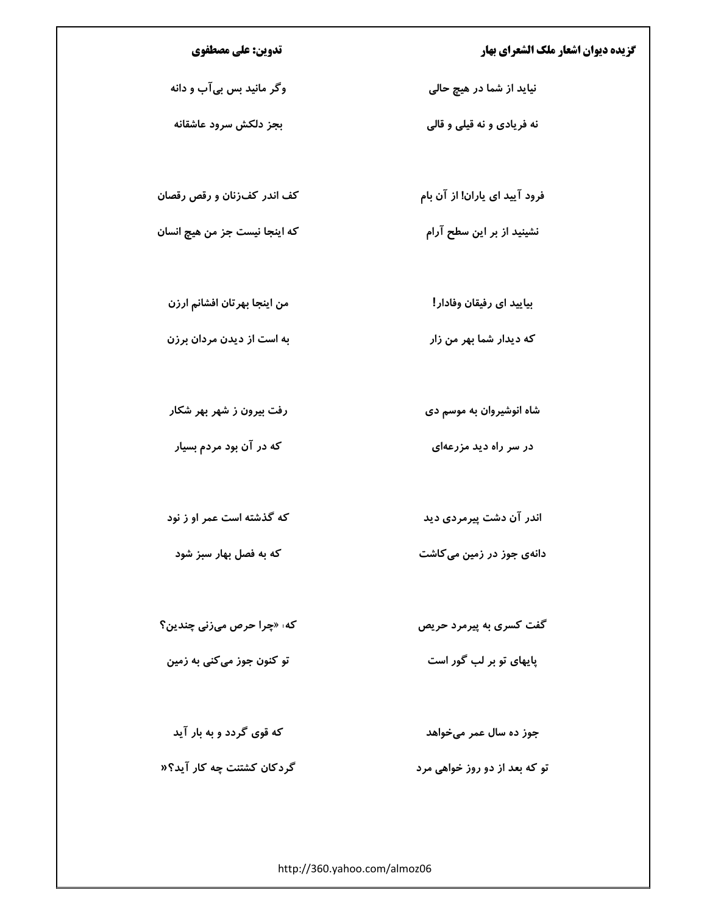نیاید از شما در هیچ حالی  
وگر مانید بس بی‌آب و دانه

نه فریادی و نه قیلی و قالی  
بجز دلکش سرود عاشقانه

فرود آیید ای یاران! از آن بام  
کف اندر کف‌زنان و رقص رقصان

نشینید از بر این سطح آرام  
که اینجا نیست جز من هیچ انسان

بیایید ای رفیقان وفادار!  
من اینجا بهرتان افشانم ارزن

که دیدار شما بهر من زار  
به است از دیدن مردان برزن

شاه انوشیروان به موسم دی  
رفت بیرون ز شهر بهر شکار

در سر راه دید مزرعه‌ای  
که در آن بود مردم بسیار

اندر آن دشت پیرمردی دید  
که گذشته است عمر او ز نود

دانه‌ی جوز در زمین می‌کاشت  
که به فصل بهار سبز شود

گفت کسری به پیرمرد حریص  
که: «چرا حرص می‌زنی چندین؟

پایهای تو بر لب گور است  
تو کنون جوز می‌کنی به زمین

جوز ده سال عمر می‌خواهد  
که قوی گردد و به بار آید

تو که بعد از دو روز خواهی مرد  
گردکان کشتنت چه کار آید؟»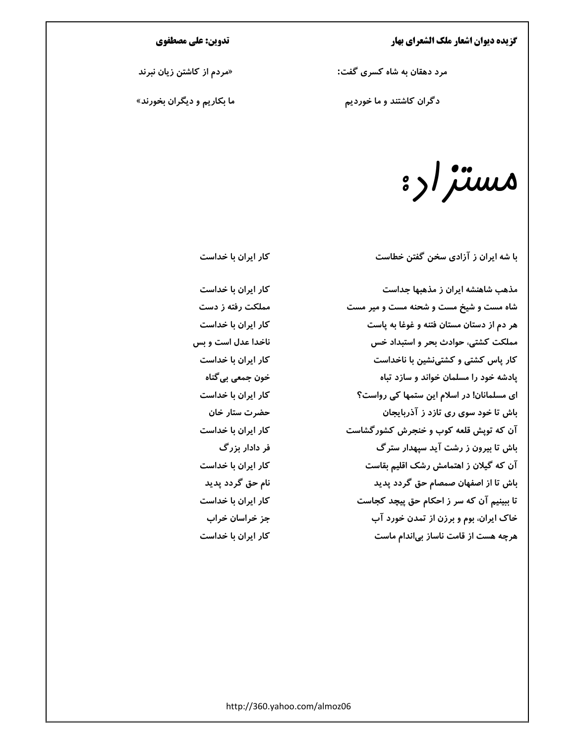مرد دهقان به شاه کسری گفت: «مردم از کاشتن زیان نبرند

دگران کاشتند و ما خوردیم ما بکاریم و دیگران بخورند»

# مستزاد:

با شه ایران ز آزادی سخن گفتن خطاست
کار ایران با خداست

مذهب شاهنشه ایران ز مذهبها جداست
کار ایران با خداست

شاه مست و شیخ مست و شحنه مست و میر مست
مملکت رفته ز دست

هر دم از دستان مستان فتنه و غوغا به پاست
کار ایران با خداست

مملکت کشتی، حوادث بحر و استبداد خس
ناخدا عدل است و بس

کار پاس کشتی و کشتی‌نشین با ناخداست
کار ایران با خداست

پادشه خود را مسلمان خواند و سازد تباه
خون جمعی بی‌گناه

ای مسلمانان! در اسلام این ستمها کی رواست؟
کار ایران با خداست

باش تا خود سوی ری تازد ز آذربایجان
حضرت ستار خان

آن که توپش قلعه کوب و خنجرش کشورگشاست
کار ایران با خداست

باش تا بیرون ز رشت آید سپهدار سترگ
فر دادار بزرگ

آن که گیلان ز اهتمامش رشک اقلیم بقاست
کار ایران با خداست

باش تا از اصفهان صمصام حق گردد پدید
نام حق گردد پدید

تا ببینیم آن که سر ز احکام حق پیچد کجاست
کار ایران با خداست

خاک ایران، بوم و برزن از تمدن خورد آب
جز خراسان خراب

هرچه هست از قامت ناساز بی‌اندام ماست
کار ایران با خداست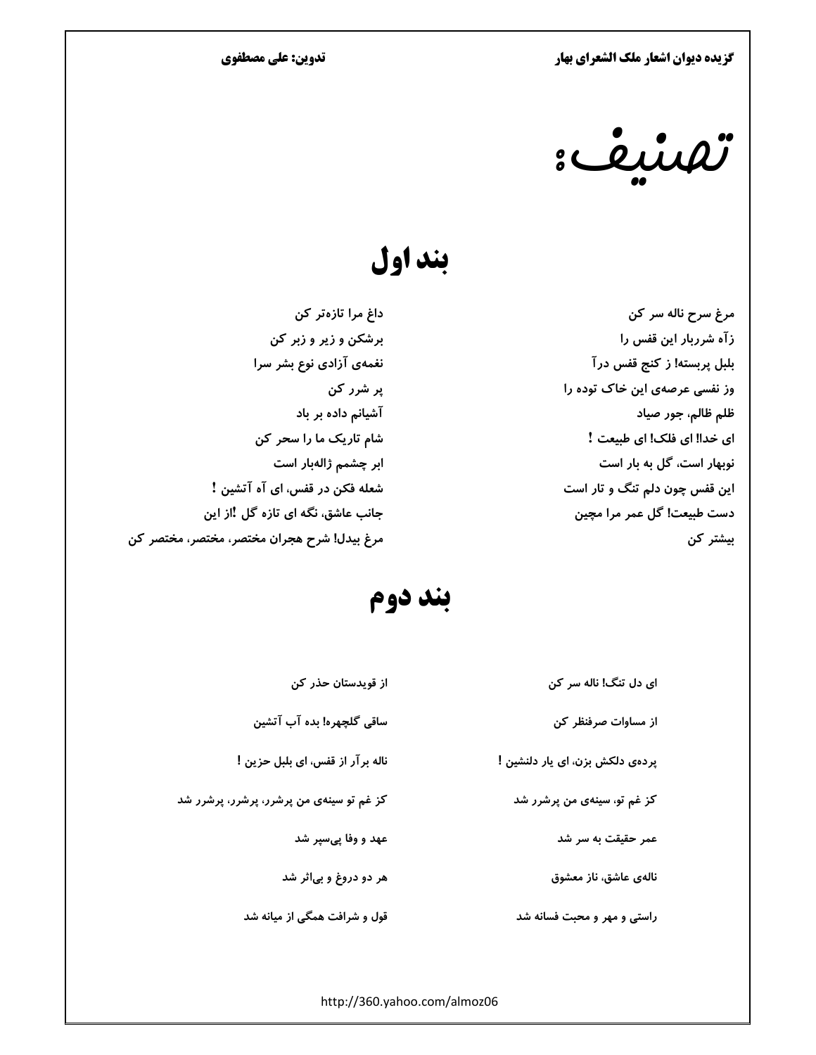# تصنیف:

## بند اول

مرغ سحر ناله سر کن
داغ مرا تازه‌تر کن
زآه شرربار این قفس را
برشکن و زیر و زبر کن
بلبل پربسته! ز کنج قفس درآ
نغمه‌ی آزادی نوع بشر سرا
وز نفسی عرصه‌ی این خاک توده را
پر شرر کن
ظلم ظالم، جور صیاد
آشیانم داده بر باد
ای خدا! ای فلک! ای طبیعت !
شام تاریک ما را سحر کن
نوبهار است، گل به بار است
ابر چشمم ژاله‌بار است
این قفس چون دلم تنگ و تار است
شعله فکن در قفس، ای آه آتشین !
دست طبیعت! گل عمر مرا مچین
جانب عاشق، نگه ای تازه گل !از این
بیشتر کن
مرغ بیدل! شرح هجران مختصر، مختصر، مختصر کن

## بند دوم

ای دل تنگ! ناله سر کن
از قویدستان حذر کن
از مساوات صرفنظر کن
ساقی گلچهره! بده آب آتشین
پرده‌ی دلکش بزن، ای یار دلنشین !
ناله برآر از قفس، ای بلبل حزین !
کز غم تو، سینه‌ی من پرشرر شد
کز غم تو سینه‌ی من پرشرر، پرشرر، پرشرر شد
عمر حقیقت به سر شد
عهد و وفا پی‌سپر شد
ناله‌ی عاشق، ناز معشوق
هر دو دروغ و بی‌اثر شد
راستی و مهر و محبت فسانه شد
قول و شرافت همگی از میانه شد

http://360.yahoo.com/almoz06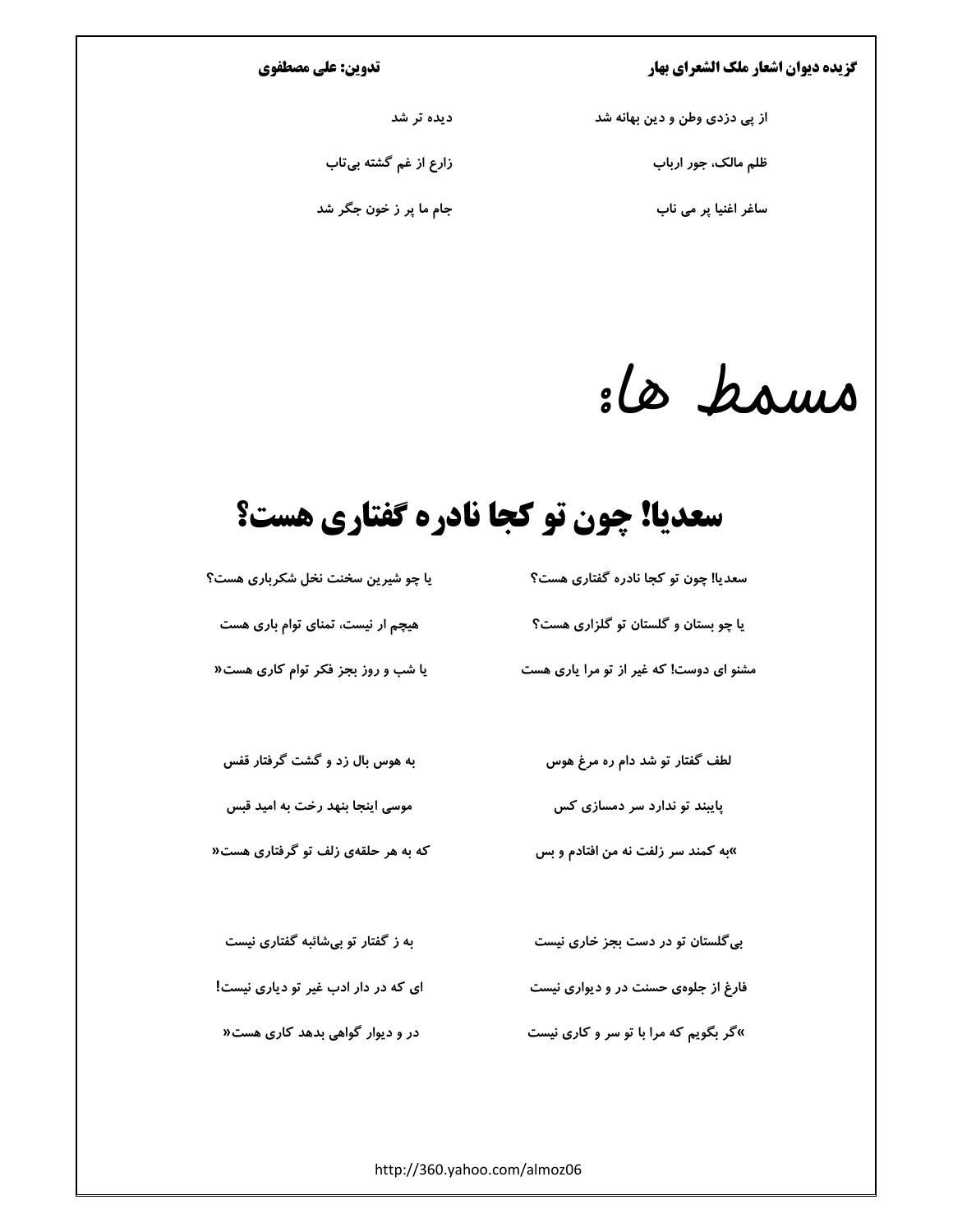از پی دزدی وطن و دین بهانه شد
دیده تر شد

ظلم مالک، جور ارباب
زارع از غم گشته بی‌تاب

ساغر اغنیا پر می ناب
جام ما پر ز خون جگر شد

# مسمط ها:

## سعدیا! چون تو کجا نادره گفتاری هست؟

سعدیا! چون تو کجا نادره گفتاری هست؟
یا چو شیرین سخنت نخل شکرباری هست؟

یا چو بستان و گلستان تو گلزاری هست؟
هیچم ار نیست، تمنای توام باری هست

مشنو ای دوست! که غیر از تو مرا یاری هست
یا شب و روز بجز فکر توام کاری هست«

لطف گفتار تو شد دام ره مرغ هوس
به هوس بال زد و گشت گرفتار قفس

پابند تو ندارد سر دمسازی کس
موسی اینجا بنهد رخت به امید قبس

»به کمند سر زلفت نه من افتادم و بس
که به هر حلقه‌ی زلف تو گرفتاری هست«

بی‌گلستان تو در دست بجز خاری نیست
به ز گفتار تو بی‌شائبه گفتاری نیست

فارغ از جلوه‌ی حسنت در و دیواری نیست
ای که در دار ادب غیر تو دیاری نیست!

»گر بگویم که مرا با تو سر و کاری نیست
در و دیوار گواهی بدهد کاری هست«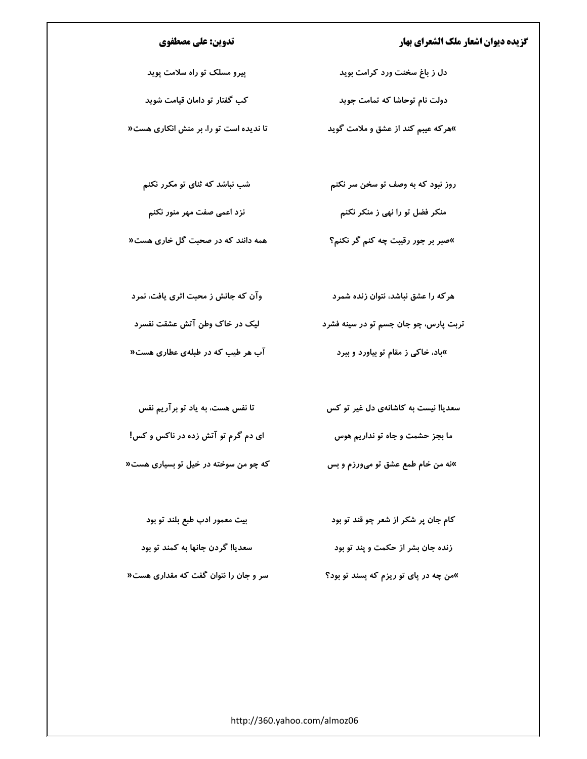دل ز باغ سخنت ورد کرامت بوید — پیرو مسلک تو راه سلامت پوید

دولت نام توحاشا که تمامت جوید — کب گفتار تو دامان قیامت شوید

»هرکه عیبم کند از عشق و ملامت گوید — تا ندیده است تو را، بر منش انکاری هست«

روز نبود که به وصف تو سخن سر نکنم — شب نباشد که ثنای تو مکرر نکنم

منکر فضل تو را نهی ز منکر نکنم — نزد اعمی صفت مهر منور نکنم

»صبر بر جور رقیبت چه کنم گر نکنم؟ — همه دانند که در صحبت گل خاری هست«

هرکه را عشق نباشد، نتوان زنده شمرد — وآن که جانش ز محبت اثری یافت، نمرد

تربت پارس، چو جان جسم تو در سینه فشرد — لیک در خاک وطن آتش عشقت نفسرد

»باد، خاکی ز مقام تو بیاورد و ببرد — آب هر طیب که در طبله‌ی عطاری هست«

سعدیا! نیست به کاشانه‌ی دل غیر تو کس — تا نفس هست، به یاد تو برآریم نفس

ما بجز حشمت و جاه تو نداریم هوس — ای دم گرم تو آتش زده در ناکس و کس!

»نه من خام طمع عشق تو می‌ورزم و بس — که چو من سوخته در خیل تو بسیاری هست«

کام جان پر شکر از شعر چو قند تو بود — بیت معمور ادب طبع بلند تو بود

زنده جان بشر از حکمت و پند تو بود — سعدیا! گردن جانها به کمند تو بود

»من چه در پای تو ریزم که پسند تو بود؟ — سر و جان را نتوان گفت که مقداری هست«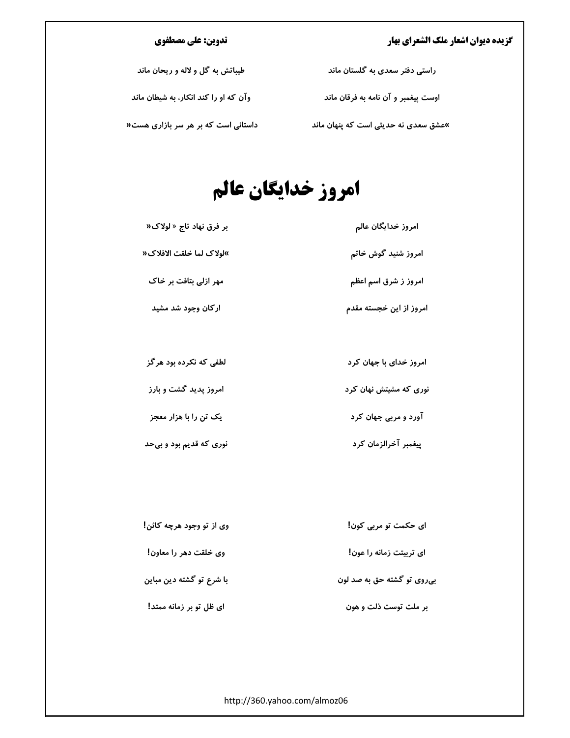راستی دفتر سعدی به گلستان ماند — طیباتش به گل و لاله و ریحان ماند

اوست پیغمبر و آن نامه به فرقان ماند — وآن که او را کند انکار، به شیطان ماند

»عشق سعدی نه حدیثی است که پنهان ماند — داستانی است که بر هر سر بازاری هست«

# امروز خدایگان عالم

امروز خدایگان عالم — بر فرق نهاد تاج « لولاک«

امروز شنید گوش خاتم — »لولاک لما خلقت الافلاک«

امروز ز شرق اسم اعظم — مهر ازلی بتافت بر خاک

امروز از این خجسته مقدم — ارکان وجود شد مشید

امروز خدای با جهان کرد — لطفی که نکرده بود هرگز

نوری که مشیتش نهان کرد — امروز پدید گشت و بارز

آورد و مربی جهان کرد — یک تن را با هزار معجز

پیغمبر آخرالزمان کرد — نوری که قدیم بود و بی‌حد

ای حکمت تو مربی کون! — وی از تو وجود هرچه کائن!

ای تربیتت زمانه را عون! — وی خلقت دهر را معاون!

بی‌روی تو گشته حق به صد لون — با شرع تو گشته دین مباین

بر ملت توست ذلت و هون — ای ظل تو بر زمانه ممتد!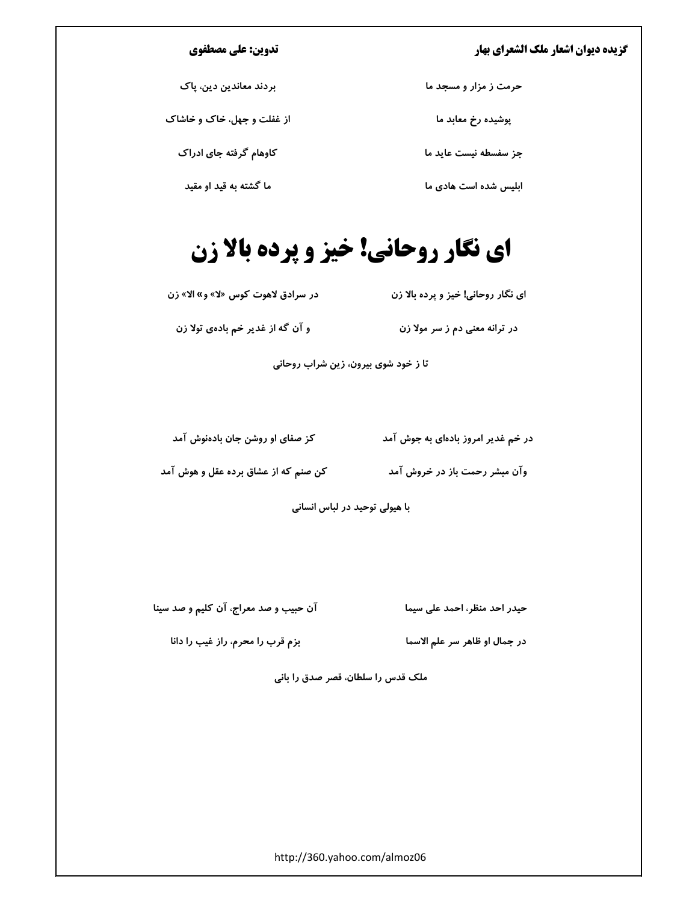حرمت ز مزار و مسجد ما — بردند معاندین دین، پاک

پوشیده رخ معابد ما — از غفلت و جهل، خاک و خاشاک

جز سفسطه نیست عاید ما — کاوهام گرفته جای ادراک

ابلیس شده است هادی ما — ما گشته به قید او مقید

# ای نگار روحانی! خیز و پرده بالا زن

ای نگار روحانی! خیز و پرده بالا زن — در سرادق لاهوت کوس «لا» و» الا» زن

در ترانه معنی دم ز سر مولا زن — و آن گه از غدیر خم باده‌ی تولا زن

تا ز خود شوی بیرون، زین شراب روحانی

در خم غدیر امروز باده‌ای به جوش آمد — کز صفای او روشن جان باده‌نوش آمد

وآن مبشر رحمت باز در خروش آمد — کن صنم که از عشاق برده عقل و هوش آمد

با هیولی توحید در لباس انسانی

حیدر احد منظر، احمد علی سیما — آن حبیب و صد معراج، آن کلیم و صد سینا

در جمال او ظاهر سر علم الاسما — بزم قرب را محرم، راز غیب را دانا

ملک قدس را سلطان، قصر صدق را بانی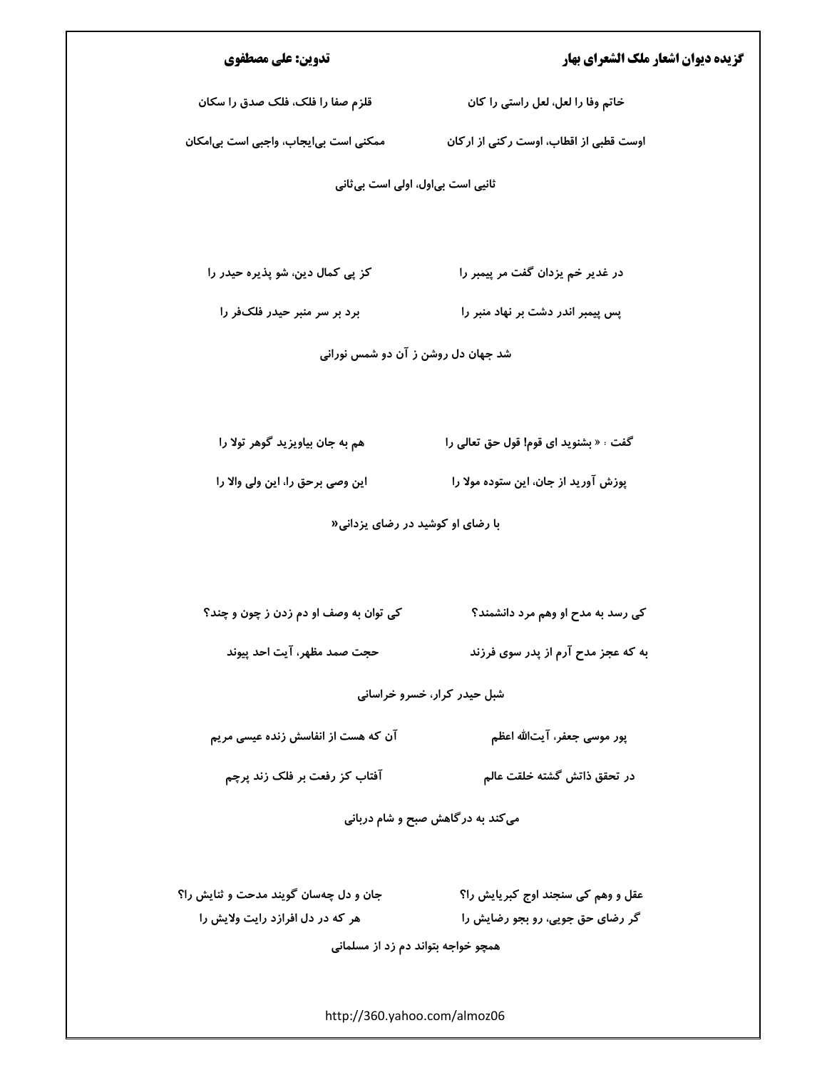خاتم وفا را لعل، لعل راستی را کان　　　　قلزم صفا را فلک، فلک صدق را سکان

اوست قطبی از اقطاب، اوست رکنی از ارکان　　　　ممکنی است بی‌ایجاب، واجبی است بی‌امکان

ثانیی است بی‌اول، اولی است بی‌ثانی

در غدیر خم یزدان گفت مر پیمبر را　　　　کز پی کمال دین، شو پذیره حیدر را

پس پیمبر اندر دشت بر نهاد منبر را　　　　برد بر سر منبر حیدر فلک‌فر را

شد جهان دل روشن ز آن دو شمس نورانی

گفت : « بشنوید ای قوم! قول حق تعالی را　　　　هم به جان بیاویزید گوهر تولا را

پوزش آورید از جان، این ستوده مولا را　　　　این وصی برحق را، این ولی والا را

با رضای او کوشید در رضای یزدانی«

کی رسد به مدح او وهم مرد دانشمند؟　　　　کی توان به وصف او دم زدن ز چون و چند؟

به که عجز مدح آرم از پدر سوی فرزند　　　　حجت صمد مظهر، آیت احد پیوند

شبل حیدر کرار، خسرو خراسانی

پور موسی جعفر، آیت‌الله اعظم　　　　آن که هست از انفاسش زنده عیسی مریم

در تحقق ذاتش گشته خلقت عالم　　　　آفتاب کز رفعت بر فلک زند پرچم

می‌کند به درگاهش صبح و شام دربانی

عقل و وهم کی سنجند اوج کبریایش را؟　　　　جان و دل چه‌سان گویند مدحت و ثنایش را؟

گر رضای حق جویی، رو بجو رضایش را　　　　هر که در دل افرازد رایت ولایش را

همچو خواجه بتواند دم زد از مسلمانی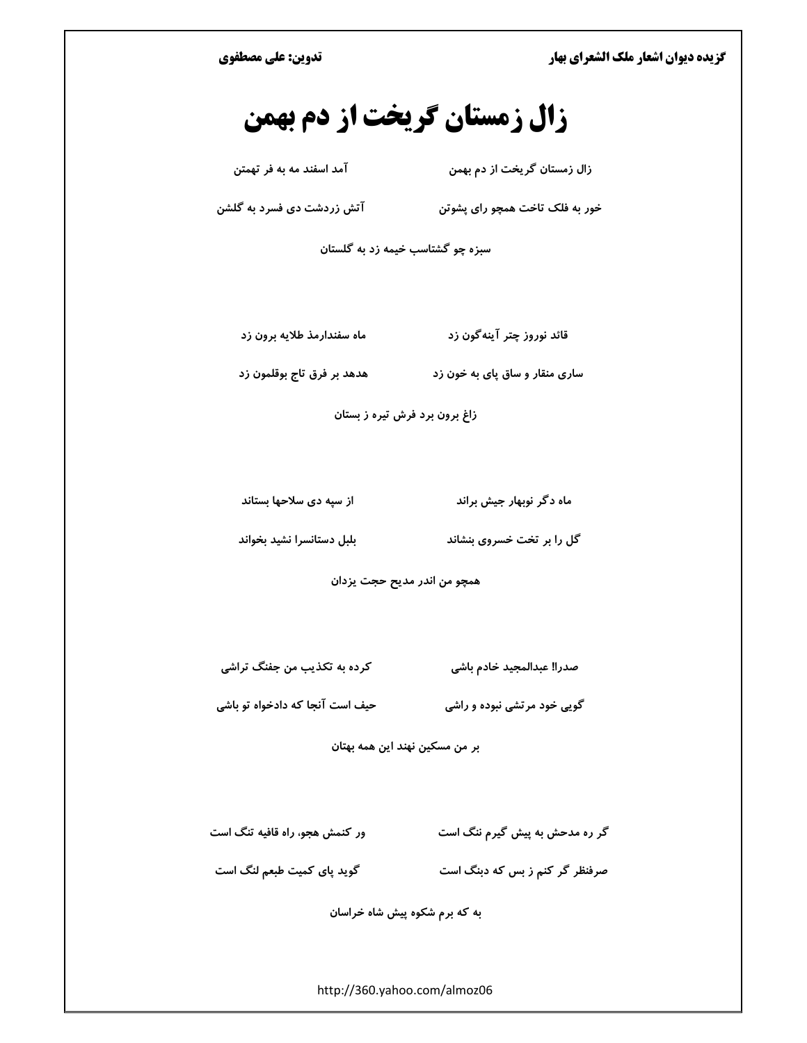# زال زمستان گریخت از دم بهمن

زال زمستان گریخت از دم بهمن		آمد اسفند مه به فر تهمتن

خور به فلک تاخت همچو رای پشوتن		آتش زردشت دی فسرد به گلشن

سبزه چو گشتاسب خیمه زد به گلستان

قائد نوروز چتر آینه‌گون زد		ماه سفندارمذ طلایه برون زد

ساری منقار و ساق پای به خون زد		هدهد بر فرق تاج بوقلمون زد

زاغ برون برد فرش تیره ز بستان

ماه دگر نوبهار جیش براند		از سپه دی سلاحها بستاند

گل را بر تخت خسروی بنشاند		بلبل دستانسرا نشید بخواند

همچو من اندر مدیح حجت یزدان

صدرا! عبدالمجید خادم باشی		کرده به تکذیب من جفنگ تراشی

گویی خود مرتشی نبوده و راشی		حیف است آنجا که دادخواه تو باشی

بر من مسکین نهند این همه بهتان

گر ره مدحش به پیش گیرم ننگ است		ور کنمش هجو، راه قافیه تنگ است

صرفنظر گر کنم ز بس که دبنگ است		گوید پای کمیت طبعم لنگ است

به که برم شکوه پیش شاه خراسان

http://360.yahoo.com/almoz06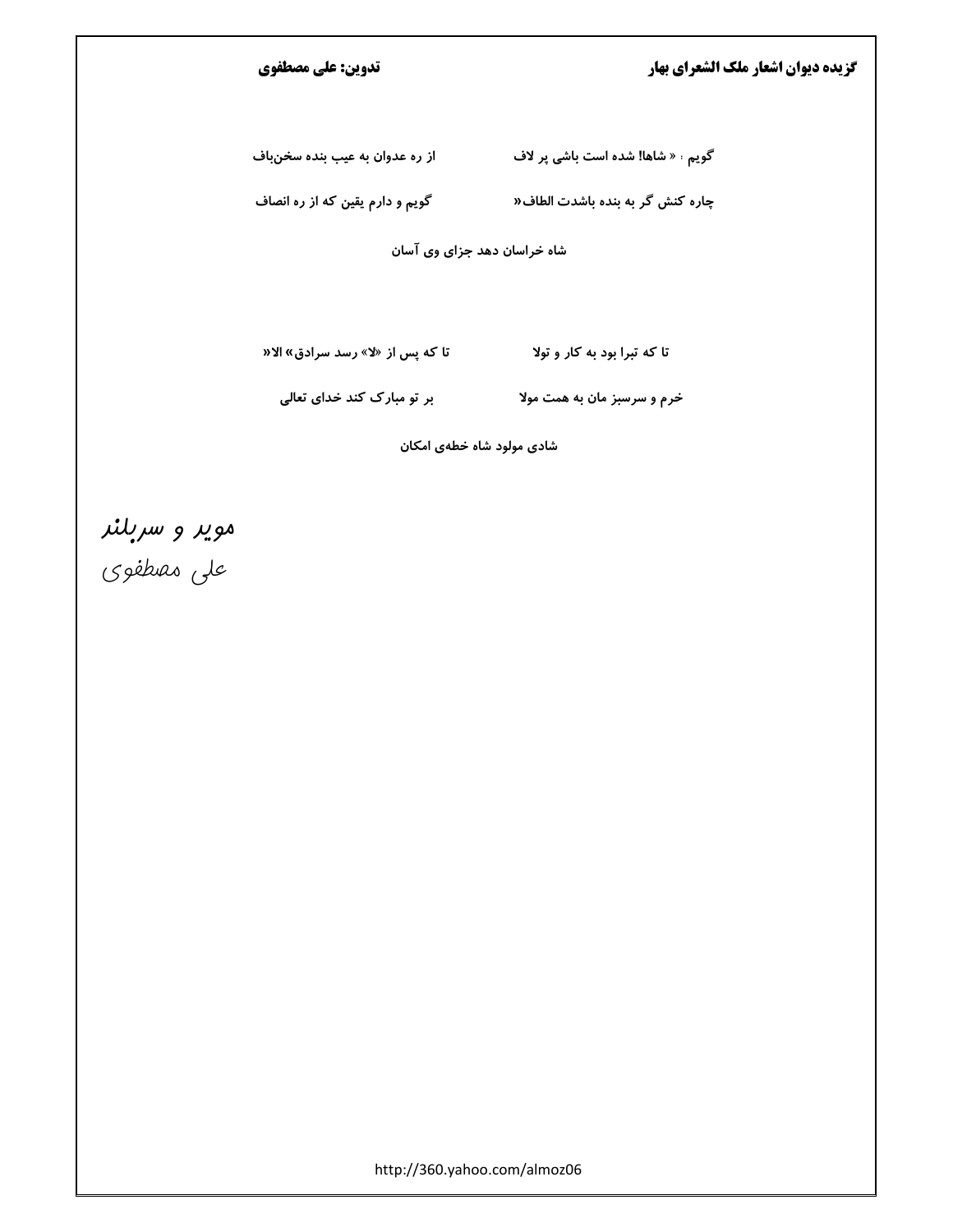گویم : « شاها! شده است باشی پر لاف    از ره عدوان به عیب بنده سخن‌باف

چاره کنش گر به بنده باشدت الطاف«    گویم و دارم یقین که از ره انصاف

شاه خراسان دهد جزای وی آسان

تا که تبرا بود به کار و تولا    تا که پس از «لا» رسد سرادق» الا«

خرم و سرسبز مان به همت مولا    بر تو مبارک کند خدای تعالی

شادی مولود شاه خطه‌ی امکان

موید و سربلند

علی مصطفوی

http://360.yahoo.com/almoz06